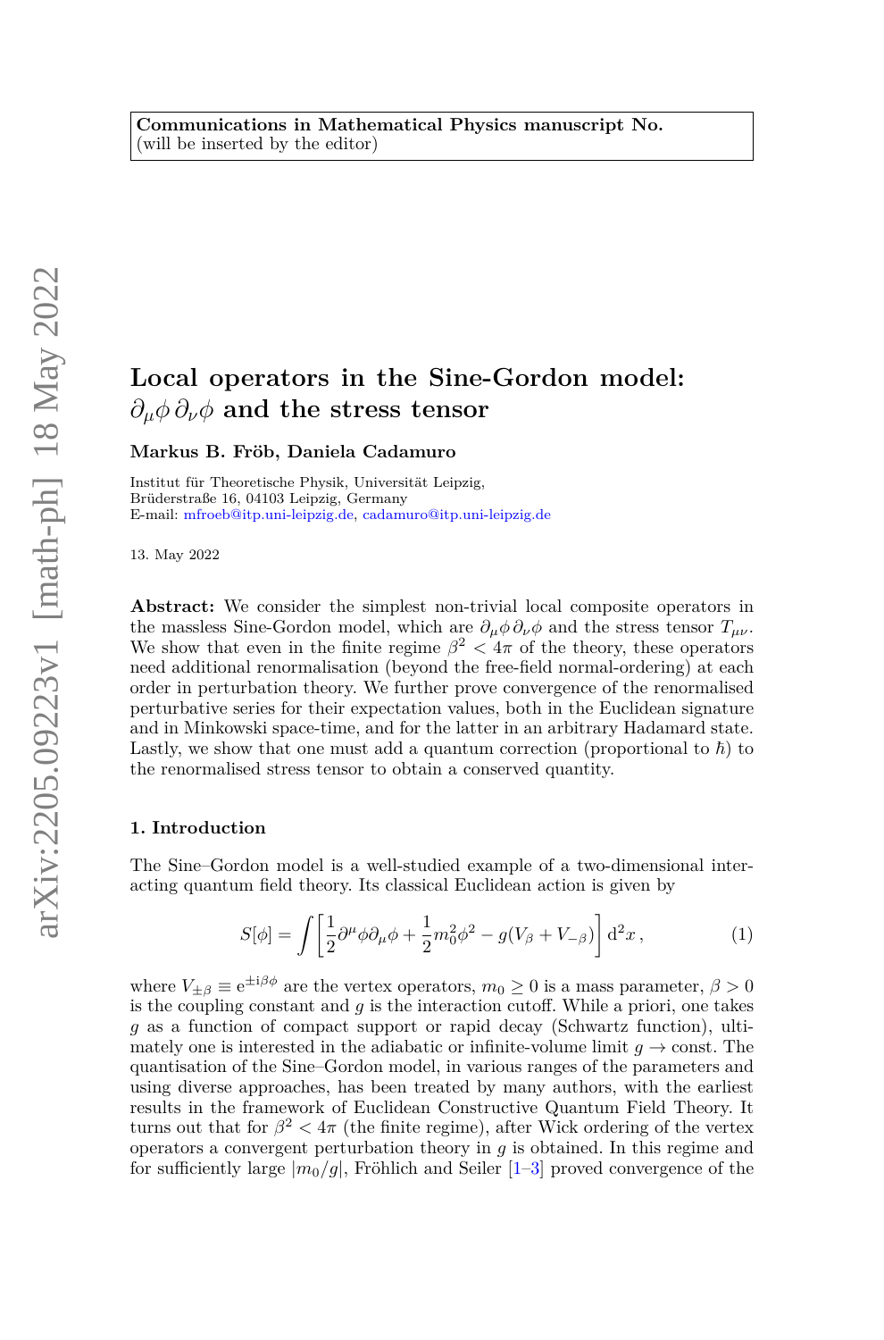**Communications in Mathematical Physics manuscript No.**
(will be inserted by the editor)

# Local operators in the Sine-Gordon model: $\partial_\mu \phi \, \partial_\nu \phi$ and the stress tensor

**Markus B. Fröb, Daniela Cadamuro**

Institut für Theoretische Physik, Universität Leipzig,
Brüderstraße 16, 04103 Leipzig, Germany
E-mail: mfroeb@itp.uni-leipzig.de, cadamuro@itp.uni-leipzig.de

13. May 2022

**Abstract:** We consider the simplest non-trivial local composite operators in the massless Sine-Gordon model, which are $\partial_\mu \phi \, \partial_\nu \phi$ and the stress tensor $T_{\mu\nu}$. We show that even in the finite regime $\beta^2 < 4\pi$ of the theory, these operators need additional renormalisation (beyond the free-field normal-ordering) at each order in perturbation theory. We further prove convergence of the renormalised perturbative series for their expectation values, both in the Euclidean signature and in Minkowski space-time, and for the latter in an arbitrary Hadamard state. Lastly, we show that one must add a quantum correction (proportional to $\hbar$) to the renormalised stress tensor to obtain a conserved quantity.

## 1. Introduction

The Sine–Gordon model is a well-studied example of a two-dimensional interacting quantum field theory. Its classical Euclidean action is given by

$$S[\phi] = \int \left[ \frac{1}{2} \partial^\mu \phi \partial_\mu \phi + \frac{1}{2} m_0^2 \phi^2 - g(V_\beta + V_{-\beta}) \right] \mathrm{d}^2 x \,, \tag{1}$$

where $V_{\pm\beta} \equiv \mathrm{e}^{\pm \mathrm{i} \beta \phi}$ are the vertex operators, $m_0 \geq 0$ is a mass parameter, $\beta > 0$ is the coupling constant and $g$ is the interaction cutoff. While a priori, one takes $g$ as a function of compact support or rapid decay (Schwartz function), ultimately one is interested in the adiabatic or infinite-volume limit $g \to \text{const}$. The quantisation of the Sine–Gordon model, in various ranges of the parameters and using diverse approaches, has been treated by many authors, with the earliest results in the framework of Euclidean Constructive Quantum Field Theory. It turns out that for $\beta^2 < 4\pi$ (the finite regime), after Wick ordering of the vertex operators a convergent perturbation theory in $g$ is obtained. In this regime and for sufficiently large $|m_0/g|$, Fröhlich and Seiler [1–3] proved convergence of the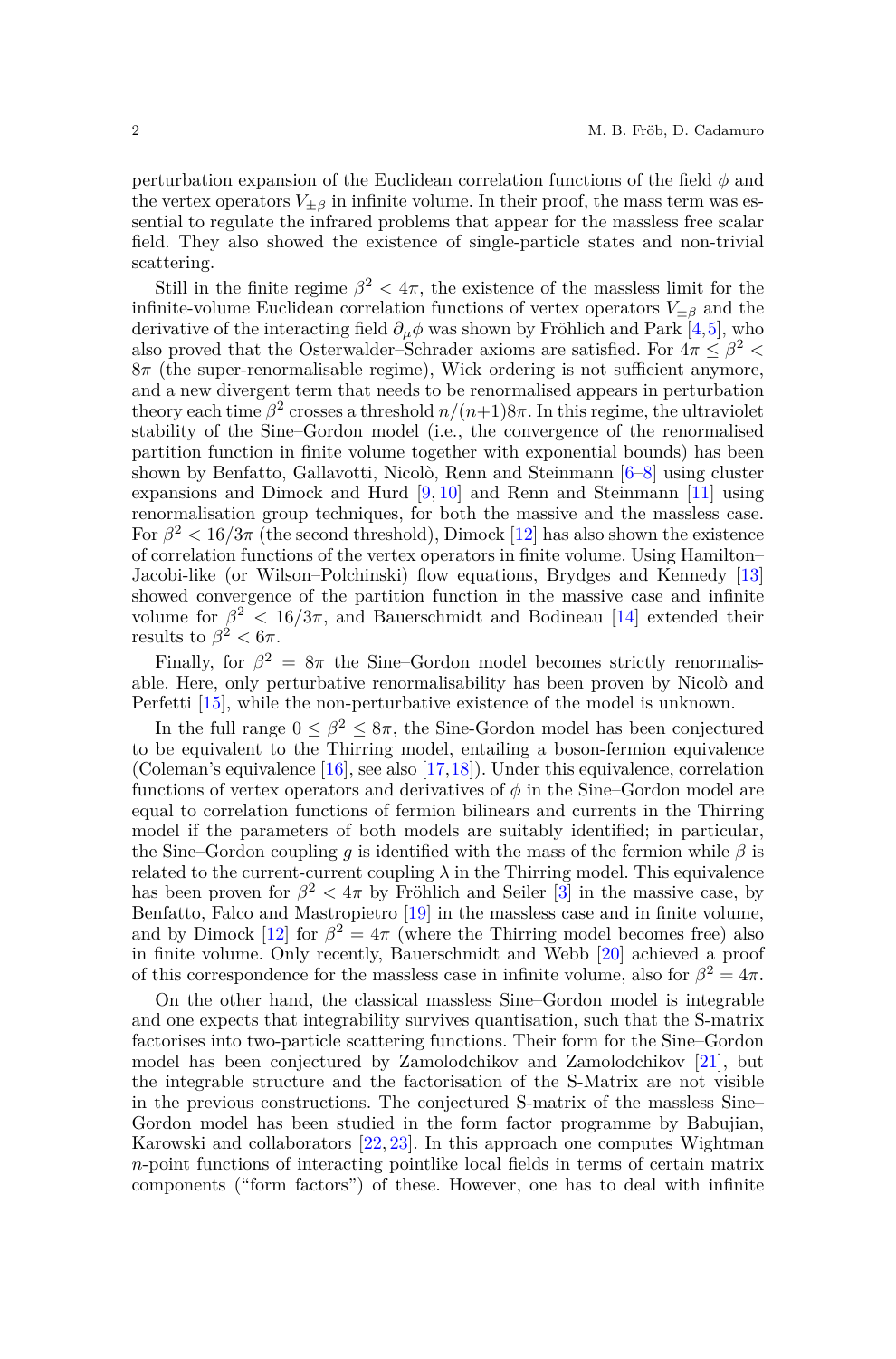perturbation expansion of the Euclidean correlation functions of the field $\phi$ and the vertex operators $V_{\pm\beta}$ in infinite volume. In their proof, the mass term was essential to regulate the infrared problems that appear for the massless free scalar field. They also showed the existence of single-particle states and non-trivial scattering.

Still in the finite regime $\beta^2 < 4\pi$, the existence of the massless limit for the infinite-volume Euclidean correlation functions of vertex operators $V_{\pm\beta}$ and the derivative of the interacting field $\partial_\mu \phi$ was shown by Fröhlich and Park [4,5], who also proved that the Osterwalder–Schrader axioms are satisfied. For $4\pi \leq \beta^2 < 8\pi$ (the super-renormalisable regime), Wick ordering is not sufficient anymore, and a new divergent term that needs to be renormalised appears in perturbation theory each time $\beta^2$ crosses a threshold $n/(n+1)8\pi$. In this regime, the ultraviolet stability of the Sine–Gordon model (i.e., the convergence of the renormalised partition function in finite volume together with exponential bounds) has been shown by Benfatto, Gallavotti, Nicolò, Renn and Steinmann [6–8] using cluster expansions and Dimock and Hurd [9, 10] and Renn and Steinmann [11] using renormalisation group techniques, for both the massive and the massless case. For $\beta^2 < 16/3\pi$ (the second threshold), Dimock [12] has also shown the existence of correlation functions of the vertex operators in finite volume. Using Hamilton–Jacobi-like (or Wilson–Polchinski) flow equations, Brydges and Kennedy [13] showed convergence of the partition function in the massive case and infinite volume for $\beta^2 < 16/3\pi$, and Bauerschmidt and Bodineau [14] extended their results to $\beta^2 < 6\pi$.

Finally, for $\beta^2 = 8\pi$ the Sine–Gordon model becomes strictly renormalisable. Here, only perturbative renormalisability has been proven by Nicolò and Perfetti [15], while the non-perturbative existence of the model is unknown.

In the full range $0 \leq \beta^2 \leq 8\pi$, the Sine-Gordon model has been conjectured to be equivalent to the Thirring model, entailing a boson-fermion equivalence (Coleman's equivalence [16], see also [17,18]). Under this equivalence, correlation functions of vertex operators and derivatives of $\phi$ in the Sine–Gordon model are equal to correlation functions of fermion bilinears and currents in the Thirring model if the parameters of both models are suitably identified; in particular, the Sine–Gordon coupling $g$ is identified with the mass of the fermion while $\beta$ is related to the current-current coupling $\lambda$ in the Thirring model. This equivalence has been proven for $\beta^2 < 4\pi$ by Fröhlich and Seiler [3] in the massive case, by Benfatto, Falco and Mastropietro [19] in the massless case and in finite volume, and by Dimock [12] for $\beta^2 = 4\pi$ (where the Thirring model becomes free) also in finite volume. Only recently, Bauerschmidt and Webb [20] achieved a proof of this correspondence for the massless case in infinite volume, also for $\beta^2 = 4\pi$.

On the other hand, the classical massless Sine–Gordon model is integrable and one expects that integrability survives quantisation, such that the S-matrix factorises into two-particle scattering functions. Their form for the Sine–Gordon model has been conjectured by Zamolodchikov and Zamolodchikov [21], but the integrable structure and the factorisation of the S-Matrix are not visible in the previous constructions. The conjectured S-matrix of the massless Sine–Gordon model has been studied in the form factor programme by Babujian, Karowski and collaborators [22, 23]. In this approach one computes Wightman $n$-point functions of interacting pointlike local fields in terms of certain matrix components ("form factors") of these. However, one has to deal with infinite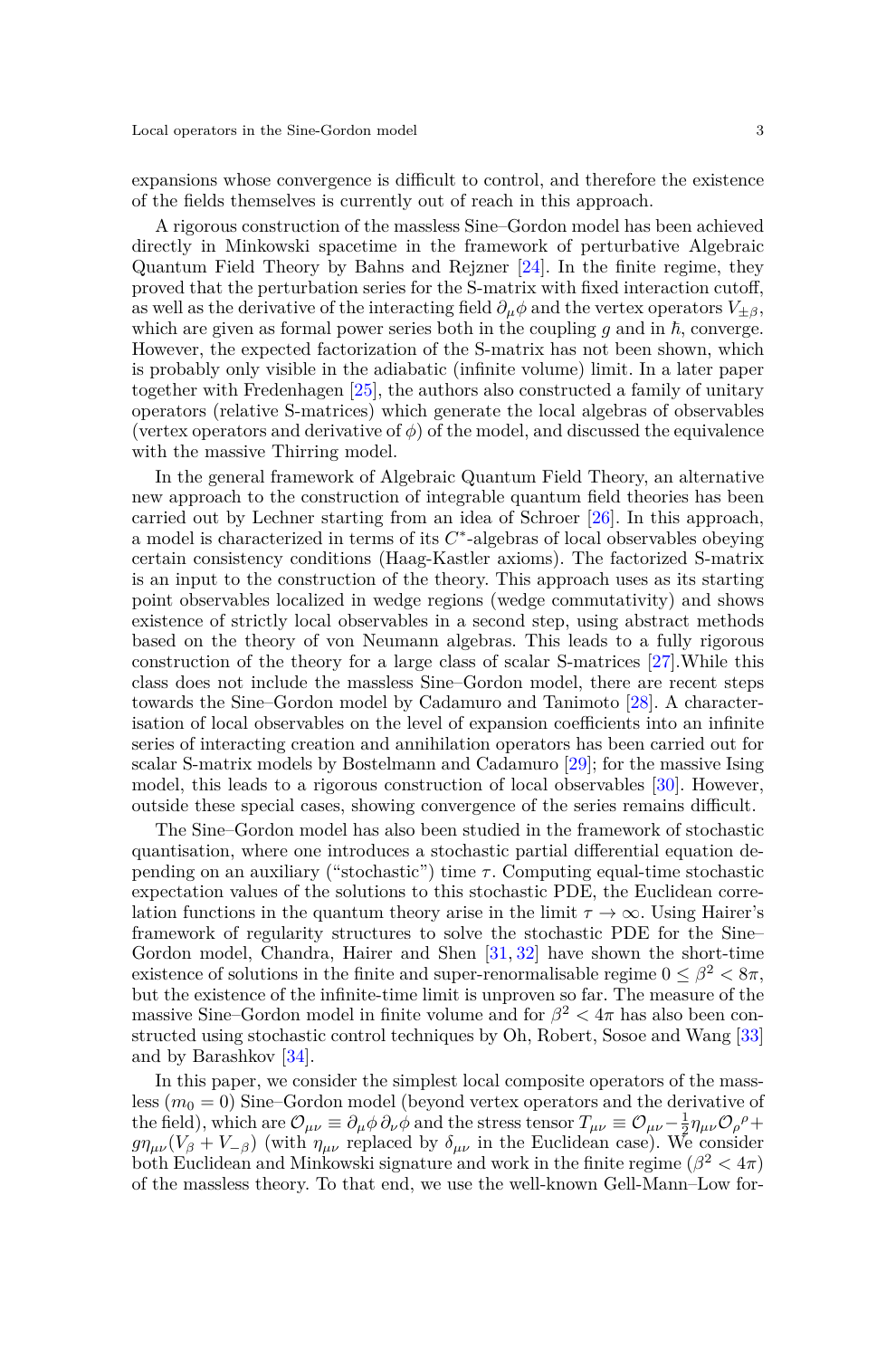expansions whose convergence is difficult to control, and therefore the existence of the fields themselves is currently out of reach in this approach.

A rigorous construction of the massless Sine–Gordon model has been achieved directly in Minkowski spacetime in the framework of perturbative Algebraic Quantum Field Theory by Bahns and Rejzner [24]. In the finite regime, they proved that the perturbation series for the S-matrix with fixed interaction cutoff, as well as the derivative of the interacting field $\partial_\mu \phi$ and the vertex operators $V_{\pm\beta}$, which are given as formal power series both in the coupling $g$ and in $\hbar$, converge. However, the expected factorization of the S-matrix has not been shown, which is probably only visible in the adiabatic (infinite volume) limit. In a later paper together with Fredenhagen [25], the authors also constructed a family of unitary operators (relative S-matrices) which generate the local algebras of observables (vertex operators and derivative of $\phi$) of the model, and discussed the equivalence with the massive Thirring model.

In the general framework of Algebraic Quantum Field Theory, an alternative new approach to the construction of integrable quantum field theories has been carried out by Lechner starting from an idea of Schroer [26]. In this approach, a model is characterized in terms of its $C^*$-algebras of local observables obeying certain consistency conditions (Haag-Kastler axioms). The factorized S-matrix is an input to the construction of the theory. This approach uses as its starting point observables localized in wedge regions (wedge commutativity) and shows existence of strictly local observables in a second step, using abstract methods based on the theory of von Neumann algebras. This leads to a fully rigorous construction of the theory for a large class of scalar S-matrices [27].While this class does not include the massless Sine–Gordon model, there are recent steps towards the Sine–Gordon model by Cadamuro and Tanimoto [28]. A characterisation of local observables on the level of expansion coefficients into an infinite series of interacting creation and annihilation operators has been carried out for scalar S-matrix models by Bostelmann and Cadamuro [29]; for the massive Ising model, this leads to a rigorous construction of local observables [30]. However, outside these special cases, showing convergence of the series remains difficult.

The Sine–Gordon model has also been studied in the framework of stochastic quantisation, where one introduces a stochastic partial differential equation depending on an auxiliary ("stochastic") time $\tau$. Computing equal-time stochastic expectation values of the solutions to this stochastic PDE, the Euclidean correlation functions in the quantum theory arise in the limit $\tau \to \infty$. Using Hairer's framework of regularity structures to solve the stochastic PDE for the Sine–Gordon model, Chandra, Hairer and Shen [31, 32] have shown the short-time existence of solutions in the finite and super-renormalisable regime $0 \leq \beta^2 < 8\pi$, but the existence of the infinite-time limit is unproven so far. The measure of the massive Sine–Gordon model in finite volume and for $\beta^2 < 4\pi$ has also been constructed using stochastic control techniques by Oh, Robert, Sosoe and Wang [33] and by Barashkov [34].

In this paper, we consider the simplest local composite operators of the massless ($m_0 = 0$) Sine–Gordon model (beyond vertex operators and the derivative of the field), which are $\mathcal{O}_{\mu\nu} \equiv \partial_\mu \phi \, \partial_\nu \phi$ and the stress tensor $T_{\mu\nu} \equiv \mathcal{O}_{\mu\nu} - \frac{1}{2} \eta_{\mu\nu} \mathcal{O}_\rho{}^\rho + g \eta_{\mu\nu} (V_\beta + V_{-\beta})$ (with $\eta_{\mu\nu}$ replaced by $\delta_{\mu\nu}$ in the Euclidean case). We consider both Euclidean and Minkowski signature and work in the finite regime ($\beta^2 < 4\pi$) of the massless theory. To that end, we use the well-known Gell-Mann–Low for-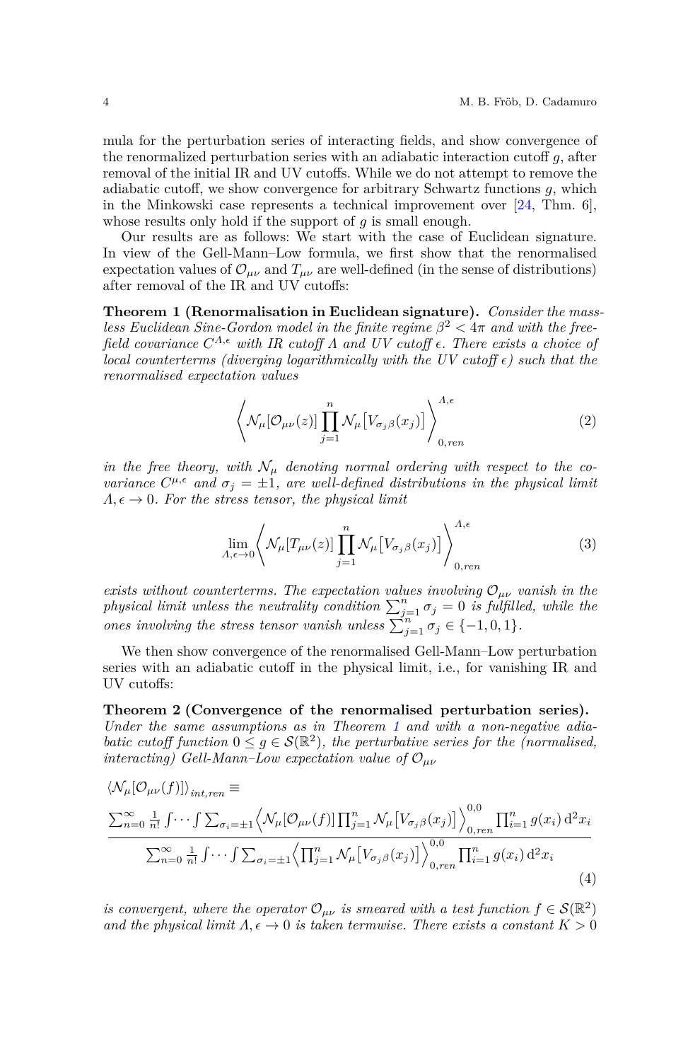mula for the perturbation series of interacting fields, and show convergence of the renormalized perturbation series with an adiabatic interaction cutoff $g$, after removal of the initial IR and UV cutoffs. While we do not attempt to remove the adiabatic cutoff, we show convergence for arbitrary Schwartz functions $g$, which in the Minkowski case represents a technical improvement over [24, Thm. 6], whose results only hold if the support of $g$ is small enough.

Our results are as follows: We start with the case of Euclidean signature. In view of the Gell-Mann–Low formula, we first show that the renormalised expectation values of $\mathcal{O}_{\mu\nu}$ and $T_{\mu\nu}$ are well-defined (in the sense of distributions) after removal of the IR and UV cutoffs:

**Theorem 1 (Renormalisation in Euclidean signature).** *Consider the massless Euclidean Sine-Gordon model in the finite regime $\beta^2 < 4\pi$ and with the free-field covariance $C^{\Lambda,\epsilon}$ with IR cutoff $\Lambda$ and UV cutoff $\epsilon$. There exists a choice of local counterterms (diverging logarithmically with the UV cutoff $\epsilon$) such that the renormalised expectation values*

$$\left\langle \mathcal{N}_\mu[\mathcal{O}_{\mu\nu}(z)] \prod_{j=1}^{n} \mathcal{N}_\mu\big[V_{\sigma_j\beta}(x_j)\big] \right\rangle_{0,ren}^{\Lambda,\epsilon} \tag{2}$$

*in the free theory, with $\mathcal{N}_\mu$ denoting normal ordering with respect to the covariance $C^{\mu,\epsilon}$ and $\sigma_j = \pm 1$, are well-defined distributions in the physical limit $\Lambda, \epsilon \to 0$. For the stress tensor, the physical limit*

$$\lim_{\Lambda,\epsilon\to 0} \left\langle \mathcal{N}_\mu[T_{\mu\nu}(z)] \prod_{j=1}^{n} \mathcal{N}_\mu\big[V_{\sigma_j\beta}(x_j)\big] \right\rangle_{0,ren}^{\Lambda,\epsilon} \tag{3}$$

*exists without counterterms. The expectation values involving $\mathcal{O}_{\mu\nu}$ vanish in the physical limit unless the neutrality condition $\sum_{j=1}^{n} \sigma_j = 0$ is fulfilled, while the ones involving the stress tensor vanish unless $\sum_{j=1}^{n} \sigma_j \in \{-1, 0, 1\}$.*

We then show convergence of the renormalised Gell-Mann–Low perturbation series with an adiabatic cutoff in the physical limit, i.e., for vanishing IR and UV cutoffs:

**Theorem 2 (Convergence of the renormalised perturbation series).** *Under the same assumptions as in Theorem 1 and with a non-negative adiabatic cutoff function $0 \leq g \in \mathcal{S}(\mathbb{R}^2)$, the perturbative series for the (normalised, interacting) Gell-Mann–Low expectation value of $\mathcal{O}_{\mu\nu}$*

$$\langle \mathcal{N}_\mu[\mathcal{O}_{\mu\nu}(f)] \rangle_{int,ren} \equiv \frac{\sum_{n=0}^{\infty} \frac{1}{n!} \int \cdots \int \sum_{\sigma_i=\pm 1} \left\langle \mathcal{N}_\mu[\mathcal{O}_{\mu\nu}(f)] \prod_{j=1}^{n} \mathcal{N}_\mu\big[V_{\sigma_j\beta}(x_j)\big] \right\rangle_{0,ren}^{0,0} \prod_{i=1}^{n} g(x_i)\, \mathrm{d}^2 x_i}{\sum_{n=0}^{\infty} \frac{1}{n!} \int \cdots \int \sum_{\sigma_i=\pm 1} \left\langle \prod_{j=1}^{n} \mathcal{N}_\mu\big[V_{\sigma_j\beta}(x_j)\big] \right\rangle_{0,ren}^{0,0} \prod_{i=1}^{n} g(x_i)\, \mathrm{d}^2 x_i} \tag{4}$$

*is convergent, where the operator $\mathcal{O}_{\mu\nu}$ is smeared with a test function $f \in \mathcal{S}(\mathbb{R}^2)$ and the physical limit $\Lambda, \epsilon \to 0$ is taken termwise. There exists a constant $K > 0$*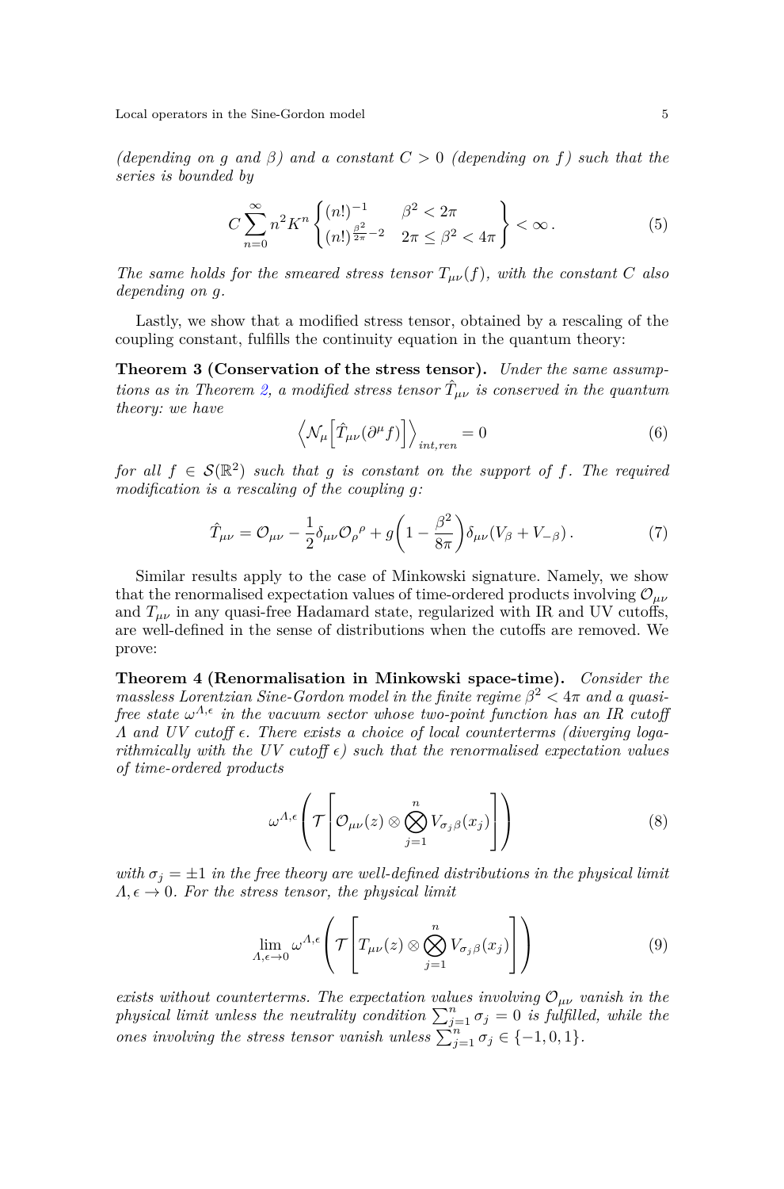*(depending on $g$ and $\beta$) and a constant $C > 0$ (depending on $f$) such that the series is bounded by*

$$C \sum_{n=0}^{\infty} n^2 K^n \begin{Bmatrix} (n!)^{-1} & \beta^2 < 2\pi \\ (n!)^{\frac{\beta^2}{2\pi} - 2} & 2\pi \leq \beta^2 < 4\pi \end{Bmatrix} < \infty \,. \tag{5}$$

*The same holds for the smeared stress tensor $T_{\mu\nu}(f)$, with the constant $C$ also depending on $g$.*

Lastly, we show that a modified stress tensor, obtained by a rescaling of the coupling constant, fulfills the continuity equation in the quantum theory:

**Theorem 3 (Conservation of the stress tensor).** *Under the same assumptions as in Theorem 2, a modified stress tensor $\hat{T}_{\mu\nu}$ is conserved in the quantum theory: we have*

$$\left\langle \mathcal{N}_\mu \Big[ \hat{T}_{\mu\nu}(\partial^\mu f) \Big] \right\rangle_{int,ren} = 0 \tag{6}$$

*for all $f \in \mathcal{S}(\mathbb{R}^2)$ such that $g$ is constant on the support of $f$. The required modification is a rescaling of the coupling $g$:*

$$\hat{T}_{\mu\nu} = \mathcal{O}_{\mu\nu} - \frac{1}{2} \delta_{\mu\nu} \mathcal{O}_\rho{}^\rho + g \left( 1 - \frac{\beta^2}{8\pi} \right) \delta_{\mu\nu} (V_\beta + V_{-\beta}) \,. \tag{7}$$

Similar results apply to the case of Minkowski signature. Namely, we show that the renormalised expectation values of time-ordered products involving $\mathcal{O}_{\mu\nu}$ and $T_{\mu\nu}$ in any quasi-free Hadamard state, regularized with IR and UV cutoffs, are well-defined in the sense of distributions when the cutoffs are removed. We prove:

**Theorem 4 (Renormalisation in Minkowski space-time).** *Consider the massless Lorentzian Sine-Gordon model in the finite regime $\beta^2 < 4\pi$ and a quasi-free state $\omega^{\Lambda,\epsilon}$ in the vacuum sector whose two-point function has an IR cutoff $\Lambda$ and UV cutoff $\epsilon$. There exists a choice of local counterterms (diverging logarithmically with the UV cutoff $\epsilon$) such that the renormalised expectation values of time-ordered products*

$$\omega^{\Lambda,\epsilon} \left( \mathcal{T} \left[ \mathcal{O}_{\mu\nu}(z) \otimes \bigotimes_{j=1}^{n} V_{\sigma_j \beta}(x_j) \right] \right) \tag{8}$$

*with $\sigma_j = \pm 1$ in the free theory are well-defined distributions in the physical limit $\Lambda, \epsilon \to 0$. For the stress tensor, the physical limit*

$$\lim_{\Lambda,\epsilon \to 0} \omega^{\Lambda,\epsilon} \left( \mathcal{T} \left[ T_{\mu\nu}(z) \otimes \bigotimes_{j=1}^{n} V_{\sigma_j \beta}(x_j) \right] \right) \tag{9}$$

*exists without counterterms. The expectation values involving $\mathcal{O}_{\mu\nu}$ vanish in the physical limit unless the neutrality condition $\sum_{j=1}^{n} \sigma_j = 0$ is fulfilled, while the ones involving the stress tensor vanish unless $\sum_{j=1}^{n} \sigma_j \in \{-1, 0, 1\}$.*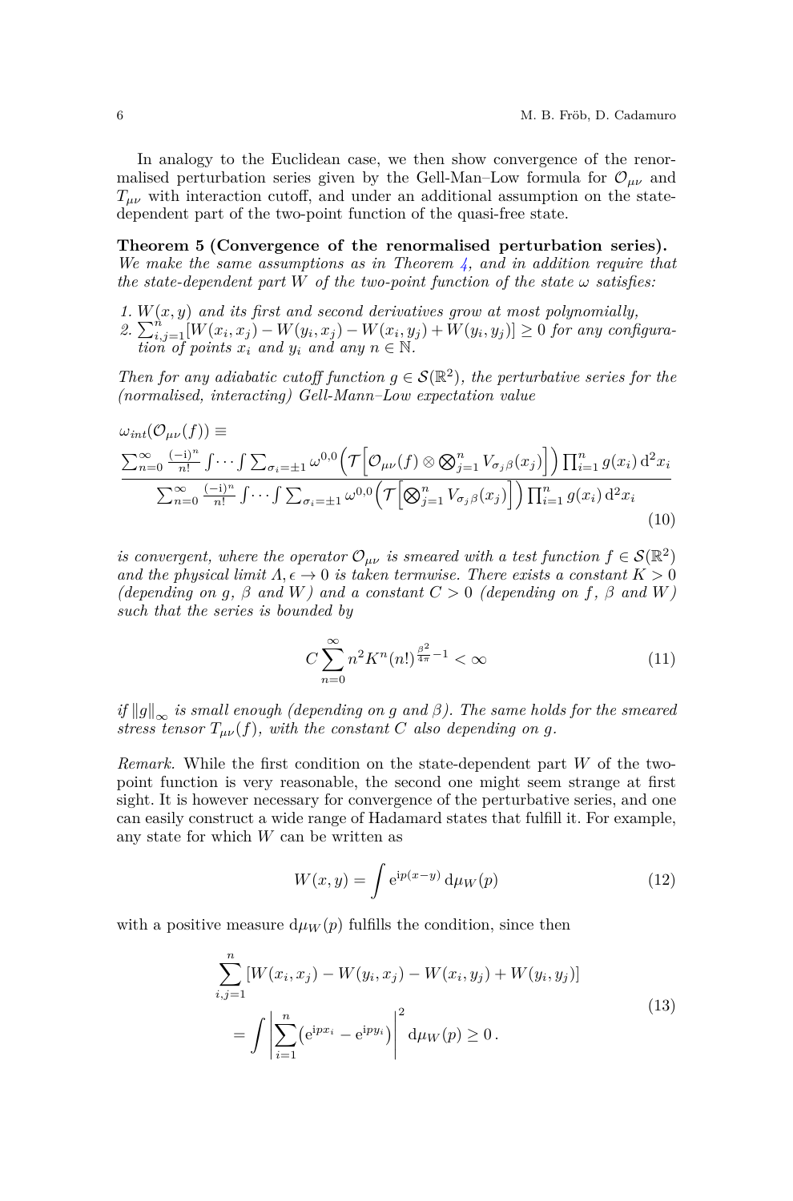In analogy to the Euclidean case, we then show convergence of the renormalised perturbation series given by the Gell-Man–Low formula for $\mathcal{O}_{\mu\nu}$ and $T_{\mu\nu}$ with interaction cutoff, and under an additional assumption on the state-dependent part of the two-point function of the quasi-free state.

**Theorem 5 (Convergence of the renormalised perturbation series).** *We make the same assumptions as in Theorem 4, and in addition require that the state-dependent part $W$ of the two-point function of the state $\omega$ satisfies:*

1. *$W(x,y)$ and its first and second derivatives grow at most polynomially,*
2. *$\sum_{i,j=1}^{n} [W(x_i,x_j) - W(y_i,x_j) - W(x_i,y_j) + W(y_i,y_j)] \geq 0$ for any configuration of points $x_i$ and $y_i$ and any $n \in \mathbb{N}$.*

*Then for any adiabatic cutoff function $g \in \mathcal{S}(\mathbb{R}^2)$, the perturbative series for the (normalised, interacting) Gell-Mann–Low expectation value*

$$
\omega_{int}(\mathcal{O}_{\mu\nu}(f)) \equiv \frac{\sum_{n=0}^{\infty} \frac{(-\mathrm{i})^n}{n!} \int \cdots \int \sum_{\sigma_i=\pm 1} \omega^{0,0}\Big(\mathcal{T}\Big[\mathcal{O}_{\mu\nu}(f) \otimes \bigotimes_{j=1}^{n} V_{\sigma_j \beta}(x_j)\Big]\Big) \prod_{i=1}^{n} g(x_i) \,\mathrm{d}^2 x_i}{\sum_{n=0}^{\infty} \frac{(-\mathrm{i})^n}{n!} \int \cdots \int \sum_{\sigma_i=\pm 1} \omega^{0,0}\Big(\mathcal{T}\Big[\bigotimes_{j=1}^{n} V_{\sigma_j \beta}(x_j)\Big]\Big) \prod_{i=1}^{n} g(x_i) \,\mathrm{d}^2 x_i} \tag{10}
$$

*is convergent, where the operator $\mathcal{O}_{\mu\nu}$ is smeared with a test function $f \in \mathcal{S}(\mathbb{R}^2)$ and the physical limit $\Lambda, \epsilon \to 0$ is taken termwise. There exists a constant $K > 0$ (depending on $g$, $\beta$ and $W$) and a constant $C > 0$ (depending on $f$, $\beta$ and $W$) such that the series is bounded by*

$$
C \sum_{n=0}^{\infty} n^2 K^n (n!)^{\frac{\beta^2}{4\pi} - 1} < \infty \tag{11}
$$

*if $\|g\|_\infty$ is small enough (depending on $g$ and $\beta$). The same holds for the smeared stress tensor $T_{\mu\nu}(f)$, with the constant $C$ also depending on $g$.*

*Remark.* While the first condition on the state-dependent part $W$ of the two-point function is very reasonable, the second one might seem strange at first sight. It is however necessary for convergence of the perturbative series, and one can easily construct a wide range of Hadamard states that fulfill it. For example, any state for which $W$ can be written as

$$
W(x,y) = \int \mathrm{e}^{\mathrm{i}p(x-y)} \,\mathrm{d}\mu_W(p) \tag{12}
$$

with a positive measure $\mathrm{d}\mu_W(p)$ fulfills the condition, since then

$$
\begin{aligned}
&\sum_{i,j=1}^{n} [W(x_i,x_j) - W(y_i,x_j) - W(x_i,y_j) + W(y_i,y_j)] \\
&\quad = \int \left| \sum_{i=1}^{n} \left(\mathrm{e}^{\mathrm{i}px_i} - \mathrm{e}^{\mathrm{i}py_i}\right) \right|^2 \mathrm{d}\mu_W(p) \geq 0 \,.
\end{aligned} \tag{13}
$$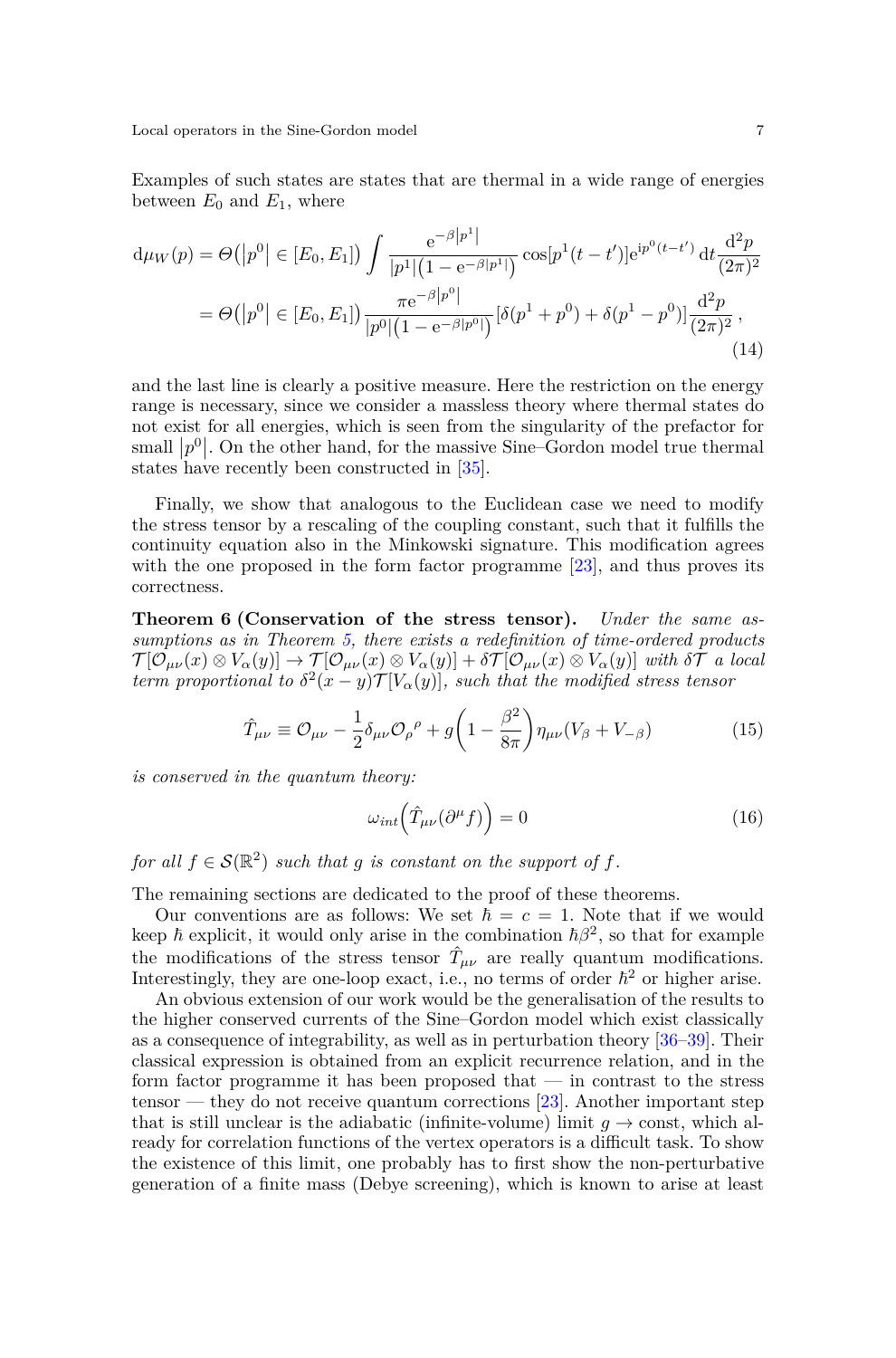Examples of such states are states that are thermal in a wide range of energies between $E_0$ and $E_1$, where

$$
\begin{aligned}
\mathrm{d}\mu_W(p) &= \Theta\big(\lvert p^0\rvert \in [E_0, E_1]\big) \int \frac{\mathrm{e}^{-\beta\lvert p^1\rvert}}{\lvert p^1\rvert\big(1-\mathrm{e}^{-\beta\lvert p^1\rvert}\big)} \cos[p^1(t-t')]\mathrm{e}^{\mathrm{i}p^0(t-t')}\,\mathrm{d}t \frac{\mathrm{d}^2 p}{(2\pi)^2} \\
&= \Theta\big(\lvert p^0\rvert \in [E_0, E_1]\big) \frac{\pi\mathrm{e}^{-\beta\lvert p^0\rvert}}{\lvert p^0\rvert\big(1-\mathrm{e}^{-\beta\lvert p^0\rvert}\big)} [\delta(p^1+p^0)+\delta(p^1-p^0)] \frac{\mathrm{d}^2 p}{(2\pi)^2}\,,
\end{aligned}
\tag{14}
$$

and the last line is clearly a positive measure. Here the restriction on the energy range is necessary, since we consider a massless theory where thermal states do not exist for all energies, which is seen from the singularity of the prefactor for small $\lvert p^0\rvert$. On the other hand, for the massive Sine–Gordon model true thermal states have recently been constructed in [35].

Finally, we show that analogous to the Euclidean case we need to modify the stress tensor by a rescaling of the coupling constant, such that it fulfills the continuity equation also in the Minkowski signature. This modification agrees with the one proposed in the form factor programme [23], and thus proves its correctness.

**Theorem 6 (Conservation of the stress tensor).** *Under the same assumptions as in Theorem 5, there exists a redefinition of time-ordered products $\mathcal{T}[\mathcal{O}_{\mu\nu}(x)\otimes V_\alpha(y)] \to \mathcal{T}[\mathcal{O}_{\mu\nu}(x)\otimes V_\alpha(y)] + \delta\mathcal{T}[\mathcal{O}_{\mu\nu}(x)\otimes V_\alpha(y)]$ with $\delta\mathcal{T}$ a local term proportional to $\delta^2(x-y)\mathcal{T}[V_\alpha(y)]$, such that the modified stress tensor*

$$
\hat{T}_{\mu\nu} \equiv \mathcal{O}_{\mu\nu} - \frac{1}{2}\delta_{\mu\nu}\mathcal{O}_\rho{}^\rho + g\left(1-\frac{\beta^2}{8\pi}\right)\eta_{\mu\nu}(V_\beta + V_{-\beta}) \tag{15}
$$

*is conserved in the quantum theory:*

$$
\omega_{int}\Big(\hat{T}_{\mu\nu}(\partial^\mu f)\Big) = 0 \tag{16}
$$

*for all $f \in \mathcal{S}(\mathbb{R}^2)$ such that $g$ is constant on the support of $f$.*

The remaining sections are dedicated to the proof of these theorems.

Our conventions are as follows: We set $\hbar = c = 1$. Note that if we would keep $\hbar$ explicit, it would only arise in the combination $\hbar\beta^2$, so that for example the modifications of the stress tensor $\hat{T}_{\mu\nu}$ are really quantum modifications. Interestingly, they are one-loop exact, i.e., no terms of order $\hbar^2$ or higher arise.

An obvious extension of our work would be the generalisation of the results to the higher conserved currents of the Sine–Gordon model which exist classically as a consequence of integrability, as well as in perturbation theory [36–39]. Their classical expression is obtained from an explicit recurrence relation, and in the form factor programme it has been proposed that — in contrast to the stress tensor — they do not receive quantum corrections [23]. Another important step that is still unclear is the adiabatic (infinite-volume) limit $g \to \text{const}$, which already for correlation functions of the vertex operators is a difficult task. To show the existence of this limit, one probably has to first show the non-perturbative generation of a finite mass (Debye screening), which is known to arise at least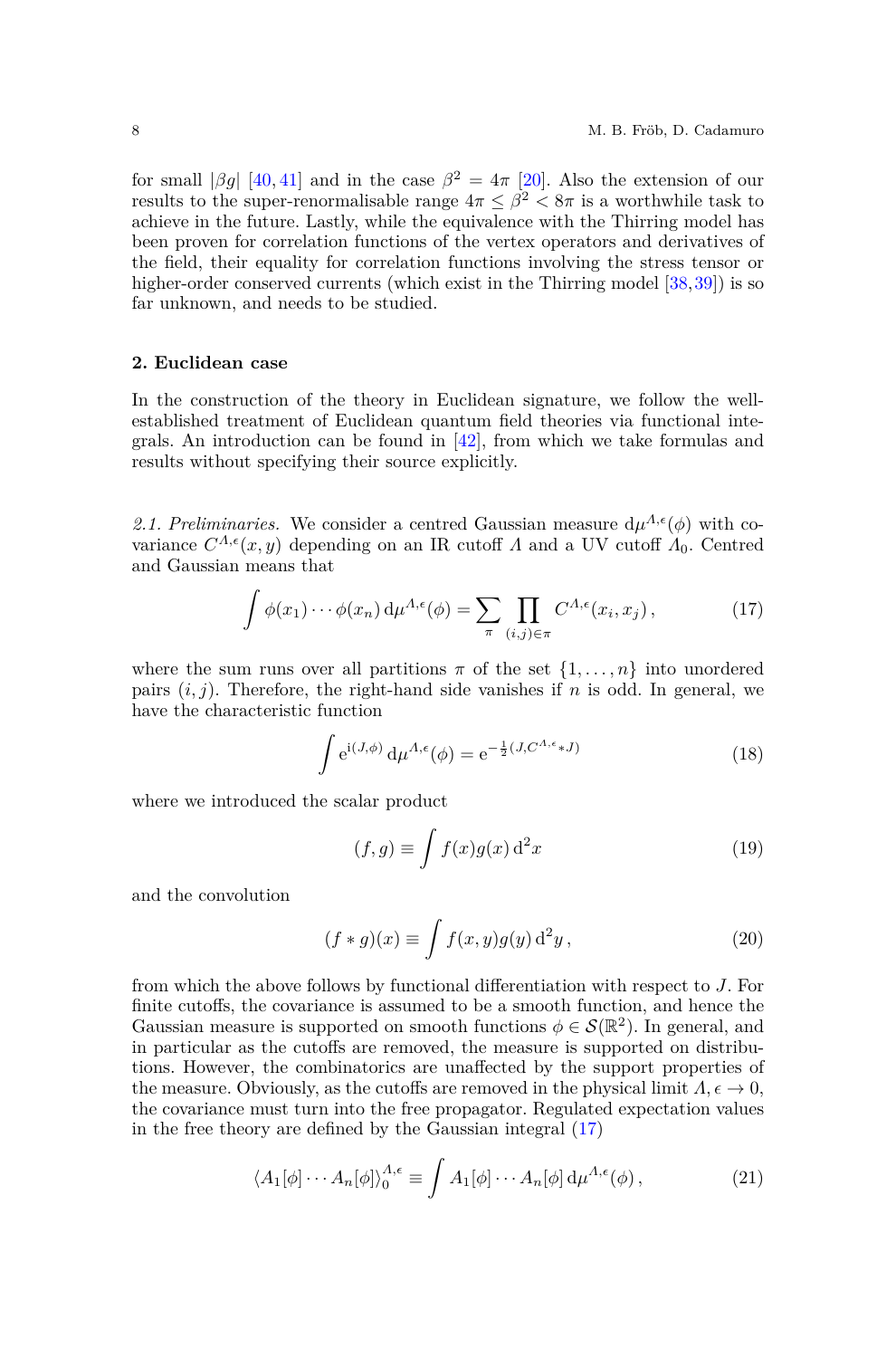for small $|\beta g|$ [40,41] and in the case $\beta^2 = 4\pi$ [20]. Also the extension of our results to the super-renormalisable range $4\pi \leq \beta^2 < 8\pi$ is a worthwhile task to achieve in the future. Lastly, while the equivalence with the Thirring model has been proven for correlation functions of the vertex operators and derivatives of the field, their equality for correlation functions involving the stress tensor or higher-order conserved currents (which exist in the Thirring model [38,39]) is so far unknown, and needs to be studied.

## 2. Euclidean case

In the construction of the theory in Euclidean signature, we follow the well-established treatment of Euclidean quantum field theories via functional integrals. An introduction can be found in [42], from which we take formulas and results without specifying their source explicitly.

*2.1. Preliminaries.* We consider a centred Gaussian measure $\mathrm{d}\mu^{\Lambda,\epsilon}(\phi)$ with covariance $C^{\Lambda,\epsilon}(x,y)$ depending on an IR cutoff $\Lambda$ and a UV cutoff $\Lambda_0$. Centred and Gaussian means that

$$\int \phi(x_1) \cdots \phi(x_n) \, \mathrm{d}\mu^{\Lambda,\epsilon}(\phi) = \sum_{\pi} \prod_{(i,j)\in\pi} C^{\Lambda,\epsilon}(x_i, x_j) \,, \tag{17}$$

where the sum runs over all partitions $\pi$ of the set $\{1,\ldots,n\}$ into unordered pairs $(i,j)$. Therefore, the right-hand side vanishes if $n$ is odd. In general, we have the characteristic function

$$\int \mathrm{e}^{\mathrm{i}(J,\phi)} \, \mathrm{d}\mu^{\Lambda,\epsilon}(\phi) = \mathrm{e}^{-\frac{1}{2}(J, C^{\Lambda,\epsilon} * J)} \tag{18}$$

where we introduced the scalar product

$$(f,g) \equiv \int f(x) g(x) \, \mathrm{d}^2 x \tag{19}$$

and the convolution

$$(f * g)(x) \equiv \int f(x,y) g(y) \, \mathrm{d}^2 y \,, \tag{20}$$

from which the above follows by functional differentiation with respect to $J$. For finite cutoffs, the covariance is assumed to be a smooth function, and hence the Gaussian measure is supported on smooth functions $\phi \in \mathcal{S}(\mathbb{R}^2)$. In general, and in particular as the cutoffs are removed, the measure is supported on distributions. However, the combinatorics are unaffected by the support properties of the measure. Obviously, as the cutoffs are removed in the physical limit $\Lambda, \epsilon \to 0$, the covariance must turn into the free propagator. Regulated expectation values in the free theory are defined by the Gaussian integral (17)

$$\langle A_1[\phi] \cdots A_n[\phi] \rangle_0^{\Lambda,\epsilon} \equiv \int A_1[\phi] \cdots A_n[\phi] \, \mathrm{d}\mu^{\Lambda,\epsilon}(\phi) \,, \tag{21}$$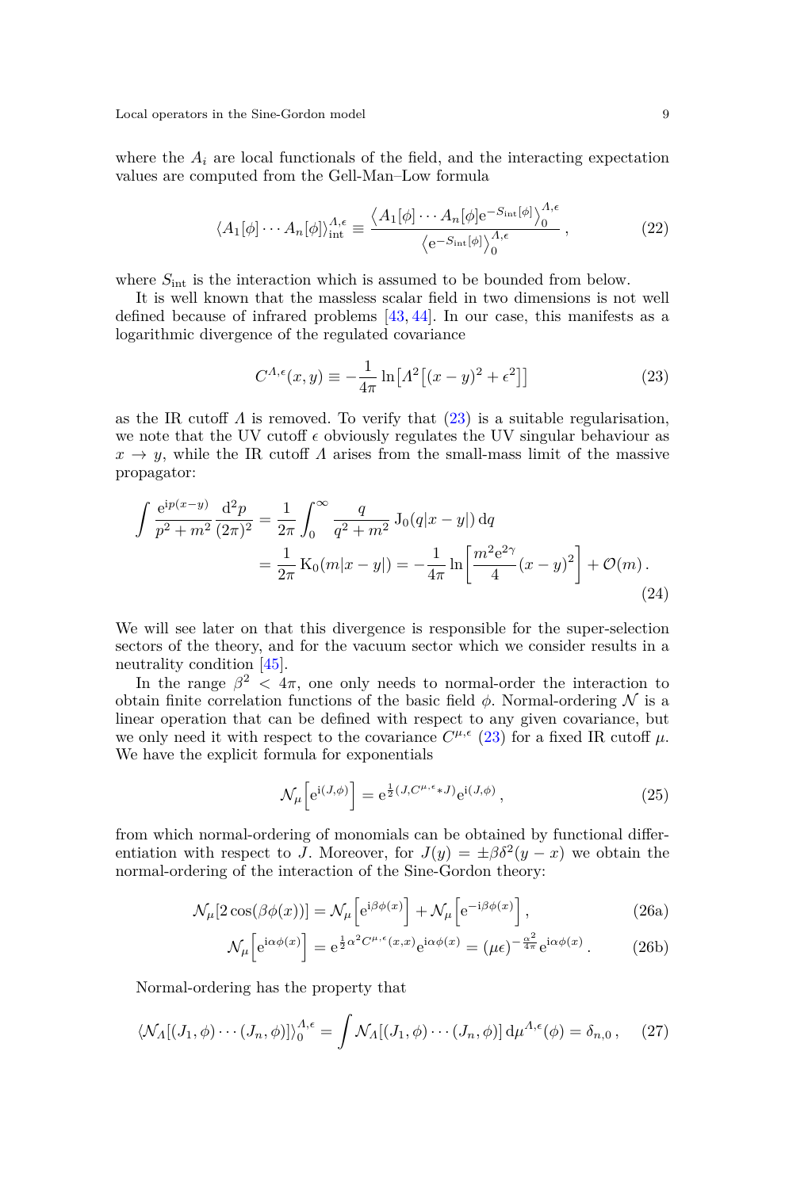where the $A_i$ are local functionals of the field, and the interacting expectation values are computed from the Gell-Man–Low formula

$$\langle A_1[\phi] \cdots A_n[\phi] \rangle_{\text{int}}^{\Lambda,\epsilon} \equiv \frac{\left\langle A_1[\phi] \cdots A_n[\phi] \mathrm{e}^{-S_{\text{int}}[\phi]} \right\rangle_0^{\Lambda,\epsilon}}{\left\langle \mathrm{e}^{-S_{\text{int}}[\phi]} \right\rangle_0^{\Lambda,\epsilon}} , \tag{22}$$

where $S_{\text{int}}$ is the interaction which is assumed to be bounded from below.

It is well known that the massless scalar field in two dimensions is not well defined because of infrared problems [43, 44]. In our case, this manifests as a logarithmic divergence of the regulated covariance

$$C^{\Lambda,\epsilon}(x,y) \equiv -\frac{1}{4\pi} \ln\big[\Lambda^2\big[(x-y)^2 + \epsilon^2\big]\big] \tag{23}$$

as the IR cutoff $\Lambda$ is removed. To verify that (23) is a suitable regularisation, we note that the UV cutoff $\epsilon$ obviously regulates the UV singular behaviour as $x \to y$, while the IR cutoff $\Lambda$ arises from the small-mass limit of the massive propagator:

$$\begin{aligned}
\int \frac{\mathrm{e}^{\mathrm{i}p(x-y)}}{p^2+m^2} \frac{\mathrm{d}^2 p}{(2\pi)^2} &= \frac{1}{2\pi} \int_0^\infty \frac{q}{q^2+m^2} \, \mathrm{J}_0(q|x-y|) \, \mathrm{d}q \\
&= \frac{1}{2\pi} \, \mathrm{K}_0(m|x-y|) = -\frac{1}{4\pi} \ln\left[ \frac{m^2 \mathrm{e}^{2\gamma}}{4} (x-y)^2 \right] + \mathcal{O}(m) \, .
\end{aligned} \tag{24}$$

We will see later on that this divergence is responsible for the super-selection sectors of the theory, and for the vacuum sector which we consider results in a neutrality condition [45].

In the range $\beta^2 < 4\pi$, one only needs to normal-order the interaction to obtain finite correlation functions of the basic field $\phi$. Normal-ordering $\mathcal{N}$ is a linear operation that can be defined with respect to any given covariance, but we only need it with respect to the covariance $C^{\mu,\epsilon}$ (23) for a fixed IR cutoff $\mu$. We have the explicit formula for exponentials

$$\mathcal{N}_\mu\Big[\mathrm{e}^{\mathrm{i}(J,\phi)}\Big] = \mathrm{e}^{\frac{1}{2}(J, C^{\mu,\epsilon} * J)} \mathrm{e}^{\mathrm{i}(J,\phi)} \, , \tag{25}$$

from which normal-ordering of monomials can be obtained by functional differentiation with respect to $J$. Moreover, for $J(y) = \pm\beta\delta^2(y-x)$ we obtain the normal-ordering of the interaction of the Sine-Gordon theory:

$$\mathcal{N}_\mu[2\cos(\beta\phi(x))] = \mathcal{N}_\mu\Big[\mathrm{e}^{\mathrm{i}\beta\phi(x)}\Big] + \mathcal{N}_\mu\Big[\mathrm{e}^{-\mathrm{i}\beta\phi(x)}\Big] \, , \tag{26a}$$

$$\mathcal{N}_\mu\Big[\mathrm{e}^{\mathrm{i}\alpha\phi(x)}\Big] = \mathrm{e}^{\frac{1}{2}\alpha^2 C^{\mu,\epsilon}(x,x)} \mathrm{e}^{\mathrm{i}\alpha\phi(x)} = (\mu\epsilon)^{-\frac{\alpha^2}{4\pi}} \mathrm{e}^{\mathrm{i}\alpha\phi(x)} \, . \tag{26b}$$

Normal-ordering has the property that

$$\langle \mathcal{N}_\Lambda[(J_1,\phi)\cdots(J_n,\phi)] \rangle_0^{\Lambda,\epsilon} = \int \mathcal{N}_\Lambda[(J_1,\phi)\cdots(J_n,\phi)] \, \mathrm{d}\mu^{\Lambda,\epsilon}(\phi) = \delta_{n,0} \, , \tag{27}$$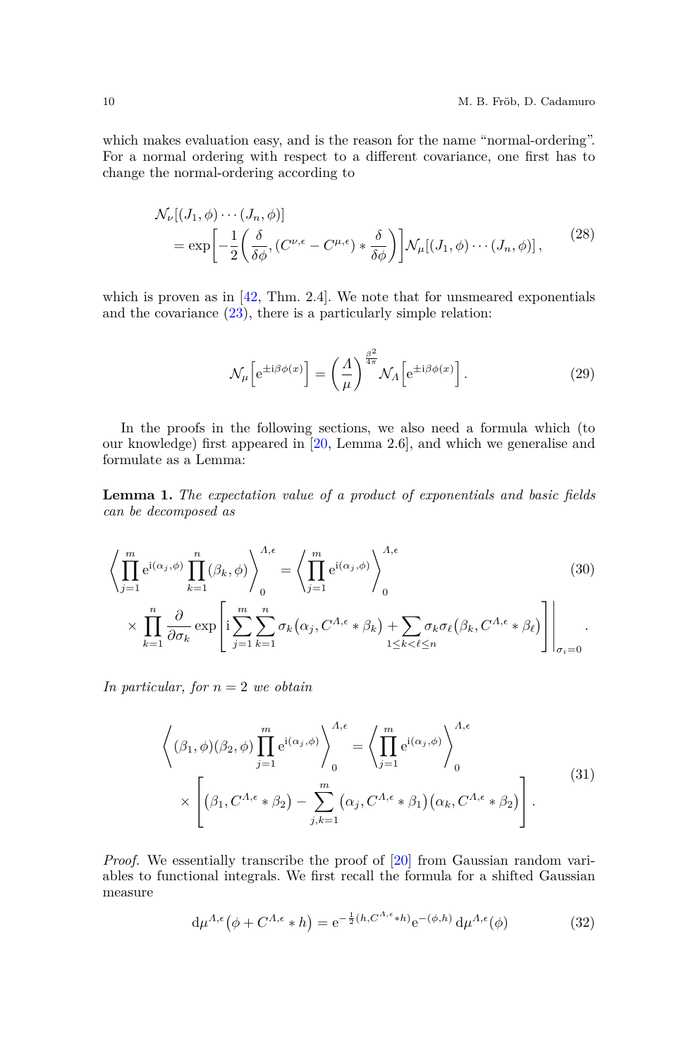which makes evaluation easy, and is the reason for the name "normal-ordering". For a normal ordering with respect to a different covariance, one first has to change the normal-ordering according to

$$
\begin{aligned}
&\mathcal{N}_\nu[(J_1,\phi)\cdots(J_n,\phi)] \\
&\quad = \exp\left[-\frac{1}{2}\left(\frac{\delta}{\delta\phi}, (C^{\nu,\epsilon} - C^{\mu,\epsilon}) * \frac{\delta}{\delta\phi}\right)\right]\mathcal{N}_\mu[(J_1,\phi)\cdots(J_n,\phi)]\,,
\end{aligned}
\tag{28}
$$

which is proven as in [42, Thm. 2.4]. We note that for unsmeared exponentials and the covariance (23), there is a particularly simple relation:

$$
\mathcal{N}_\mu\left[\mathrm{e}^{\pm\mathrm{i}\beta\phi(x)}\right] = \left(\frac{\Lambda}{\mu}\right)^{\frac{\beta^2}{4\pi}} \mathcal{N}_\Lambda\left[\mathrm{e}^{\pm\mathrm{i}\beta\phi(x)}\right]. \tag{29}
$$

In the proofs in the following sections, we also need a formula which (to our knowledge) first appeared in [20, Lemma 2.6], and which we generalise and formulate as a Lemma:

**Lemma 1.** *The expectation value of a product of exponentials and basic fields can be decomposed as*

$$
\begin{aligned}
&\left\langle \prod_{j=1}^m \mathrm{e}^{\mathrm{i}(\alpha_j,\phi)} \prod_{k=1}^n (\beta_k,\phi) \right\rangle_0^{\Lambda,\epsilon} = \left\langle \prod_{j=1}^m \mathrm{e}^{\mathrm{i}(\alpha_j,\phi)} \right\rangle_0^{\Lambda,\epsilon} \\
&\quad \times \prod_{k=1}^n \frac{\partial}{\partial\sigma_k} \exp\left[\mathrm{i}\sum_{j=1}^m\sum_{k=1}^n \sigma_k\big(\alpha_j, C^{\Lambda,\epsilon} * \beta_k\big) + \sum_{1\le k<\ell\le n} \sigma_k\sigma_\ell\big(\beta_k, C^{\Lambda,\epsilon} * \beta_\ell\big)\right]\Bigg\rvert_{\sigma_i=0}\,.
\end{aligned}
\tag{30}
$$

*In particular, for $n = 2$ we obtain*

$$
\begin{aligned}
&\left\langle (\beta_1,\phi)(\beta_2,\phi) \prod_{j=1}^m \mathrm{e}^{\mathrm{i}(\alpha_j,\phi)} \right\rangle_0^{\Lambda,\epsilon} = \left\langle \prod_{j=1}^m \mathrm{e}^{\mathrm{i}(\alpha_j,\phi)} \right\rangle_0^{\Lambda,\epsilon} \\
&\quad \times \left[\big(\beta_1, C^{\Lambda,\epsilon} * \beta_2\big) - \sum_{j,k=1}^m \big(\alpha_j, C^{\Lambda,\epsilon} * \beta_1\big)\big(\alpha_k, C^{\Lambda,\epsilon} * \beta_2\big)\right].
\end{aligned}
\tag{31}
$$

*Proof.* We essentially transcribe the proof of [20] from Gaussian random variables to functional integrals. We first recall the formula for a shifted Gaussian measure

$$
\mathrm{d}\mu^{\Lambda,\epsilon}\big(\phi + C^{\Lambda,\epsilon} * h\big) = \mathrm{e}^{-\frac{1}{2}(h, C^{\Lambda,\epsilon} * h)}\mathrm{e}^{-(\phi,h)}\,\mathrm{d}\mu^{\Lambda,\epsilon}(\phi) \tag{32}
$$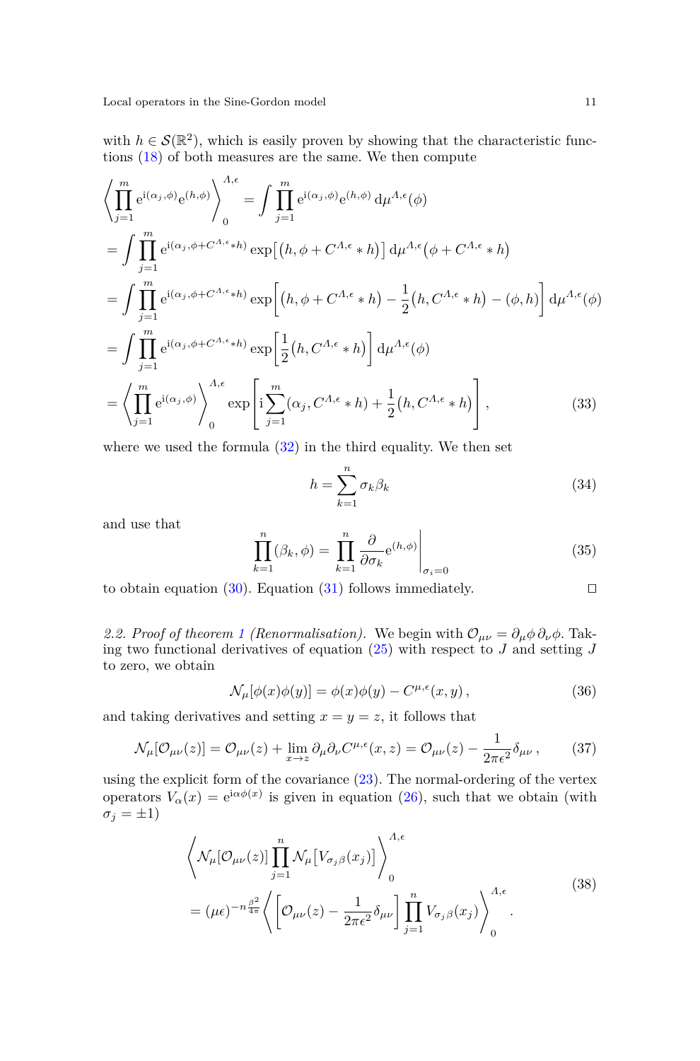with $h \in \mathcal{S}(\mathbb{R}^2)$, which is easily proven by showing that the characteristic functions (18) of both measures are the same. We then compute

$$
\begin{aligned}
&\left\langle \prod_{j=1}^{m} \mathrm{e}^{\mathrm{i}(\alpha_j,\phi)} \mathrm{e}^{(h,\phi)} \right\rangle_0^{\Lambda,\epsilon} = \int \prod_{j=1}^{m} \mathrm{e}^{\mathrm{i}(\alpha_j,\phi)} \mathrm{e}^{(h,\phi)} \, \mathrm{d}\mu^{\Lambda,\epsilon}(\phi) \\
&= \int \prod_{j=1}^{m} \mathrm{e}^{\mathrm{i}(\alpha_j,\phi + C^{\Lambda,\epsilon} * h)} \exp\!\big[\big(h, \phi + C^{\Lambda,\epsilon} * h\big)\big] \, \mathrm{d}\mu^{\Lambda,\epsilon}\big(\phi + C^{\Lambda,\epsilon} * h\big) \\
&= \int \prod_{j=1}^{m} \mathrm{e}^{\mathrm{i}(\alpha_j,\phi + C^{\Lambda,\epsilon} * h)} \exp\!\left[\big(h, \phi + C^{\Lambda,\epsilon} * h\big) - \frac{1}{2}\big(h, C^{\Lambda,\epsilon} * h\big) - (\phi, h)\right] \mathrm{d}\mu^{\Lambda,\epsilon}(\phi) \\
&= \int \prod_{j=1}^{m} \mathrm{e}^{\mathrm{i}(\alpha_j,\phi + C^{\Lambda,\epsilon} * h)} \exp\!\left[\frac{1}{2}\big(h, C^{\Lambda,\epsilon} * h\big)\right] \mathrm{d}\mu^{\Lambda,\epsilon}(\phi) \\
&= \left\langle \prod_{j=1}^{m} \mathrm{e}^{\mathrm{i}(\alpha_j,\phi)} \right\rangle_0^{\Lambda,\epsilon} \exp\!\left[\mathrm{i} \sum_{j=1}^{m} (\alpha_j, C^{\Lambda,\epsilon} * h) + \frac{1}{2}\big(h, C^{\Lambda,\epsilon} * h\big)\right],
\end{aligned}
\tag{33}
$$

where we used the formula (32) in the third equality. We then set

$$
h = \sum_{k=1}^{n} \sigma_k \beta_k \tag{34}
$$

and use that

$$
\prod_{k=1}^{n} (\beta_k, \phi) = \prod_{k=1}^{n} \frac{\partial}{\partial \sigma_k} \mathrm{e}^{(h,\phi)} \bigg|_{\sigma_i = 0} \tag{35}
$$

to obtain equation (30). Equation (31) follows immediately. □

*2.2. Proof of theorem 1 (Renormalisation).* We begin with $\mathcal{O}_{\mu\nu} = \partial_\mu \phi \, \partial_\nu \phi$. Taking two functional derivatives of equation (25) with respect to $J$ and setting $J$ to zero, we obtain

$$
\mathcal{N}_\mu[\phi(x)\phi(y)] = \phi(x)\phi(y) - C^{\mu,\epsilon}(x,y) \,, \tag{36}
$$

and taking derivatives and setting $x = y = z$, it follows that

$$
\mathcal{N}_\mu[\mathcal{O}_{\mu\nu}(z)] = \mathcal{O}_{\mu\nu}(z) + \lim_{x \to z} \partial_\mu \partial_\nu C^{\mu,\epsilon}(x,z) = \mathcal{O}_{\mu\nu}(z) - \frac{1}{2\pi\epsilon^2} \delta_{\mu\nu} \,, \tag{37}
$$

using the explicit form of the covariance (23). The normal-ordering of the vertex operators $V_\alpha(x) = \mathrm{e}^{\mathrm{i}\alpha\phi(x)}$ is given in equation (26), such that we obtain (with $\sigma_j = \pm 1$)

$$
\begin{aligned}
&\left\langle \mathcal{N}_\mu[\mathcal{O}_{\mu\nu}(z)] \prod_{j=1}^{n} \mathcal{N}_\mu\big[V_{\sigma_j \beta}(x_j)\big] \right\rangle_0^{\Lambda,\epsilon} \\
&= (\mu\epsilon)^{-n\frac{\beta^2}{4\pi}} \left\langle \left[\mathcal{O}_{\mu\nu}(z) - \frac{1}{2\pi\epsilon^2} \delta_{\mu\nu}\right] \prod_{j=1}^{n} V_{\sigma_j \beta}(x_j) \right\rangle_0^{\Lambda,\epsilon} .
\end{aligned}
\tag{38}
$$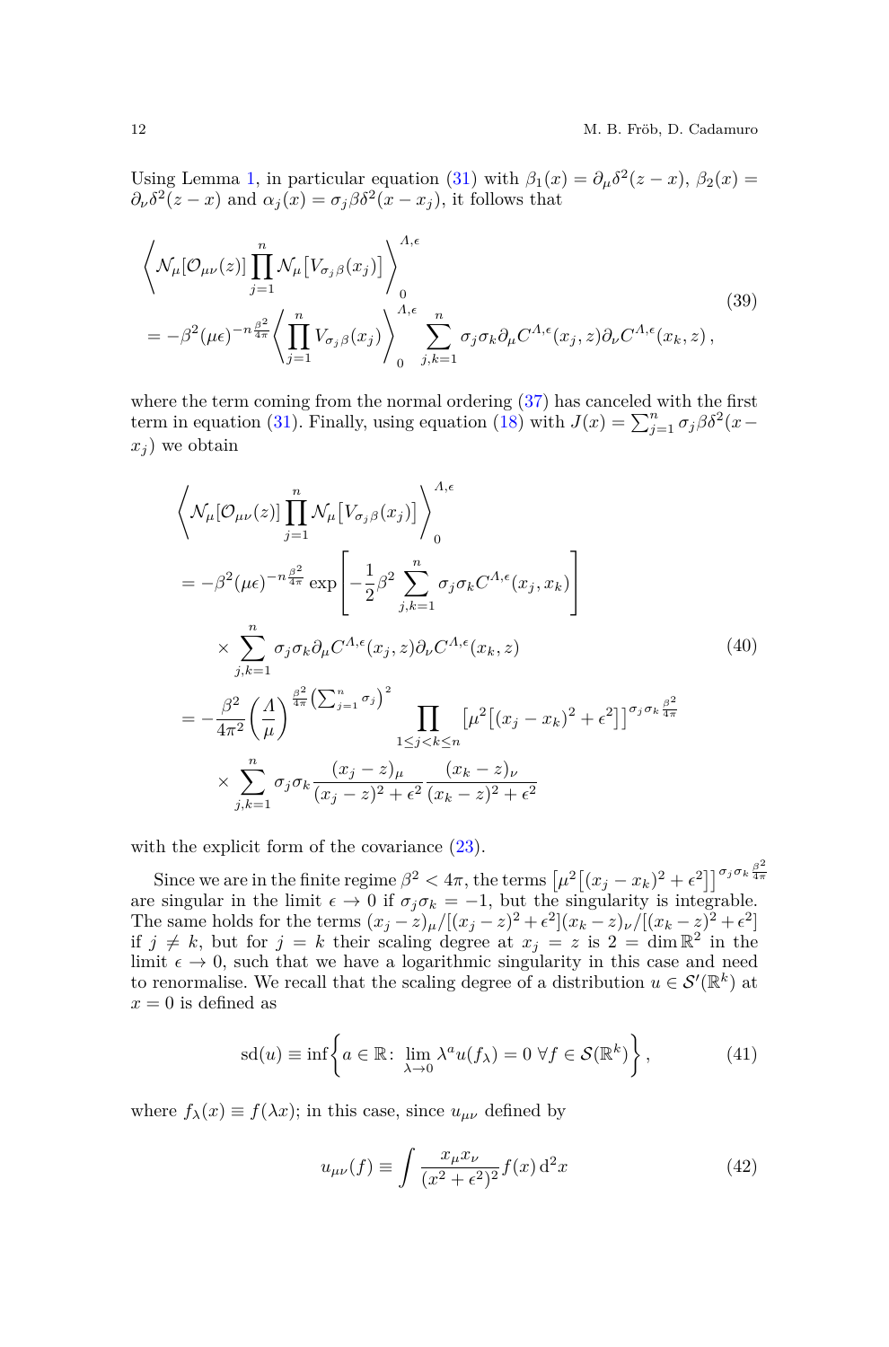Using Lemma 1, in particular equation (31) with $\beta_1(x) = \partial_\mu \delta^2(z-x)$, $\beta_2(x) = \partial_\nu \delta^2(z-x)$ and $\alpha_j(x) = \sigma_j \beta \delta^2(x - x_j)$, it follows that

$$
\begin{aligned}
&\left\langle \mathcal{N}_\mu[\mathcal{O}_{\mu\nu}(z)] \prod_{j=1}^n \mathcal{N}_\mu\big[V_{\sigma_j\beta}(x_j)\big] \right\rangle_0^{\Lambda,\epsilon} \\
&= -\beta^2 (\mu\epsilon)^{-n\frac{\beta^2}{4\pi}} \left\langle \prod_{j=1}^n V_{\sigma_j\beta}(x_j) \right\rangle_0^{\Lambda,\epsilon} \sum_{j,k=1}^n \sigma_j \sigma_k \partial_\mu C^{\Lambda,\epsilon}(x_j, z) \partial_\nu C^{\Lambda,\epsilon}(x_k, z) \,,
\end{aligned}
\tag{39}
$$

where the term coming from the normal ordering (37) has canceled with the first term in equation (31). Finally, using equation (18) with $J(x) = \sum_{j=1}^n \sigma_j \beta \delta^2(x - x_j)$ we obtain

$$
\begin{aligned}
&\left\langle \mathcal{N}_\mu[\mathcal{O}_{\mu\nu}(z)] \prod_{j=1}^n \mathcal{N}_\mu\big[V_{\sigma_j\beta}(x_j)\big] \right\rangle_0^{\Lambda,\epsilon} \\
&= -\beta^2 (\mu\epsilon)^{-n\frac{\beta^2}{4\pi}} \exp\left[ -\frac{1}{2}\beta^2 \sum_{j,k=1}^n \sigma_j \sigma_k C^{\Lambda,\epsilon}(x_j, x_k) \right] \\
&\quad \times \sum_{j,k=1}^n \sigma_j \sigma_k \partial_\mu C^{\Lambda,\epsilon}(x_j, z) \partial_\nu C^{\Lambda,\epsilon}(x_k, z) \\
&= -\frac{\beta^2}{4\pi^2} \left( \frac{\Lambda}{\mu} \right)^{\frac{\beta^2}{4\pi}\left(\sum_{j=1}^n \sigma_j\right)^2} \prod_{1 \leq j < k \leq n} \big[ \mu^2 \big[ (x_j - x_k)^2 + \epsilon^2 \big] \big]^{\sigma_j \sigma_k \frac{\beta^2}{4\pi}} \\
&\quad \times \sum_{j,k=1}^n \sigma_j \sigma_k \frac{(x_j - z)_\mu}{(x_j - z)^2 + \epsilon^2} \frac{(x_k - z)_\nu}{(x_k - z)^2 + \epsilon^2}
\end{aligned}
\tag{40}
$$

with the explicit form of the covariance (23).

Since we are in the finite regime $\beta^2 < 4\pi$, the terms $\big[\mu^2\big[(x_j - x_k)^2 + \epsilon^2\big]\big]^{\sigma_j \sigma_k \frac{\beta^2}{4\pi}}$ are singular in the limit $\epsilon \to 0$ if $\sigma_j \sigma_k = -1$, but the singularity is integrable. The same holds for the terms $(x_j - z)_\mu / [(x_j - z)^2 + \epsilon^2] (x_k - z)_\nu / [(x_k - z)^2 + \epsilon^2]$ if $j \neq k$, but for $j = k$ their scaling degree at $x_j = z$ is $2 = \dim \mathbb{R}^2$ in the limit $\epsilon \to 0$, such that we have a logarithmic singularity in this case and need to renormalise. We recall that the scaling degree of a distribution $u \in \mathcal{S}'(\mathbb{R}^k)$ at $x = 0$ is defined as

$$
\operatorname{sd}(u) \equiv \inf\left\{ a \in \mathbb{R} \colon \lim_{\lambda \to 0} \lambda^a u(f_\lambda) = 0 \ \forall f \in \mathcal{S}(\mathbb{R}^k) \right\} ,
\tag{41}
$$

where $f_\lambda(x) \equiv f(\lambda x)$; in this case, since $u_{\mu\nu}$ defined by

$$
u_{\mu\nu}(f) \equiv \int \frac{x_\mu x_\nu}{(x^2 + \epsilon^2)^2} f(x) \, \mathrm{d}^2 x
\tag{42}
$$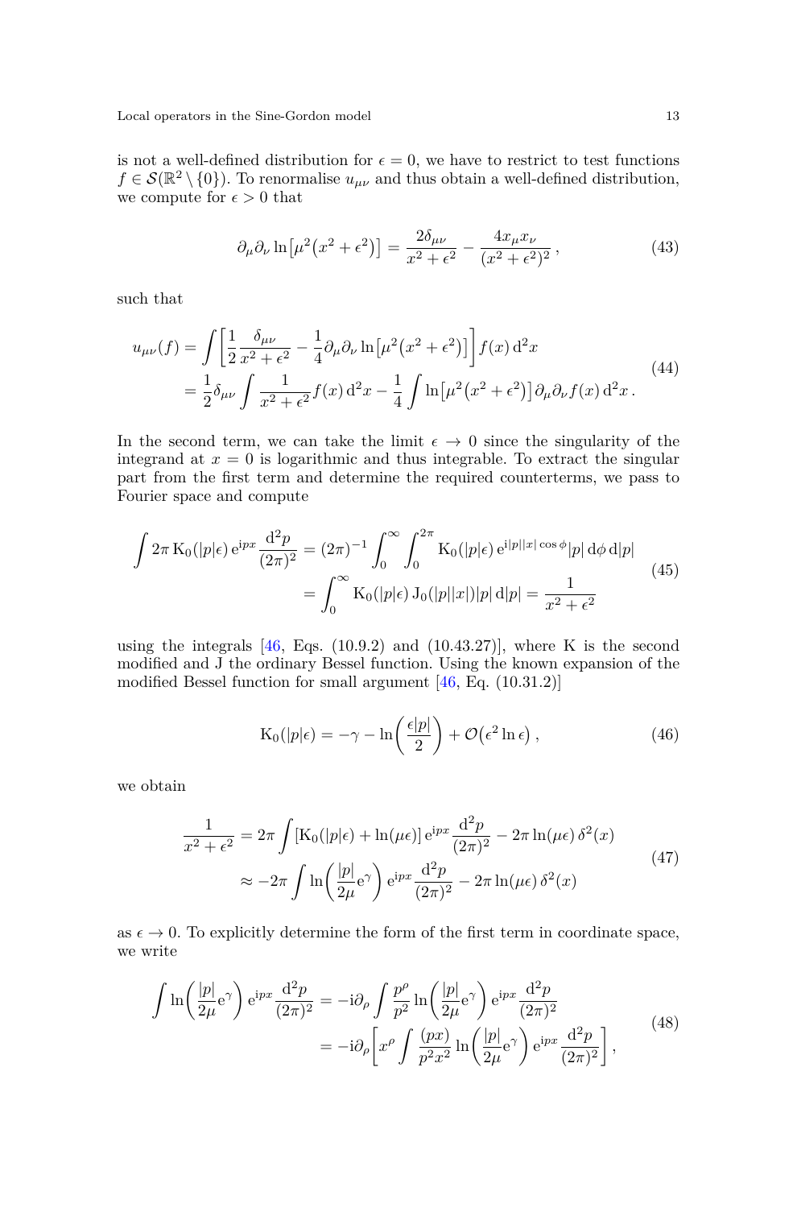is not a well-defined distribution for $\epsilon = 0$, we have to restrict to test functions $f \in \mathcal{S}(\mathbb{R}^2 \setminus \{0\})$. To renormalise $u_{\mu\nu}$ and thus obtain a well-defined distribution, we compute for $\epsilon > 0$ that

$$
\partial_\mu \partial_\nu \ln\bigl[\mu^2\bigl(x^2 + \epsilon^2\bigr)\bigr] = \frac{2\delta_{\mu\nu}}{x^2 + \epsilon^2} - \frac{4 x_\mu x_\nu}{(x^2 + \epsilon^2)^2} \,, \tag{43}
$$

such that

$$
\begin{aligned}
u_{\mu\nu}(f) &= \int \left[ \frac{1}{2} \frac{\delta_{\mu\nu}}{x^2 + \epsilon^2} - \frac{1}{4} \partial_\mu \partial_\nu \ln\bigl[\mu^2\bigl(x^2 + \epsilon^2\bigr)\bigr] \right] f(x) \, \mathrm{d}^2 x \\
&= \frac{1}{2} \delta_{\mu\nu} \int \frac{1}{x^2 + \epsilon^2} f(x) \, \mathrm{d}^2 x - \frac{1}{4} \int \ln\bigl[\mu^2\bigl(x^2 + \epsilon^2\bigr)\bigr] \partial_\mu \partial_\nu f(x) \, \mathrm{d}^2 x \,.
\end{aligned} \tag{44}
$$

In the second term, we can take the limit $\epsilon \to 0$ since the singularity of the integrand at $x = 0$ is logarithmic and thus integrable. To extract the singular part from the first term and determine the required counterterms, we pass to Fourier space and compute

$$
\begin{aligned}
\int 2\pi \, \mathrm{K}_0(|p|\epsilon) \, \mathrm{e}^{\mathrm{i}px} \frac{\mathrm{d}^2 p}{(2\pi)^2} &= (2\pi)^{-1} \int_0^\infty \int_0^{2\pi} \mathrm{K}_0(|p|\epsilon) \, \mathrm{e}^{\mathrm{i}|p||x|\cos\phi} |p| \, \mathrm{d}\phi \, \mathrm{d}|p| \\
&= \int_0^\infty \mathrm{K}_0(|p|\epsilon) \, \mathrm{J}_0(|p||x|) |p| \, \mathrm{d}|p| = \frac{1}{x^2 + \epsilon^2}
\end{aligned} \tag{45}
$$

using the integrals [46, Eqs. (10.9.2) and (10.43.27)], where K is the second modified and J the ordinary Bessel function. Using the known expansion of the modified Bessel function for small argument [46, Eq. (10.31.2)]

$$
\mathrm{K}_0(|p|\epsilon) = -\gamma - \ln\!\left( \frac{\epsilon |p|}{2} \right) + \mathcal{O}\bigl(\epsilon^2 \ln \epsilon\bigr) \,, \tag{46}
$$

we obtain

$$
\begin{aligned}
\frac{1}{x^2 + \epsilon^2} &= 2\pi \int \left[ \mathrm{K}_0(|p|\epsilon) + \ln(\mu\epsilon) \right] \mathrm{e}^{\mathrm{i}px} \frac{\mathrm{d}^2 p}{(2\pi)^2} - 2\pi \ln(\mu\epsilon) \, \delta^2(x) \\
&\approx -2\pi \int \ln\!\left( \frac{|p|}{2\mu} \mathrm{e}^{\gamma} \right) \mathrm{e}^{\mathrm{i}px} \frac{\mathrm{d}^2 p}{(2\pi)^2} - 2\pi \ln(\mu\epsilon) \, \delta^2(x)
\end{aligned} \tag{47}
$$

as $\epsilon \to 0$. To explicitly determine the form of the first term in coordinate space, we write

$$
\begin{aligned}
\int \ln\!\left( \frac{|p|}{2\mu} \mathrm{e}^{\gamma} \right) \mathrm{e}^{\mathrm{i}px} \frac{\mathrm{d}^2 p}{(2\pi)^2} &= -\mathrm{i} \partial_\rho \int \frac{p^\rho}{p^2} \ln\!\left( \frac{|p|}{2\mu} \mathrm{e}^{\gamma} \right) \mathrm{e}^{\mathrm{i}px} \frac{\mathrm{d}^2 p}{(2\pi)^2} \\
&= -\mathrm{i} \partial_\rho \left[ x^\rho \int \frac{(px)}{p^2 x^2} \ln\!\left( \frac{|p|}{2\mu} \mathrm{e}^{\gamma} \right) \mathrm{e}^{\mathrm{i}px} \frac{\mathrm{d}^2 p}{(2\pi)^2} \right] ,
\end{aligned} \tag{48}
$$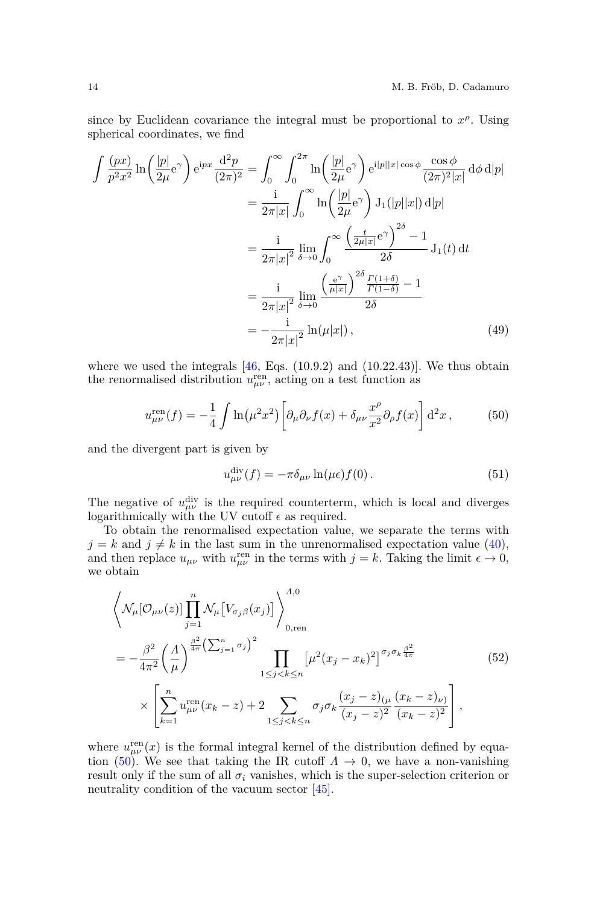since by Euclidean covariance the integral must be proportional to $x^\rho$. Using spherical coordinates, we find

$$
\begin{aligned}
\int \frac{(px)}{p^2 x^2} \ln\!\left( \frac{|p|}{2\mu} \mathrm{e}^\gamma \right) \mathrm{e}^{\mathrm{i}px} \frac{\mathrm{d}^2 p}{(2\pi)^2} &= \int_0^\infty \int_0^{2\pi} \ln\!\left( \frac{|p|}{2\mu} \mathrm{e}^\gamma \right) \mathrm{e}^{\mathrm{i}|p||x|\cos\phi} \frac{\cos\phi}{(2\pi)^2 |x|} \,\mathrm{d}\phi \,\mathrm{d}|p| \\
&= \frac{\mathrm{i}}{2\pi|x|} \int_0^\infty \ln\!\left( \frac{|p|}{2\mu} \mathrm{e}^\gamma \right) \mathrm{J}_1(|p||x|) \,\mathrm{d}|p| \\
&= \frac{\mathrm{i}}{2\pi|x|^2} \lim_{\delta\to 0} \int_0^\infty \frac{\left( \frac{t}{2\mu|x|} \mathrm{e}^\gamma \right)^{2\delta} - 1}{2\delta} \,\mathrm{J}_1(t) \,\mathrm{d}t \\
&= \frac{\mathrm{i}}{2\pi|x|^2} \lim_{\delta\to 0} \frac{\left( \frac{\mathrm{e}^\gamma}{\mu|x|} \right)^{2\delta} \frac{\Gamma(1+\delta)}{\Gamma(1-\delta)} - 1}{2\delta} \\
&= -\frac{\mathrm{i}}{2\pi|x|^2} \ln(\mu|x|) \,,
\end{aligned}
\tag{49}
$$

where we used the integrals [46, Eqs. (10.9.2) and (10.22.43)]. We thus obtain the renormalised distribution $u^{\text{ren}}_{\mu\nu}$, acting on a test function as

$$
u^{\text{ren}}_{\mu\nu}(f) = -\frac{1}{4} \int \ln\!\left(\mu^2 x^2\right) \left[ \partial_\mu \partial_\nu f(x) + \delta_{\mu\nu} \frac{x^\rho}{x^2} \partial_\rho f(x) \right] \mathrm{d}^2 x \,, \tag{50}
$$

and the divergent part is given by

$$
u^{\text{div}}_{\mu\nu}(f) = -\pi \delta_{\mu\nu} \ln(\mu\epsilon) f(0) \,. \tag{51}
$$

The negative of $u^{\text{div}}_{\mu\nu}$ is the required counterterm, which is local and diverges logarithmically with the UV cutoff $\epsilon$ as required.

To obtain the renormalised expectation value, we separate the terms with $j = k$ and $j \neq k$ in the last sum in the unrenormalised expectation value (40), and then replace $u_{\mu\nu}$ with $u^{\text{ren}}_{\mu\nu}$ in the terms with $j = k$. Taking the limit $\epsilon \to 0$, we obtain

$$
\begin{aligned}
&\left\langle \mathcal{N}_\mu[\mathcal{O}_{\mu\nu}(z)] \prod_{j=1}^n \mathcal{N}_\mu\!\left[V_{\sigma_j\beta}(x_j)\right] \right\rangle^{\Lambda,0}_{0,\text{ren}} \\
&= -\frac{\beta^2}{4\pi^2} \left( \frac{\Lambda}{\mu} \right)^{\frac{\beta^2}{4\pi}\left(\sum_{j=1}^n \sigma_j\right)^2} \prod_{1\leq j<k\leq n} \left[ \mu^2 (x_j - x_k)^2 \right]^{\sigma_j \sigma_k \frac{\beta^2}{4\pi}} \\
&\quad\times \left[ \sum_{k=1}^n u^{\text{ren}}_{\mu\nu}(x_k - z) + 2 \sum_{1\leq j<k\leq n} \sigma_j \sigma_k \frac{(x_j - z)_{(\mu}}{(x_j - z)^2} \frac{(x_k - z)_{\nu)}}{(x_k - z)^2} \right] ,
\end{aligned}
\tag{52}
$$

where $u^{\text{ren}}_{\mu\nu}(x)$ is the formal integral kernel of the distribution defined by equation (50). We see that taking the IR cutoff $\Lambda \to 0$, we have a non-vanishing result only if the sum of all $\sigma_i$ vanishes, which is the super-selection criterion or neutrality condition of the vacuum sector [45].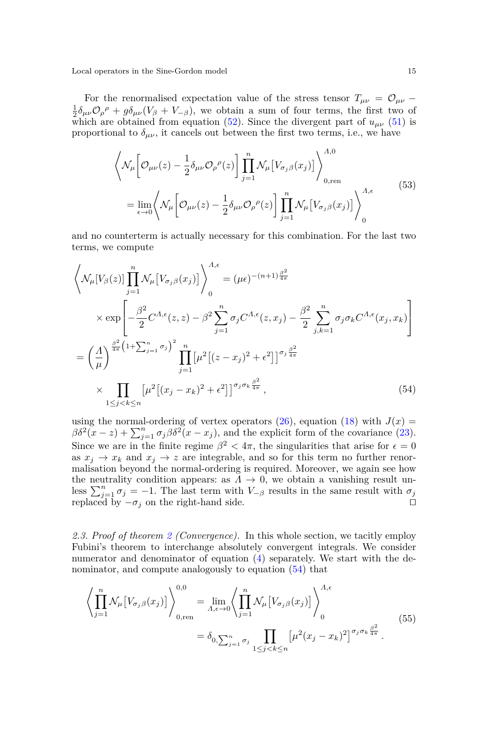For the renormalised expectation value of the stress tensor $T_{\mu\nu} = \mathcal{O}_{\mu\nu} - \frac{1}{2}\delta_{\mu\nu}\mathcal{O}_{\rho}{}^{\rho} + g\delta_{\mu\nu}(V_\beta + V_{-\beta})$, we obtain a sum of four terms, the first two of which are obtained from equation (52). Since the divergent part of $u_{\mu\nu}$ (51) is proportional to $\delta_{\mu\nu}$, it cancels out between the first two terms, i.e., we have

$$
\begin{aligned}
&\left\langle \mathcal{N}_\mu\left[\mathcal{O}_{\mu\nu}(z) - \frac{1}{2}\delta_{\mu\nu}\mathcal{O}_{\rho}{}^{\rho}(z)\right] \prod_{j=1}^{n} \mathcal{N}_\mu\left[V_{\sigma_j\beta}(x_j)\right] \right\rangle_{0,\text{ren}}^{\Lambda,0} \\
&\qquad = \lim_{\epsilon\to 0} \left\langle \mathcal{N}_\mu\left[\mathcal{O}_{\mu\nu}(z) - \frac{1}{2}\delta_{\mu\nu}\mathcal{O}_{\rho}{}^{\rho}(z)\right] \prod_{j=1}^{n} \mathcal{N}_\mu\left[V_{\sigma_j\beta}(x_j)\right] \right\rangle_{0}^{\Lambda,\epsilon}
\end{aligned}
\tag{53}
$$

and no counterterm is actually necessary for this combination. For the last two terms, we compute

$$
\begin{aligned}
&\left\langle \mathcal{N}_\mu[V_\beta(z)] \prod_{j=1}^{n} \mathcal{N}_\mu\left[V_{\sigma_j\beta}(x_j)\right] \right\rangle_{0}^{\Lambda,\epsilon} = (\mu\epsilon)^{-(n+1)\frac{\beta^2}{4\pi}} \\
&\qquad \times \exp\left[ -\frac{\beta^2}{2} C^{\Lambda,\epsilon}(z,z) - \beta^2 \sum_{j=1}^{n} \sigma_j C^{\Lambda,\epsilon}(z,x_j) - \frac{\beta^2}{2} \sum_{j,k=1}^{n} \sigma_j\sigma_k C^{\Lambda,\epsilon}(x_j,x_k) \right] \\
&= \left(\frac{\Lambda}{\mu}\right)^{\frac{\beta^2}{4\pi}\left(1+\sum_{j=1}^{n}\sigma_j\right)^2} \prod_{j=1}^{n} \left[\mu^2\left[(z-x_j)^2 + \epsilon^2\right]\right]^{\sigma_j\frac{\beta^2}{4\pi}} \\
&\qquad \times \prod_{1\le j<k\le n} \left[\mu^2\left[(x_j-x_k)^2+\epsilon^2\right]\right]^{\sigma_j\sigma_k\frac{\beta^2}{4\pi}} ,
\end{aligned}
\tag{54}
$$

using the normal-ordering of vertex operators (26), equation (18) with $J(x) = \beta\delta^2(x-z) + \sum_{j=1}^{n}\sigma_j\beta\delta^2(x-x_j)$, and the explicit form of the covariance (23). Since we are in the finite regime $\beta^2 < 4\pi$, the singularities that arise for $\epsilon = 0$ as $x_j \to x_k$ and $x_j \to z$ are integrable, and so for this term no further renormalisation beyond the normal-ordering is required. Moreover, we again see how the neutrality condition appears: as $\Lambda \to 0$, we obtain a vanishing result unless $\sum_{j=1}^{n}\sigma_j = -1$. The last term with $V_{-\beta}$ results in the same result with $\sigma_j$ replaced by $-\sigma_j$ on the right-hand side. □

*2.3. Proof of theorem 2 (Convergence).* In this whole section, we tacitly employ Fubini's theorem to interchange absolutely convergent integrals. We consider numerator and denominator of equation (4) separately. We start with the denominator, and compute analogously to equation (54) that

$$
\begin{aligned}
\left\langle \prod_{j=1}^{n} \mathcal{N}_\mu\left[V_{\sigma_j\beta}(x_j)\right] \right\rangle_{0,\text{ren}}^{0,0} &= \lim_{\Lambda,\epsilon\to 0} \left\langle \prod_{j=1}^{n} \mathcal{N}_\mu\left[V_{\sigma_j\beta}(x_j)\right] \right\rangle_{0}^{\Lambda,\epsilon} \\
&= \delta_{0,\sum_{j=1}^{n}\sigma_j} \prod_{1\le j<k\le n} \left[\mu^2(x_j-x_k)^2\right]^{\sigma_j\sigma_k\frac{\beta^2}{4\pi}} .
\end{aligned}
\tag{55}
$$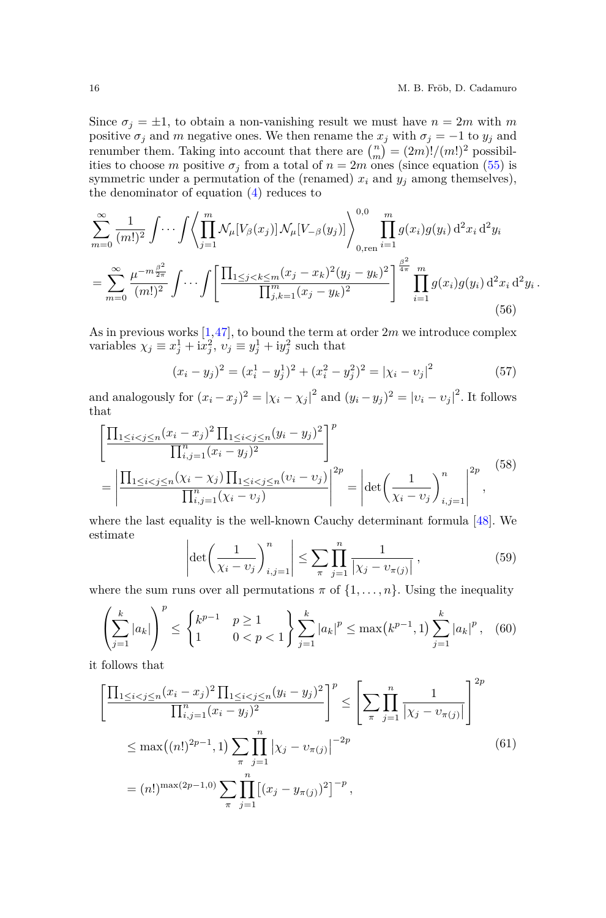Since $\sigma_j = \pm 1$, to obtain a non-vanishing result we must have $n = 2m$ with $m$ positive $\sigma_j$ and $m$ negative ones. We then rename the $x_j$ with $\sigma_j = -1$ to $y_j$ and renumber them. Taking into account that there are $\binom{n}{m} = (2m)!/(m!)^2$ possibilities to choose $m$ positive $\sigma_j$ from a total of $n = 2m$ ones (since equation (55) is symmetric under a permutation of the (renamed) $x_i$ and $y_j$ among themselves), the denominator of equation (4) reduces to

$$
\begin{aligned}
&\sum_{m=0}^{\infty} \frac{1}{(m!)^2} \int \cdots \int \left\langle \prod_{j=1}^{m} \mathcal{N}_\mu[V_\beta(x_j)] \mathcal{N}_\mu[V_{-\beta}(y_j)] \right\rangle_{0,\text{ren}}^{0,0} \prod_{i=1}^{m} g(x_i) g(y_i) \,\mathrm{d}^2 x_i \,\mathrm{d}^2 y_i \\
&= \sum_{m=0}^{\infty} \frac{\mu^{-m\frac{\beta^2}{2\pi}}}{(m!)^2} \int \cdots \int \left[ \frac{\prod_{1 \le j < k \le m} (x_j - x_k)^2 (y_j - y_k)^2}{\prod_{j,k=1}^{m} (x_j - y_k)^2} \right]^{\frac{\beta^2}{4\pi}} \prod_{i=1}^{m} g(x_i) g(y_i) \,\mathrm{d}^2 x_i \,\mathrm{d}^2 y_i \,.
\end{aligned}
\tag{56}
$$

As in previous works [1,47], to bound the term at order $2m$ we introduce complex variables $\chi_j \equiv x_j^1 + \mathrm{i} x_j^2$, $\upsilon_j \equiv y_j^1 + \mathrm{i} y_j^2$ such that

$$
(x_i - y_j)^2 = (x_i^1 - y_j^1)^2 + (x_i^2 - y_j^2)^2 = \left| \chi_i - \upsilon_j \right|^2 \tag{57}
$$

and analogously for $(x_i - x_j)^2 = \left| \chi_i - \chi_j \right|^2$ and $(y_i - y_j)^2 = \left| \upsilon_i - \upsilon_j \right|^2$. It follows that

$$
\begin{aligned}
&\left[ \frac{\prod_{1 \le i < j \le n} (x_i - x_j)^2 \prod_{1 \le i < j \le n} (y_i - y_j)^2}{\prod_{i,j=1}^{n} (x_i - y_j)^2} \right]^p \\
&= \left| \frac{\prod_{1 \le i < j \le n} (\chi_i - \chi_j) \prod_{1 \le i < j \le n} (\upsilon_i - \upsilon_j)}{\prod_{i,j=1}^{n} (\chi_i - \upsilon_j)} \right|^{2p} = \left| \det \left( \frac{1}{\chi_i - \upsilon_j} \right)_{i,j=1}^{n} \right|^{2p} ,
\end{aligned}
\tag{58}
$$

where the last equality is the well-known Cauchy determinant formula [48]. We estimate

$$
\left| \det \left( \frac{1}{\chi_i - \upsilon_j} \right)_{i,j=1}^{n} \right| \le \sum_{\pi} \prod_{j=1}^{n} \frac{1}{\left| \chi_j - \upsilon_{\pi(j)} \right|} , \tag{59}
$$

where the sum runs over all permutations $\pi$ of $\{1, \ldots, n\}$. Using the inequality

$$
\left( \sum_{j=1}^{k} \left| a_k \right| \right)^p \le \left\{ \begin{matrix} k^{p-1} & p \ge 1 \\ 1 & 0 < p < 1 \end{matrix} \right\} \sum_{j=1}^{k} \left| a_k \right|^p \le \max\left( k^{p-1}, 1 \right) \sum_{j=1}^{k} \left| a_k \right|^p , \tag{60}
$$

it follows that

$$
\begin{aligned}
\left[ \frac{\prod_{1 \le i < j \le n} (x_i - x_j)^2 \prod_{1 \le i < j \le n} (y_i - y_j)^2}{\prod_{i,j=1}^{n} (x_i - y_j)^2} \right]^p &\le \left[ \sum_{\pi} \prod_{j=1}^{n} \frac{1}{\left| \chi_j - \upsilon_{\pi(j)} \right|} \right]^{2p} \\
&\le \max\left( (n!)^{2p-1}, 1 \right) \sum_{\pi} \prod_{j=1}^{n} \left| \chi_j - \upsilon_{\pi(j)} \right|^{-2p} \\
&= (n!)^{\max(2p-1,0)} \sum_{\pi} \prod_{j=1}^{n} \left[ (x_j - y_{\pi(j)})^2 \right]^{-p} ,
\end{aligned}
\tag{61}
$$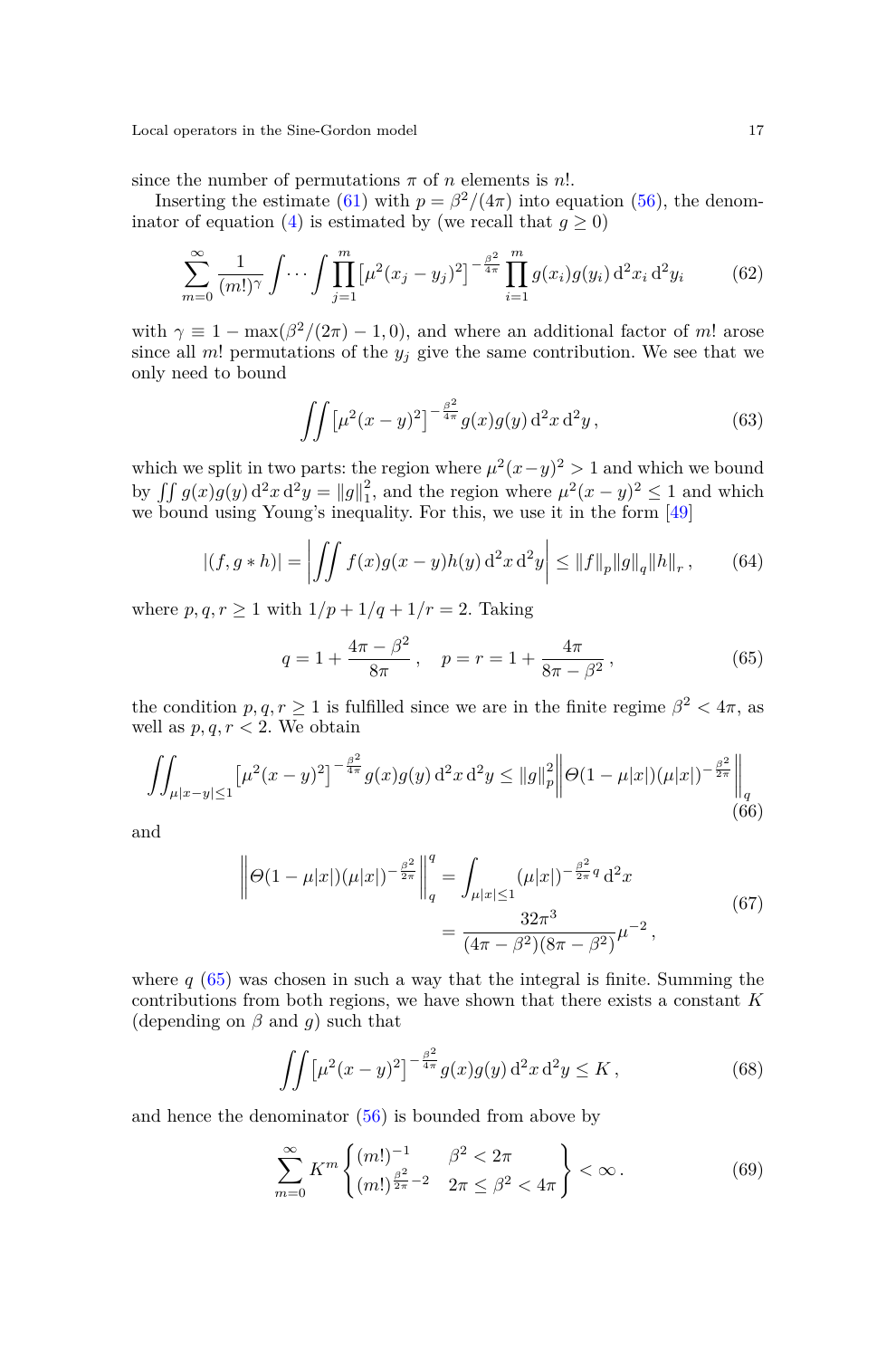since the number of permutations $\pi$ of $n$ elements is $n!$.

Inserting the estimate (61) with $p = \beta^2/(4\pi)$ into equation (56), the denominator of equation (4) is estimated by (we recall that $g \geq 0$)

$$\sum_{m=0}^{\infty} \frac{1}{(m!)^\gamma} \int \cdots \int \prod_{j=1}^{m} \left[\mu^2 (x_j - y_j)^2\right]^{-\frac{\beta^2}{4\pi}} \prod_{i=1}^{m} g(x_i) g(y_i) \, \mathrm{d}^2 x_i \, \mathrm{d}^2 y_i \tag{62}$$

with $\gamma \equiv 1 - \max(\beta^2/(2\pi) - 1, 0)$, and where an additional factor of $m!$ arose since all $m!$ permutations of the $y_j$ give the same contribution. We see that we only need to bound

$$\iint \left[\mu^2 (x - y)^2\right]^{-\frac{\beta^2}{4\pi}} g(x) g(y) \, \mathrm{d}^2 x \, \mathrm{d}^2 y \,, \tag{63}$$

which we split in two parts: the region where $\mu^2 (x-y)^2 > 1$ and which we bound by $\iint g(x) g(y) \, \mathrm{d}^2 x \, \mathrm{d}^2 y = \lVert g \rVert_1^2$, and the region where $\mu^2 (x-y)^2 \leq 1$ and which we bound using Young's inequality. For this, we use it in the form [49]

$$\lvert (f, g * h) \rvert = \left| \iint f(x) g(x-y) h(y) \, \mathrm{d}^2 x \, \mathrm{d}^2 y \right| \leq \lVert f \rVert_p \lVert g \rVert_q \lVert h \rVert_r \,, \tag{64}$$

where $p, q, r \geq 1$ with $1/p + 1/q + 1/r = 2$. Taking

$$q = 1 + \frac{4\pi - \beta^2}{8\pi} \,, \quad p = r = 1 + \frac{4\pi}{8\pi - \beta^2} \,, \tag{65}$$

the condition $p, q, r \geq 1$ is fulfilled since we are in the finite regime $\beta^2 < 4\pi$, as well as $p, q, r < 2$. We obtain

$$\iint_{\mu|x-y|\leq 1} \left[\mu^2 (x-y)^2\right]^{-\frac{\beta^2}{4\pi}} g(x) g(y) \, \mathrm{d}^2 x \, \mathrm{d}^2 y \leq \lVert g \rVert_p^2 \left\lVert \Theta(1 - \mu|x|) (\mu|x|)^{-\frac{\beta^2}{2\pi}} \right\rVert_q \tag{66}$$

and

$$\begin{aligned} \left\lVert \Theta(1 - \mu|x|) (\mu|x|)^{-\frac{\beta^2}{2\pi}} \right\rVert_q^q &= \int_{\mu|x|\leq 1} (\mu|x|)^{-\frac{\beta^2}{2\pi} q} \, \mathrm{d}^2 x \\ &= \frac{32\pi^3}{(4\pi - \beta^2)(8\pi - \beta^2)} \mu^{-2} \,, \end{aligned} \tag{67}$$

where $q$ (65) was chosen in such a way that the integral is finite. Summing the contributions from both regions, we have shown that there exists a constant $K$ (depending on $\beta$ and $g$) such that

$$\iint \left[\mu^2 (x-y)^2\right]^{-\frac{\beta^2}{4\pi}} g(x) g(y) \, \mathrm{d}^2 x \, \mathrm{d}^2 y \leq K \,, \tag{68}$$

and hence the denominator (56) is bounded from above by

$$\sum_{m=0}^{\infty} K^m \begin{Bmatrix} (m!)^{-1} & \beta^2 < 2\pi \\ (m!)^{\frac{\beta^2}{2\pi} - 2} & 2\pi \leq \beta^2 < 4\pi \end{Bmatrix} < \infty \,. \tag{69}$$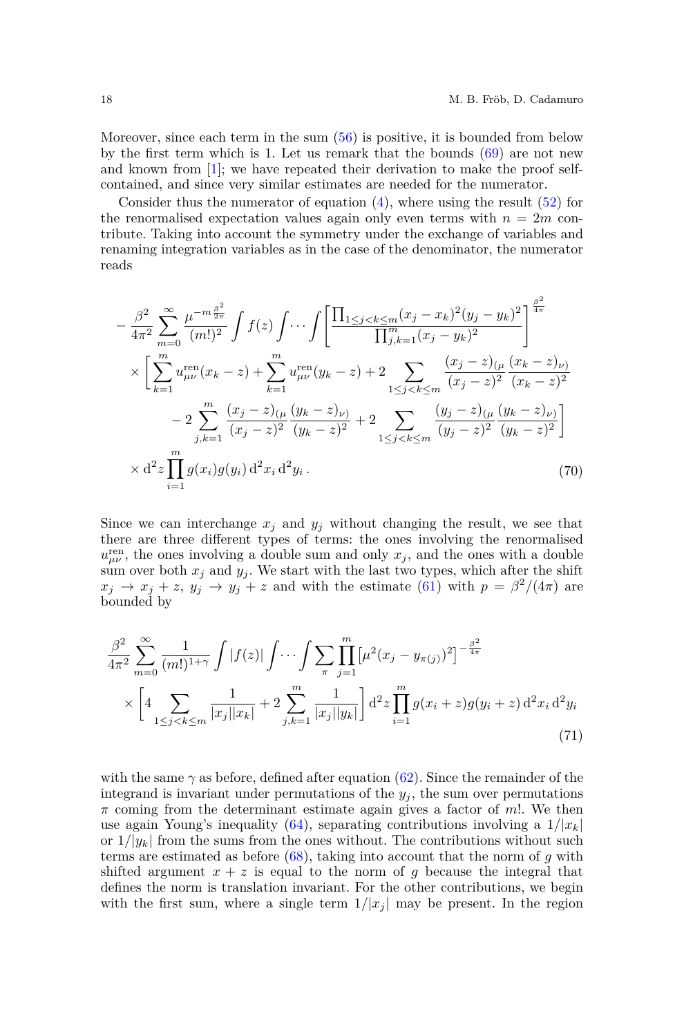Moreover, since each term in the sum (56) is positive, it is bounded from below by the first term which is 1. Let us remark that the bounds (69) are not new and known from [1]; we have repeated their derivation to make the proof self-contained, and since very similar estimates are needed for the numerator.

Consider thus the numerator of equation (4), where using the result (52) for the renormalised expectation values again only even terms with $n = 2m$ contribute. Taking into account the symmetry under the exchange of variables and renaming integration variables as in the case of the denominator, the numerator reads

$$
\begin{aligned}
&- \frac{\beta^2}{4\pi^2} \sum_{m=0}^{\infty} \frac{\mu^{-m\frac{\beta^2}{2\pi}}}{(m!)^2} \int f(z) \int \cdots \int \left[ \frac{\prod_{1 \leq j < k \leq m} (x_j - x_k)^2 (y_j - y_k)^2}{\prod_{j,k=1}^{m} (x_j - y_k)^2} \right]^{\frac{\beta^2}{4\pi}} \\
&\quad \times \Bigg[ \sum_{k=1}^{m} u^{\text{ren}}_{\mu\nu}(x_k - z) + \sum_{k=1}^{m} u^{\text{ren}}_{\mu\nu}(y_k - z) + 2 \sum_{1 \leq j < k \leq m} \frac{(x_j - z)_{(\mu}}{(x_j - z)^2} \frac{(x_k - z)_{\nu)}}{(x_k - z)^2} \\
&\qquad - 2 \sum_{j,k=1}^{m} \frac{(x_j - z)_{(\mu}}{(x_j - z)^2} \frac{(y_k - z)_{\nu)}}{(y_k - z)^2} + 2 \sum_{1 \leq j < k \leq m} \frac{(y_j - z)_{(\mu}}{(y_j - z)^2} \frac{(y_k - z)_{\nu)}}{(y_k - z)^2} \Bigg] \\
&\quad \times \mathrm{d}^2 z \prod_{i=1}^{m} g(x_i) g(y_i) \, \mathrm{d}^2 x_i \, \mathrm{d}^2 y_i \,.
\end{aligned}
\tag{70}
$$

Since we can interchange $x_j$ and $y_j$ without changing the result, we see that there are three different types of terms: the ones involving the renormalised $u^{\text{ren}}_{\mu\nu}$, the ones involving a double sum and only $x_j$, and the ones with a double sum over both $x_j$ and $y_j$. We start with the last two types, which after the shift $x_j \to x_j + z$, $y_j \to y_j + z$ and with the estimate (61) with $p = \beta^2/(4\pi)$ are bounded by

$$
\begin{aligned}
&\frac{\beta^2}{4\pi^2} \sum_{m=0}^{\infty} \frac{1}{(m!)^{1+\gamma}} \int \lvert f(z) \rvert \int \cdots \int \sum_{\pi} \prod_{j=1}^{m} \left[ \mu^2 (x_j - y_{\pi(j)})^2 \right]^{-\frac{\beta^2}{4\pi}} \\
&\quad \times \left[ 4 \sum_{1 \leq j < k \leq m} \frac{1}{\lvert x_j \rvert \lvert x_k \rvert} + 2 \sum_{j,k=1}^{m} \frac{1}{\lvert x_j \rvert \lvert y_k \rvert} \right] \mathrm{d}^2 z \prod_{i=1}^{m} g(x_i + z) g(y_i + z) \, \mathrm{d}^2 x_i \, \mathrm{d}^2 y_i
\end{aligned}
\tag{71}
$$

with the same $\gamma$ as before, defined after equation (62). Since the remainder of the integrand is invariant under permutations of the $y_j$, the sum over permutations $\pi$ coming from the determinant estimate again gives a factor of $m!$. We then use again Young's inequality (64), separating contributions involving a $1/\lvert x_k \rvert$ or $1/\lvert y_k \rvert$ from the sums from the ones without. The contributions without such terms are estimated as before (68), taking into account that the norm of $g$ with shifted argument $x + z$ is equal to the norm of $g$ because the integral that defines the norm is translation invariant. For the other contributions, we begin with the first sum, where a single term $1/\lvert x_j \rvert$ may be present. In the region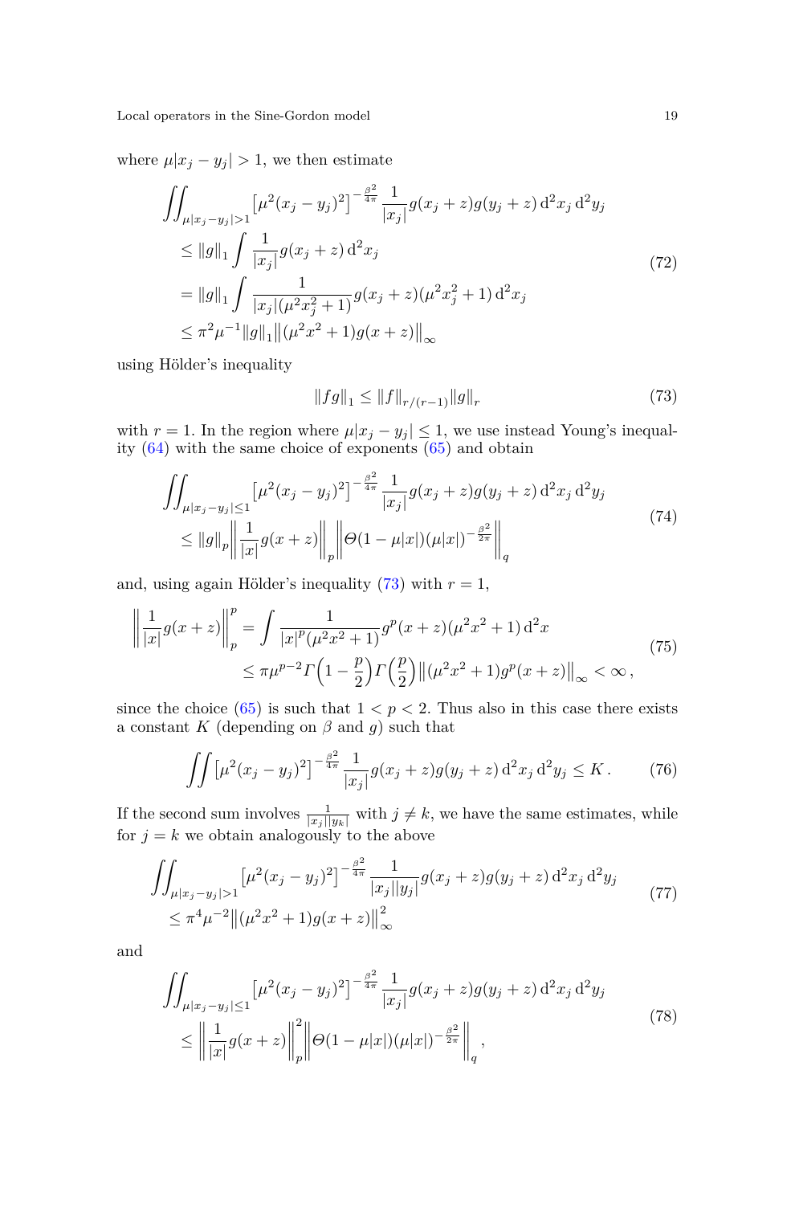where $\mu|x_j - y_j| > 1$, we then estimate

$$
\begin{aligned}
&\iint_{\mu|x_j-y_j|>1} \left[\mu^2(x_j-y_j)^2\right]^{-\frac{\beta^2}{4\pi}} \frac{1}{|x_j|} g(x_j+z) g(y_j+z) \, \mathrm{d}^2 x_j \, \mathrm{d}^2 y_j \\
&\quad \leq \lVert g \rVert_1 \int \frac{1}{|x_j|} g(x_j+z) \, \mathrm{d}^2 x_j \\
&\quad = \lVert g \rVert_1 \int \frac{1}{|x_j|(\mu^2 x_j^2 + 1)} g(x_j+z)(\mu^2 x_j^2+1) \, \mathrm{d}^2 x_j \\
&\quad \leq \pi^2 \mu^{-1} \lVert g \rVert_1 \left\lVert (\mu^2 x^2 + 1) g(x+z) \right\rVert_\infty
\end{aligned}
\tag{72}
$$

using Hölder's inequality

$$
\lVert fg \rVert_1 \leq \lVert f \rVert_{r/(r-1)} \lVert g \rVert_r
\tag{73}
$$

with $r = 1$. In the region where $\mu|x_j - y_j| \leq 1$, we use instead Young's inequality (64) with the same choice of exponents (65) and obtain

$$
\begin{aligned}
&\iint_{\mu|x_j-y_j|\leq 1} \left[\mu^2(x_j-y_j)^2\right]^{-\frac{\beta^2}{4\pi}} \frac{1}{|x_j|} g(x_j+z) g(y_j+z) \, \mathrm{d}^2 x_j \, \mathrm{d}^2 y_j \\
&\quad \leq \lVert g \rVert_p \left\lVert \frac{1}{|x|} g(x+z) \right\rVert_p \left\lVert \Theta(1-\mu|x|)(\mu|x|)^{-\frac{\beta^2}{2\pi}} \right\rVert_q
\end{aligned}
\tag{74}
$$

and, using again Hölder's inequality (73) with $r = 1$,

$$
\begin{aligned}
\left\lVert \frac{1}{|x|} g(x+z) \right\rVert_p^p &= \int \frac{1}{|x|^p(\mu^2 x^2+1)} g^p(x+z)(\mu^2 x^2+1) \, \mathrm{d}^2 x \\
&\leq \pi \mu^{p-2} \Gamma\Big(1 - \frac{p}{2}\Big) \Gamma\Big(\frac{p}{2}\Big) \left\lVert (\mu^2 x^2+1) g^p(x+z) \right\rVert_\infty < \infty \,,
\end{aligned}
\tag{75}
$$

since the choice (65) is such that $1 < p < 2$. Thus also in this case there exists a constant $K$ (depending on $\beta$ and $g$) such that

$$
\iint \left[\mu^2(x_j-y_j)^2\right]^{-\frac{\beta^2}{4\pi}} \frac{1}{|x_j|} g(x_j+z) g(y_j+z) \, \mathrm{d}^2 x_j \, \mathrm{d}^2 y_j \leq K \,.
\tag{76}
$$

If the second sum involves $\frac{1}{|x_j||y_k|}$ with $j \neq k$, we have the same estimates, while for $j = k$ we obtain analogously to the above

$$
\begin{aligned}
&\iint_{\mu|x_j-y_j|>1} \left[\mu^2(x_j-y_j)^2\right]^{-\frac{\beta^2}{4\pi}} \frac{1}{|x_j||y_j|} g(x_j+z) g(y_j+z) \, \mathrm{d}^2 x_j \, \mathrm{d}^2 y_j \\
&\quad \leq \pi^4 \mu^{-2} \left\lVert (\mu^2 x^2+1) g(x+z) \right\rVert_\infty^2
\end{aligned}
\tag{77}
$$

and

$$
\begin{aligned}
&\iint_{\mu|x_j-y_j|\leq 1} \left[\mu^2(x_j-y_j)^2\right]^{-\frac{\beta^2}{4\pi}} \frac{1}{|x_j|} g(x_j+z) g(y_j+z) \, \mathrm{d}^2 x_j \, \mathrm{d}^2 y_j \\
&\quad \leq \left\lVert \frac{1}{|x|} g(x+z) \right\rVert_p^2 \left\lVert \Theta(1-\mu|x|)(\mu|x|)^{-\frac{\beta^2}{2\pi}} \right\rVert_q \,,
\end{aligned}
\tag{78}
$$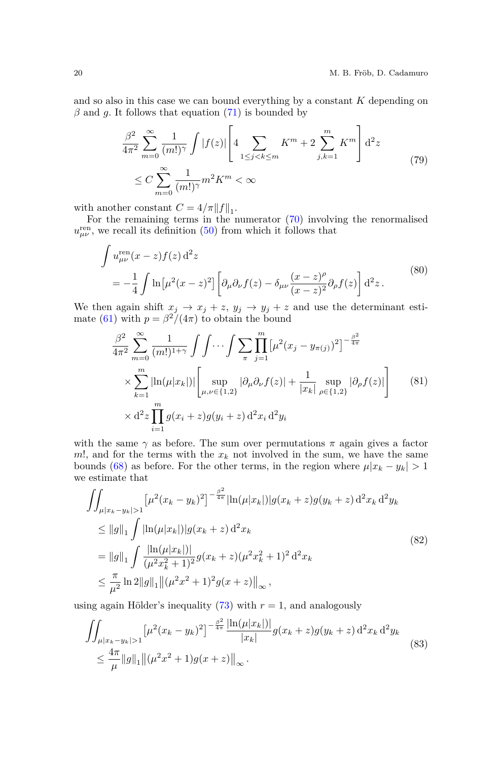and so also in this case we can bound everything by a constant $K$ depending on $\beta$ and $g$. It follows that equation (71) is bounded by

$$
\begin{aligned}
&\frac{\beta^2}{4\pi^2} \sum_{m=0}^{\infty} \frac{1}{(m!)^\gamma} \int \lvert f(z) \rvert \left[ 4 \sum_{1 \leq j < k \leq m} K^m + 2 \sum_{j,k=1}^{m} K^m \right] \mathrm{d}^2 z \\
&\quad \leq C \sum_{m=0}^{\infty} \frac{1}{(m!)^\gamma} m^2 K^m < \infty
\end{aligned}
\tag{79}
$$

with another constant $C = 4/\pi \lVert f \rVert_1$.

For the remaining terms in the numerator (70) involving the renormalised $u^{\text{ren}}_{\mu\nu}$, we recall its definition (50) from which it follows that

$$
\begin{aligned}
&\int u^{\text{ren}}_{\mu\nu}(x - z) f(z) \, \mathrm{d}^2 z \\
&\quad = -\frac{1}{4} \int \ln\left[\mu^2 (x - z)^2\right] \left[ \partial_\mu \partial_\nu f(z) - \delta_{\mu\nu} \frac{(x - z)^\rho}{(x - z)^2} \partial_\rho f(z) \right] \mathrm{d}^2 z \,.
\end{aligned}
\tag{80}
$$

We then again shift $x_j \to x_j + z$, $y_j \to y_j + z$ and use the determinant estimate (61) with $p = \beta^2/(4\pi)$ to obtain the bound

$$
\begin{aligned}
&\frac{\beta^2}{4\pi^2} \sum_{m=0}^{\infty} \frac{1}{(m!)^{1+\gamma}} \int \int \cdots \int \sum_{\pi} \prod_{j=1}^{m} \left[\mu^2 (x_j - y_{\pi(j)})^2\right]^{-\frac{\beta^2}{4\pi}} \\
&\quad \times \sum_{k=1}^{m} \lvert \ln(\mu \lvert x_k \rvert) \rvert \left[ \sup_{\mu,\nu \in \{1,2\}} \lvert \partial_\mu \partial_\nu f(z) \rvert + \frac{1}{\lvert x_k \rvert} \sup_{\rho \in \{1,2\}} \lvert \partial_\rho f(z) \rvert \right] \\
&\quad \times \mathrm{d}^2 z \prod_{i=1}^{m} g(x_i + z) g(y_i + z) \, \mathrm{d}^2 x_i \, \mathrm{d}^2 y_i
\end{aligned}
\tag{81}
$$

with the same $\gamma$ as before. The sum over permutations $\pi$ again gives a factor $m!$, and for the terms with the $x_k$ not involved in the sum, we have the same bounds (68) as before. For the other terms, in the region where $\mu \lvert x_k - y_k \rvert > 1$ we estimate that

$$
\begin{aligned}
&\iint_{\mu \lvert x_k - y_k \rvert > 1} \left[\mu^2 (x_k - y_k)^2\right]^{-\frac{\beta^2}{4\pi}} \lvert \ln(\mu \lvert x_k \rvert) \rvert g(x_k + z) g(y_k + z) \, \mathrm{d}^2 x_k \, \mathrm{d}^2 y_k \\
&\quad \leq \lVert g \rVert_1 \int \lvert \ln(\mu \lvert x_k \rvert) \rvert g(x_k + z) \, \mathrm{d}^2 x_k \\
&\quad = \lVert g \rVert_1 \int \frac{\lvert \ln(\mu \lvert x_k \rvert) \rvert}{(\mu^2 x_k^2 + 1)^2} g(x_k + z) (\mu^2 x_k^2 + 1)^2 \, \mathrm{d}^2 x_k \\
&\quad \leq \frac{\pi}{\mu^2} \ln 2 \lVert g \rVert_1 \left\lVert (\mu^2 x^2 + 1)^2 g(x + z) \right\rVert_\infty \,,
\end{aligned}
\tag{82}
$$

using again Hölder's inequality (73) with $r = 1$, and analogously

$$
\begin{aligned}
&\iint_{\mu \lvert x_k - y_k \rvert > 1} \left[\mu^2 (x_k - y_k)^2\right]^{-\frac{\beta^2}{4\pi}} \frac{\lvert \ln(\mu \lvert x_k \rvert) \rvert}{\lvert x_k \rvert} g(x_k + z) g(y_k + z) \, \mathrm{d}^2 x_k \, \mathrm{d}^2 y_k \\
&\quad \leq \frac{4\pi}{\mu} \lVert g \rVert_1 \left\lVert (\mu^2 x^2 + 1) g(x + z) \right\rVert_\infty \,.
\end{aligned}
\tag{83}
$$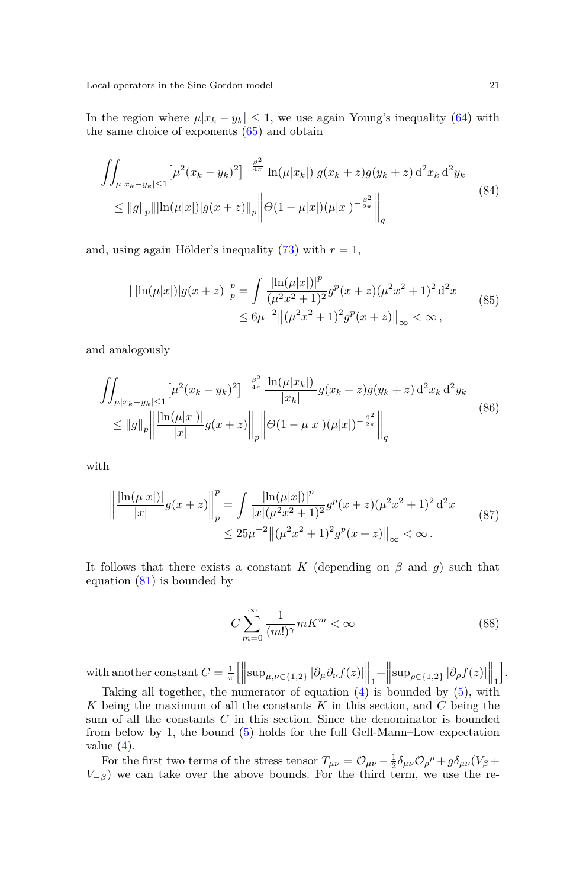In the region where $\mu|x_k - y_k| \leq 1$, we use again Young's inequality (64) with the same choice of exponents (65) and obtain

$$
\begin{aligned}
&\iint_{\mu|x_k-y_k|\leq 1} \left[\mu^2 (x_k - y_k)^2\right]^{-\frac{\beta^2}{4\pi}} |\ln(\mu|x_k|)| g(x_k+z) g(y_k+z) \,\mathrm{d}^2x_k \,\mathrm{d}^2y_k \\
&\quad \leq \|g\|_p \| |\ln(\mu|x|)| g(x+z) \|_p \left\| \Theta(1-\mu|x|)(\mu|x|)^{-\frac{\beta^2}{2\pi}} \right\|_q
\end{aligned}
\tag{84}
$$

and, using again Hölder's inequality (73) with $r = 1$,

$$
\begin{aligned}
\| |\ln(\mu|x|)| g(x+z) \|_p^p &= \int \frac{|\ln(\mu|x|)|^p}{(\mu^2 x^2 + 1)^2} g^p(x+z) (\mu^2 x^2 + 1)^2 \,\mathrm{d}^2x \\
&\leq 6\mu^{-2} \left\| (\mu^2 x^2 + 1)^2 g^p(x+z) \right\|_\infty < \infty \,,
\end{aligned}
\tag{85}
$$

and analogously

$$
\begin{aligned}
&\iint_{\mu|x_k-y_k|\leq 1} \left[\mu^2 (x_k - y_k)^2\right]^{-\frac{\beta^2}{4\pi}} \frac{|\ln(\mu|x_k|)|}{|x_k|} g(x_k+z) g(y_k+z) \,\mathrm{d}^2x_k \,\mathrm{d}^2y_k \\
&\quad \leq \|g\|_p \left\| \frac{|\ln(\mu|x|)|}{|x|} g(x+z) \right\|_p \left\| \Theta(1-\mu|x|)(\mu|x|)^{-\frac{\beta^2}{2\pi}} \right\|_q
\end{aligned}
\tag{86}
$$

with

$$
\begin{aligned}
\left\| \frac{|\ln(\mu|x|)|}{|x|} g(x+z) \right\|_p^p &= \int \frac{|\ln(\mu|x|)|^p}{|x|(\mu^2 x^2 + 1)^2} g^p(x+z) (\mu^2 x^2 + 1)^2 \,\mathrm{d}^2x \\
&\leq 25\mu^{-2} \left\| (\mu^2 x^2 + 1)^2 g^p(x+z) \right\|_\infty < \infty \,.
\end{aligned}
\tag{87}
$$

It follows that there exists a constant $K$ (depending on $\beta$ and $g$) such that equation (81) is bounded by

$$
C \sum_{m=0}^{\infty} \frac{1}{(m!)^\gamma} m K^m < \infty
\tag{88}
$$

with another constant $C = \frac{1}{\pi} \left[ \left\| \sup_{\mu,\nu \in \{1,2\}} |\partial_\mu \partial_\nu f(z)| \right\|_1 + \left\| \sup_{\rho \in \{1,2\}} |\partial_\rho f(z)| \right\|_1 \right]$.

Taking all together, the numerator of equation (4) is bounded by (5), with $K$ being the maximum of all the constants $K$ in this section, and $C$ being the sum of all the constants $C$ in this section. Since the denominator is bounded from below by 1, the bound (5) holds for the full Gell-Mann–Low expectation value (4).

For the first two terms of the stress tensor $T_{\mu\nu} = \mathcal{O}_{\mu\nu} - \frac{1}{2}\delta_{\mu\nu}\mathcal{O}_\rho{}^\rho + g\delta_{\mu\nu}(V_\beta + V_{-\beta})$ we can take over the above bounds. For the third term, we use the re-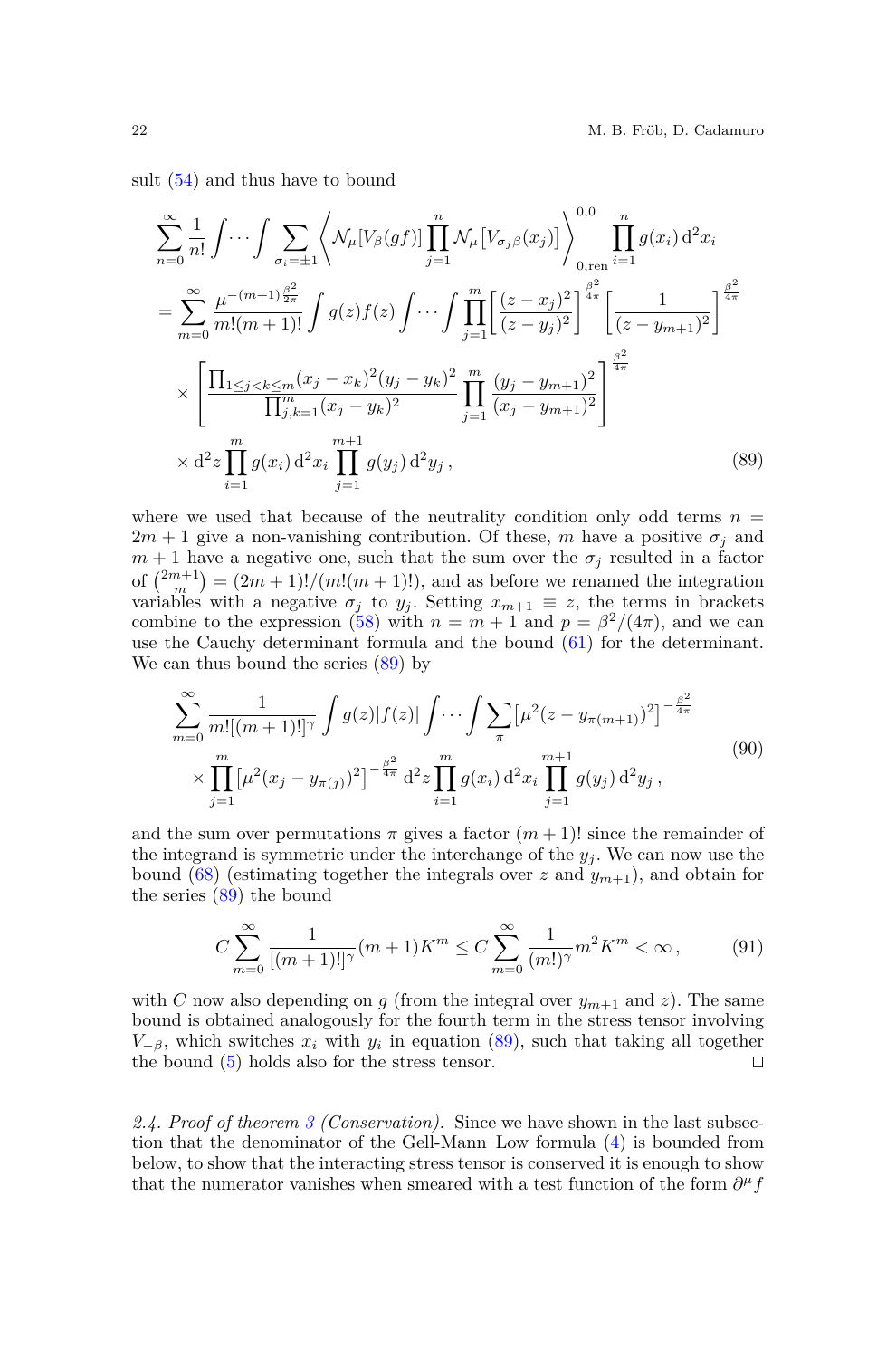sult (54) and thus have to bound

$$
\begin{aligned}
&\sum_{n=0}^{\infty} \frac{1}{n!} \int \cdots \int \sum_{\sigma_i = \pm 1} \left\langle \mathcal{N}_\mu[V_\beta(gf)] \prod_{j=1}^{n} \mathcal{N}_\mu\left[V_{\sigma_j \beta}(x_j)\right] \right\rangle_{0,\text{ren}}^{0,0} \prod_{i=1}^{n} g(x_i) \, \mathrm{d}^2 x_i \\
&= \sum_{m=0}^{\infty} \frac{\mu^{-(m+1)\frac{\beta^2}{2\pi}}}{m!(m+1)!} \int g(z) f(z) \int \cdots \int \prod_{j=1}^{m} \left[ \frac{(z - x_j)^2}{(z - y_j)^2} \right]^{\frac{\beta^2}{4\pi}} \left[ \frac{1}{(z - y_{m+1})^2} \right]^{\frac{\beta^2}{4\pi}} \\
&\quad \times \left[ \frac{\prod_{1 \leq j < k \leq m} (x_j - x_k)^2 (y_j - y_k)^2}{\prod_{j,k=1}^{m} (x_j - y_k)^2} \prod_{j=1}^{m} \frac{(y_j - y_{m+1})^2}{(x_j - y_{m+1})^2} \right]^{\frac{\beta^2}{4\pi}} \\
&\quad \times \mathrm{d}^2 z \prod_{i=1}^{m} g(x_i) \, \mathrm{d}^2 x_i \prod_{j=1}^{m+1} g(y_j) \, \mathrm{d}^2 y_j \,,
\end{aligned}
\tag{89}
$$

where we used that because of the neutrality condition only odd terms $n = 2m+1$ give a non-vanishing contribution. Of these, $m$ have a positive $\sigma_j$ and $m+1$ have a negative one, such that the sum over the $\sigma_j$ resulted in a factor of $\binom{2m+1}{m} = (2m+1)!/(m!(m+1)!)$, and as before we renamed the integration variables with a negative $\sigma_j$ to $y_j$. Setting $x_{m+1} \equiv z$, the terms in brackets combine to the expression (58) with $n = m+1$ and $p = \beta^2/(4\pi)$, and we can use the Cauchy determinant formula and the bound (61) for the determinant. We can thus bound the series (89) by

$$
\begin{aligned}
&\sum_{m=0}^{\infty} \frac{1}{m! [(m+1)!]^\gamma} \int g(z) |f(z)| \int \cdots \int \sum_{\pi} \left[ \mu^2 (z - y_{\pi(m+1)})^2 \right]^{-\frac{\beta^2}{4\pi}} \\
&\quad \times \prod_{j=1}^{m} \left[ \mu^2 (x_j - y_{\pi(j)})^2 \right]^{-\frac{\beta^2}{4\pi}} \mathrm{d}^2 z \prod_{i=1}^{m} g(x_i) \, \mathrm{d}^2 x_i \prod_{j=1}^{m+1} g(y_j) \, \mathrm{d}^2 y_j \,,
\end{aligned}
\tag{90}
$$

and the sum over permutations $\pi$ gives a factor $(m+1)!$ since the remainder of the integrand is symmetric under the interchange of the $y_j$. We can now use the bound (68) (estimating together the integrals over $z$ and $y_{m+1}$), and obtain for the series (89) the bound

$$
C \sum_{m=0}^{\infty} \frac{1}{[(m+1)!]^\gamma} (m+1) K^m \leq C \sum_{m=0}^{\infty} \frac{1}{(m!)^\gamma} m^2 K^m < \infty \,,
\tag{91}
$$

with $C$ now also depending on $g$ (from the integral over $y_{m+1}$ and $z$). The same bound is obtained analogously for the fourth term in the stress tensor involving $V_{-\beta}$, which switches $x_i$ with $y_i$ in equation (89), such that taking all together the bound (5) holds also for the stress tensor. ◻

*2.4. Proof of theorem 3 (Conservation).* Since we have shown in the last subsection that the denominator of the Gell-Mann–Low formula (4) is bounded from below, to show that the interacting stress tensor is conserved it is enough to show that the numerator vanishes when smeared with a test function of the form $\partial^\mu f$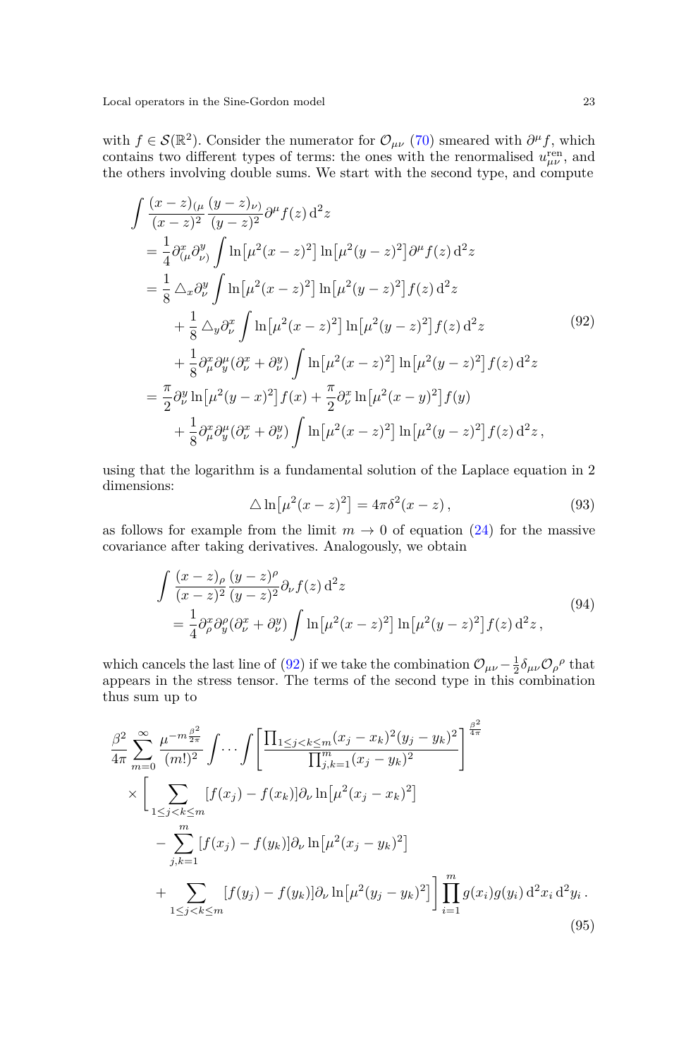with $f \in \mathcal{S}(\mathbb{R}^2)$. Consider the numerator for $\mathcal{O}_{\mu\nu}$ (70) smeared with $\partial^\mu f$, which contains two different types of terms: the ones with the renormalised $u^{\text{ren}}_{\mu\nu}$, and the others involving double sums. We start with the second type, and compute

$$
\begin{aligned}
\int & \frac{(x-z)_{(\mu}}{(x-z)^2} \frac{(y-z)_{\nu)}}{(y-z)^2} \partial^\mu f(z) \, \mathrm{d}^2 z \\
&= \frac{1}{4} \partial^x_{(\mu} \partial^y_{\nu)} \int \ln\big[\mu^2 (x-z)^2\big] \ln\big[\mu^2 (y-z)^2\big] \partial^\mu f(z) \, \mathrm{d}^2 z \\
&= \frac{1}{8} \triangle_x \partial^y_\nu \int \ln\big[\mu^2 (x-z)^2\big] \ln\big[\mu^2 (y-z)^2\big] f(z) \, \mathrm{d}^2 z \\
&\quad + \frac{1}{8} \triangle_y \partial^x_\nu \int \ln\big[\mu^2 (x-z)^2\big] \ln\big[\mu^2 (y-z)^2\big] f(z) \, \mathrm{d}^2 z \\
&\quad + \frac{1}{8} \partial^x_\mu \partial^\mu_y (\partial^x_\nu + \partial^y_\nu) \int \ln\big[\mu^2 (x-z)^2\big] \ln\big[\mu^2 (y-z)^2\big] f(z) \, \mathrm{d}^2 z \\
&= \frac{\pi}{2} \partial^y_\nu \ln\big[\mu^2 (y-x)^2\big] f(x) + \frac{\pi}{2} \partial^x_\nu \ln\big[\mu^2 (x-y)^2\big] f(y) \\
&\quad + \frac{1}{8} \partial^x_\mu \partial^\mu_y (\partial^x_\nu + \partial^y_\nu) \int \ln\big[\mu^2 (x-z)^2\big] \ln\big[\mu^2 (y-z)^2\big] f(z) \, \mathrm{d}^2 z \,,
\end{aligned}
\tag{92}
$$

using that the logarithm is a fundamental solution of the Laplace equation in 2 dimensions:

$$
\triangle \ln\big[\mu^2 (x-z)^2\big] = 4\pi \delta^2(x-z) \,,
\tag{93}
$$

as follows for example from the limit $m \to 0$ of equation (24) for the massive covariance after taking derivatives. Analogously, we obtain

$$
\begin{aligned}
\int & \frac{(x-z)_\rho}{(x-z)^2} \frac{(y-z)^\rho}{(y-z)^2} \partial_\nu f(z) \, \mathrm{d}^2 z \\
&= \frac{1}{4} \partial^x_\rho \partial^\rho_y (\partial^x_\nu + \partial^y_\nu) \int \ln\big[\mu^2 (x-z)^2\big] \ln\big[\mu^2 (y-z)^2\big] f(z) \, \mathrm{d}^2 z \,,
\end{aligned}
\tag{94}
$$

which cancels the last line of (92) if we take the combination $\mathcal{O}_{\mu\nu} - \frac{1}{2} \delta_{\mu\nu} \mathcal{O}_\rho{}^\rho$ that appears in the stress tensor. The terms of the second type in this combination thus sum up to

$$
\begin{aligned}
\frac{\beta^2}{4\pi} & \sum_{m=0}^\infty \frac{\mu^{-m \frac{\beta^2}{2\pi}}}{(m!)^2} \int \cdots \int \left[ \frac{\prod_{1 \leq j < k \leq m} (x_j - x_k)^2 (y_j - y_k)^2}{\prod_{j,k=1}^m (x_j - y_k)^2} \right]^{\frac{\beta^2}{4\pi}} \\
&\times \Bigg[ \sum_{1 \leq j < k \leq m} [f(x_j) - f(x_k)] \partial_\nu \ln\big[\mu^2 (x_j - x_k)^2\big] \\
&\quad - \sum_{j,k=1}^m [f(x_j) - f(y_k)] \partial_\nu \ln\big[\mu^2 (x_j - y_k)^2\big] \\
&\quad + \sum_{1 \leq j < k \leq m} [f(y_j) - f(y_k)] \partial_\nu \ln\big[\mu^2 (y_j - y_k)^2\big] \Bigg] \prod_{i=1}^m g(x_i) g(y_i) \, \mathrm{d}^2 x_i \, \mathrm{d}^2 y_i \,.
\end{aligned}
\tag{95}
$$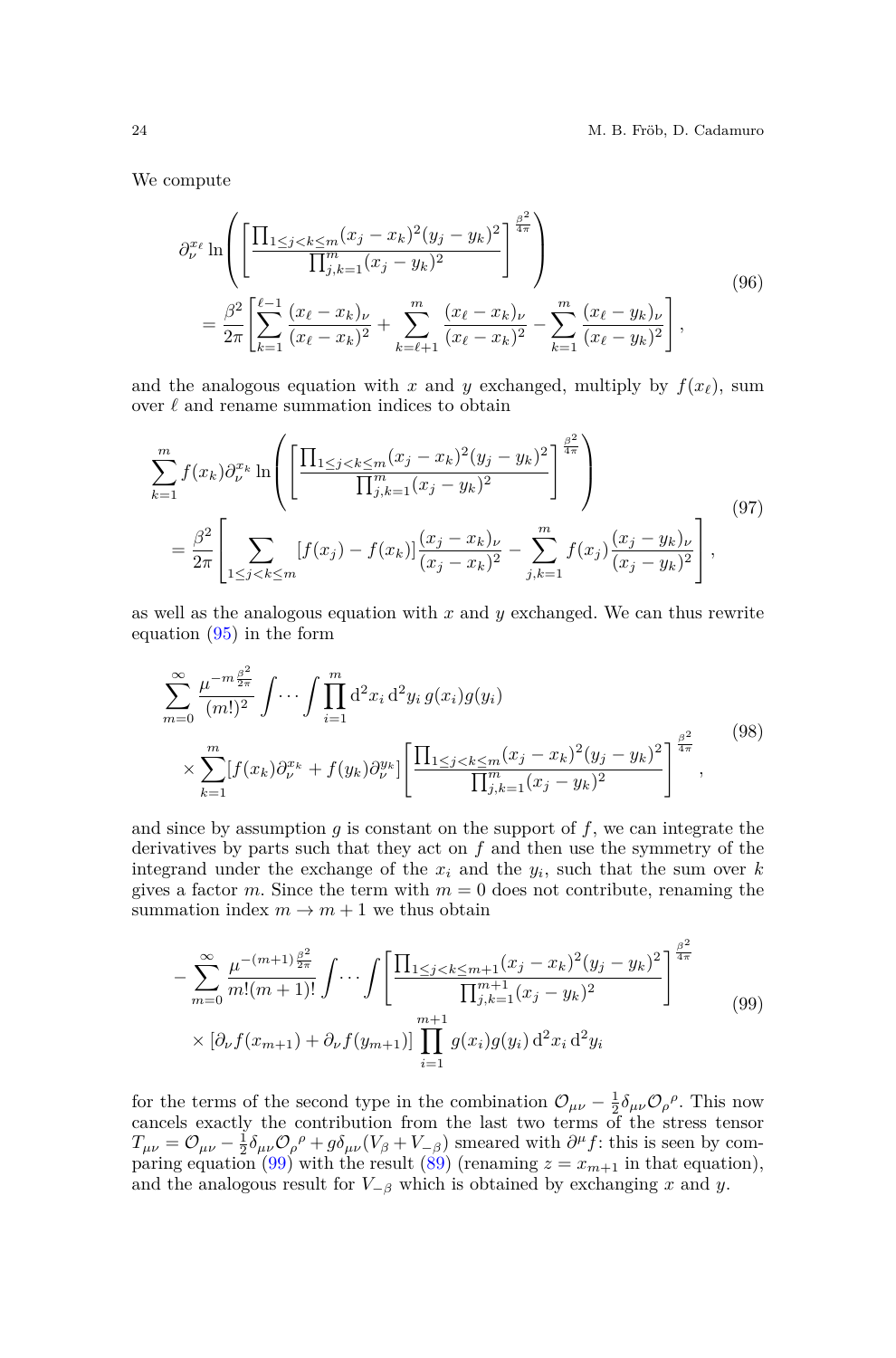We compute

$$
\begin{aligned}
&\partial_\nu^{x_\ell} \ln\left( \left[ \frac{\prod_{1\leq j<k\leq m} (x_j - x_k)^2 (y_j - y_k)^2}{\prod_{j,k=1}^m (x_j - y_k)^2} \right]^{\frac{\beta^2}{4\pi}} \right) \\
&\quad = \frac{\beta^2}{2\pi} \left[ \sum_{k=1}^{\ell-1} \frac{(x_\ell - x_k)_\nu}{(x_\ell - x_k)^2} + \sum_{k=\ell+1}^{m} \frac{(x_\ell - x_k)_\nu}{(x_\ell - x_k)^2} - \sum_{k=1}^{m} \frac{(x_\ell - y_k)_\nu}{(x_\ell - y_k)^2} \right] ,
\end{aligned}
\tag{96}
$$

and the analogous equation with $x$ and $y$ exchanged, multiply by $f(x_\ell)$, sum over $\ell$ and rename summation indices to obtain

$$
\begin{aligned}
&\sum_{k=1}^m f(x_k) \partial_\nu^{x_k} \ln\left( \left[ \frac{\prod_{1\leq j<k\leq m} (x_j - x_k)^2 (y_j - y_k)^2}{\prod_{j,k=1}^m (x_j - y_k)^2} \right]^{\frac{\beta^2}{4\pi}} \right) \\
&\quad = \frac{\beta^2}{2\pi} \left[ \sum_{1\leq j<k\leq m} [f(x_j) - f(x_k)] \frac{(x_j - x_k)_\nu}{(x_j - x_k)^2} - \sum_{j,k=1}^{m} f(x_j) \frac{(x_j - y_k)_\nu}{(x_j - y_k)^2} \right] ,
\end{aligned}
\tag{97}
$$

as well as the analogous equation with $x$ and $y$ exchanged. We can thus rewrite equation (95) in the form

$$
\begin{aligned}
&\sum_{m=0}^\infty \frac{\mu^{-m\frac{\beta^2}{2\pi}}}{(m!)^2} \int\cdots\int \prod_{i=1}^m \mathrm{d}^2 x_i \, \mathrm{d}^2 y_i \, g(x_i) g(y_i) \\
&\quad \times \sum_{k=1}^m [f(x_k)\partial_\nu^{x_k} + f(y_k)\partial_\nu^{y_k}] \left[ \frac{\prod_{1\leq j<k\leq m} (x_j - x_k)^2 (y_j - y_k)^2}{\prod_{j,k=1}^m (x_j - y_k)^2} \right]^{\frac{\beta^2}{4\pi}} ,
\end{aligned}
\tag{98}
$$

and since by assumption $g$ is constant on the support of $f$, we can integrate the derivatives by parts such that they act on $f$ and then use the symmetry of the integrand under the exchange of the $x_i$ and the $y_i$, such that the sum over $k$ gives a factor $m$. Since the term with $m = 0$ does not contribute, renaming the summation index $m \to m+1$ we thus obtain

$$
\begin{aligned}
&- \sum_{m=0}^\infty \frac{\mu^{-(m+1)\frac{\beta^2}{2\pi}}}{m!(m+1)!} \int\cdots\int \left[ \frac{\prod_{1\leq j<k\leq m+1} (x_j - x_k)^2 (y_j - y_k)^2}{\prod_{j,k=1}^{m+1} (x_j - y_k)^2} \right]^{\frac{\beta^2}{4\pi}} \\
&\quad \times [\partial_\nu f(x_{m+1}) + \partial_\nu f(y_{m+1})] \prod_{i=1}^{m+1} g(x_i) g(y_i) \, \mathrm{d}^2 x_i \, \mathrm{d}^2 y_i
\end{aligned}
\tag{99}
$$

for the terms of the second type in the combination $\mathcal{O}_{\mu\nu} - \frac{1}{2}\delta_{\mu\nu}\mathcal{O}_\rho{}^\rho$. This now cancels exactly the contribution from the last two terms of the stress tensor $T_{\mu\nu} = \mathcal{O}_{\mu\nu} - \frac{1}{2}\delta_{\mu\nu}\mathcal{O}_\rho{}^\rho + g\delta_{\mu\nu}(V_\beta + V_{-\beta})$ smeared with $\partial^\mu f$: this is seen by comparing equation (99) with the result (89) (renaming $z = x_{m+1}$ in that equation), and the analogous result for $V_{-\beta}$ which is obtained by exchanging $x$ and $y$.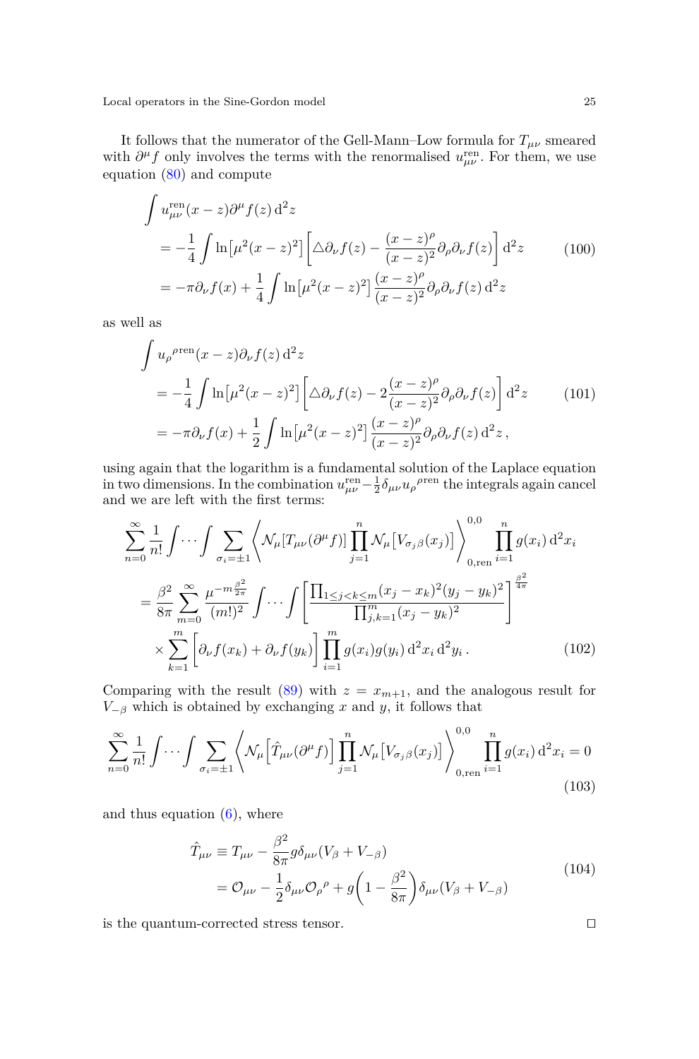It follows that the numerator of the Gell-Mann–Low formula for $T_{\mu\nu}$ smeared with $\partial^\mu f$ only involves the terms with the renormalised $u^{\text{ren}}_{\mu\nu}$. For them, we use equation (80) and compute

$$
\begin{aligned}
&\int u^{\text{ren}}_{\mu\nu}(x-z)\partial^\mu f(z)\,\mathrm{d}^2 z \\
&\quad = -\frac{1}{4}\int \ln\bigl[\mu^2(x-z)^2\bigr]\left[\triangle\partial_\nu f(z) - \frac{(x-z)^\rho}{(x-z)^2}\partial_\rho\partial_\nu f(z)\right]\mathrm{d}^2 z \\
&\quad = -\pi\partial_\nu f(x) + \frac{1}{4}\int \ln\bigl[\mu^2(x-z)^2\bigr]\frac{(x-z)^\rho}{(x-z)^2}\partial_\rho\partial_\nu f(z)\,\mathrm{d}^2 z
\end{aligned}
\tag{100}
$$

as well as

$$
\begin{aligned}
&\int u_\rho{}^{\rho\,\text{ren}}(x-z)\partial_\nu f(z)\,\mathrm{d}^2 z \\
&\quad = -\frac{1}{4}\int \ln\bigl[\mu^2(x-z)^2\bigr]\left[\triangle\partial_\nu f(z) - 2\frac{(x-z)^\rho}{(x-z)^2}\partial_\rho\partial_\nu f(z)\right]\mathrm{d}^2 z \\
&\quad = -\pi\partial_\nu f(x) + \frac{1}{2}\int \ln\bigl[\mu^2(x-z)^2\bigr]\frac{(x-z)^\rho}{(x-z)^2}\partial_\rho\partial_\nu f(z)\,\mathrm{d}^2 z\,,
\end{aligned}
\tag{101}
$$

using again that the logarithm is a fundamental solution of the Laplace equation in two dimensions. In the combination $u^{\text{ren}}_{\mu\nu} - \frac{1}{2}\delta_{\mu\nu}u_\rho{}^{\rho\,\text{ren}}$ the integrals again cancel and we are left with the first terms:

$$
\begin{aligned}
&\sum_{n=0}^{\infty}\frac{1}{n!}\int\cdots\int\sum_{\sigma_i=\pm1}\left\langle \mathcal{N}_\mu[T_{\mu\nu}(\partial^\mu f)]\prod_{j=1}^{n}\mathcal{N}_\mu\bigl[V_{\sigma_j\beta}(x_j)\bigr]\right\rangle^{0,0}_{0,\text{ren}}\prod_{i=1}^{n}g(x_i)\,\mathrm{d}^2 x_i \\
&\quad = \frac{\beta^2}{8\pi}\sum_{m=0}^{\infty}\frac{\mu^{-m\frac{\beta^2}{2\pi}}}{(m!)^2}\int\cdots\int\left[\frac{\prod_{1\leq j<k\leq m}(x_j-x_k)^2(y_j-y_k)^2}{\prod_{j,k=1}^{m}(x_j-y_k)^2}\right]^{\frac{\beta^2}{4\pi}} \\
&\qquad \times\sum_{k=1}^{m}\Bigl[\partial_\nu f(x_k) + \partial_\nu f(y_k)\Bigr]\prod_{i=1}^{m}g(x_i)g(y_i)\,\mathrm{d}^2 x_i\,\mathrm{d}^2 y_i\,.
\end{aligned}
\tag{102}
$$

Comparing with the result (89) with $z = x_{m+1}$, and the analogous result for $V_{-\beta}$ which is obtained by exchanging $x$ and $y$, it follows that

$$
\sum_{n=0}^{\infty}\frac{1}{n!}\int\cdots\int\sum_{\sigma_i=\pm1}\left\langle \mathcal{N}_\mu\Bigl[\hat{T}_{\mu\nu}(\partial^\mu f)\Bigr]\prod_{j=1}^{n}\mathcal{N}_\mu\bigl[V_{\sigma_j\beta}(x_j)\bigr]\right\rangle^{0,0}_{0,\text{ren}}\prod_{i=1}^{n}g(x_i)\,\mathrm{d}^2 x_i = 0
\tag{103}
$$

and thus equation (6), where

$$
\begin{aligned}
\hat{T}_{\mu\nu} &\equiv T_{\mu\nu} - \frac{\beta^2}{8\pi}g\delta_{\mu\nu}(V_\beta + V_{-\beta}) \\
&= \mathcal{O}_{\mu\nu} - \frac{1}{2}\delta_{\mu\nu}\mathcal{O}_\rho{}^\rho + g\biggl(1 - \frac{\beta^2}{8\pi}\biggr)\delta_{\mu\nu}(V_\beta + V_{-\beta})
\end{aligned}
\tag{104}
$$

is the quantum-corrected stress tensor. $\square$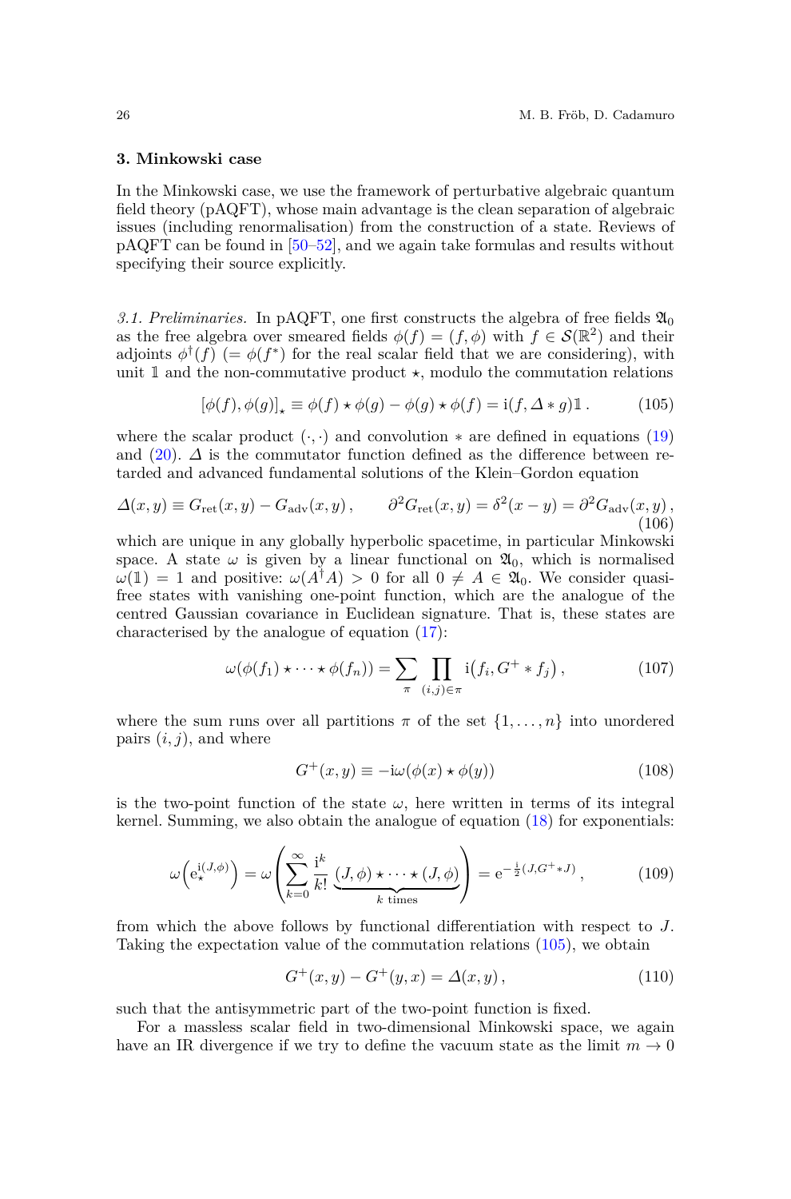## 3. Minkowski case

In the Minkowski case, we use the framework of perturbative algebraic quantum field theory (pAQFT), whose main advantage is the clean separation of algebraic issues (including renormalisation) from the construction of a state. Reviews of pAQFT can be found in [50–52], and we again take formulas and results without specifying their source explicitly.

*3.1. Preliminaries.* In pAQFT, one first constructs the algebra of free fields $\mathfrak{A}_0$ as the free algebra over smeared fields $\phi(f) = (f, \phi)$ with $f \in \mathcal{S}(\mathbb{R}^2)$ and their adjoints $\phi^\dagger(f)$ $(= \phi(f^*)$ for the real scalar field that we are considering), with unit $\mathbb{1}$ and the non-commutative product $\star$, modulo the commutation relations

$$[\phi(f), \phi(g)]_\star \equiv \phi(f) \star \phi(g) - \phi(g) \star \phi(f) = \mathrm{i}(f, \Delta * g)\mathbb{1} \,. \tag{105}$$

where the scalar product $(\cdot, \cdot)$ and convolution $*$ are defined in equations (19) and (20). $\Delta$ is the commutator function defined as the difference between retarded and advanced fundamental solutions of the Klein–Gordon equation

$$\Delta(x, y) \equiv G_{\mathrm{ret}}(x, y) - G_{\mathrm{adv}}(x, y) \,, \qquad \partial^2 G_{\mathrm{ret}}(x, y) = \delta^2(x - y) = \partial^2 G_{\mathrm{adv}}(x, y) \,, \tag{106}$$

which are unique in any globally hyperbolic spacetime, in particular Minkowski space. A state $\omega$ is given by a linear functional on $\mathfrak{A}_0$, which is normalised $\omega(\mathbb{1}) = 1$ and positive: $\omega(A^\dagger A) > 0$ for all $0 \neq A \in \mathfrak{A}_0$. We consider quasi-free states with vanishing one-point function, which are the analogue of the centred Gaussian covariance in Euclidean signature. That is, these states are characterised by the analogue of equation (17):

$$\omega(\phi(f_1) \star \cdots \star \phi(f_n)) = \sum_\pi \prod_{(i,j) \in \pi} \mathrm{i}\big(f_i, G^+ * f_j\big) \,, \tag{107}$$

where the sum runs over all partitions $\pi$ of the set $\{1, \ldots, n\}$ into unordered pairs $(i, j)$, and where

$$G^+(x, y) \equiv -\mathrm{i}\omega(\phi(x) \star \phi(y)) \tag{108}$$

is the two-point function of the state $\omega$, here written in terms of its integral kernel. Summing, we also obtain the analogue of equation (18) for exponentials:

$$\omega\Big(\mathrm{e}_\star^{\mathrm{i}(J,\phi)}\Big) = \omega\left( \sum_{k=0}^\infty \frac{\mathrm{i}^k}{k!} \underbrace{(J, \phi) \star \cdots \star (J, \phi)}_{k \text{ times}} \right) = \mathrm{e}^{-\frac{1}{2}(J, G^+ * J)} \,, \tag{109}$$

from which the above follows by functional differentiation with respect to $J$. Taking the expectation value of the commutation relations (105), we obtain

$$G^+(x, y) - G^+(y, x) = \Delta(x, y) \,, \tag{110}$$

such that the antisymmetric part of the two-point function is fixed.

For a massless scalar field in two-dimensional Minkowski space, we again have an IR divergence if we try to define the vacuum state as the limit $m \to 0$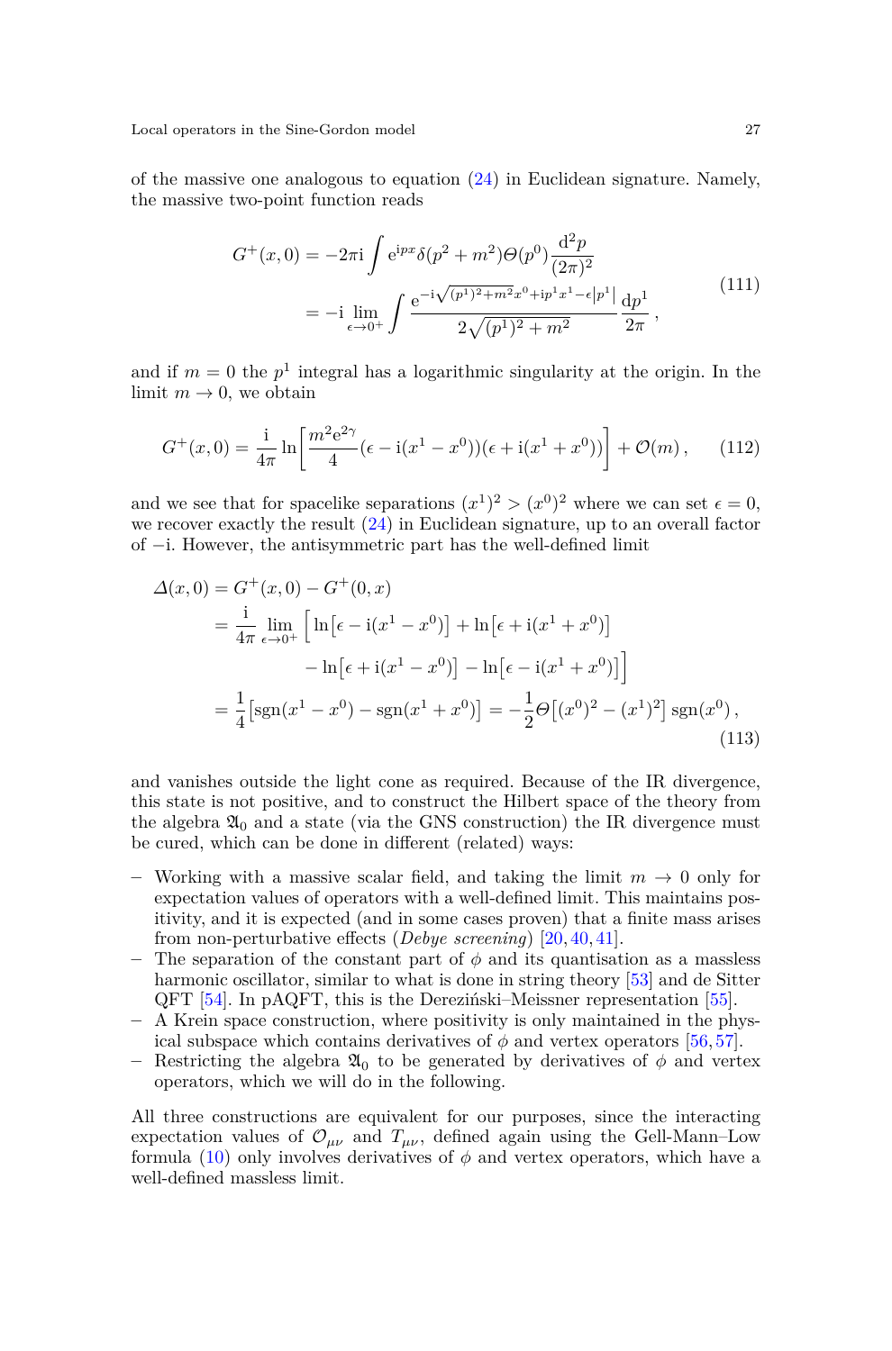of the massive one analogous to equation (24) in Euclidean signature. Namely, the massive two-point function reads

$$
\begin{aligned}
G^+(x,0) &= -2\pi \mathrm{i} \int \mathrm{e}^{\mathrm{i}px} \delta(p^2+m^2) \Theta(p^0) \frac{\mathrm{d}^2 p}{(2\pi)^2} \\
&= -\mathrm{i} \lim_{\epsilon \to 0^+} \int \frac{\mathrm{e}^{-\mathrm{i}\sqrt{(p^1)^2+m^2}x^0 + \mathrm{i}p^1 x^1 - \epsilon |p^1|}}{2\sqrt{(p^1)^2+m^2}} \frac{\mathrm{d}p^1}{2\pi} \,,
\end{aligned}
\tag{111}
$$

and if $m = 0$ the $p^1$ integral has a logarithmic singularity at the origin. In the limit $m \to 0$, we obtain

$$
G^+(x,0) = \frac{\mathrm{i}}{4\pi} \ln\left[ \frac{m^2 \mathrm{e}^{2\gamma}}{4} (\epsilon - \mathrm{i}(x^1 - x^0))(\epsilon + \mathrm{i}(x^1 + x^0)) \right] + \mathcal{O}(m) \,, \tag{112}
$$

and we see that for spacelike separations $(x^1)^2 > (x^0)^2$ where we can set $\epsilon = 0$, we recover exactly the result (24) in Euclidean signature, up to an overall factor of $-\mathrm{i}$. However, the antisymmetric part has the well-defined limit

$$
\begin{aligned}
\Delta(x,0) &= G^+(x,0) - G^+(0,x) \\
&= \frac{\mathrm{i}}{4\pi} \lim_{\epsilon \to 0^+} \Big[ \ln\big[\epsilon - \mathrm{i}(x^1 - x^0)\big] + \ln\big[\epsilon + \mathrm{i}(x^1 + x^0)\big] \\
&\qquad\qquad - \ln\big[\epsilon + \mathrm{i}(x^1 - x^0)\big] - \ln\big[\epsilon - \mathrm{i}(x^1 + x^0)\big] \Big] \\
&= \frac{1}{4}\big[\operatorname{sgn}(x^1 - x^0) - \operatorname{sgn}(x^1 + x^0)\big] = -\frac{1}{2} \Theta\big[(x^0)^2 - (x^1)^2\big] \operatorname{sgn}(x^0) \,,
\end{aligned}
\tag{113}
$$

and vanishes outside the light cone as required. Because of the IR divergence, this state is not positive, and to construct the Hilbert space of the theory from the algebra $\mathfrak{A}_0$ and a state (via the GNS construction) the IR divergence must be cured, which can be done in different (related) ways:

- Working with a massive scalar field, and taking the limit $m \to 0$ only for expectation values of operators with a well-defined limit. This maintains positivity, and it is expected (and in some cases proven) that a finite mass arises from non-perturbative effects (*Debye screening*) [20, 40, 41].
- The separation of the constant part of $\phi$ and its quantisation as a massless harmonic oscillator, similar to what is done in string theory [53] and de Sitter QFT [54]. In pAQFT, this is the Dereziński–Meissner representation [55].
- A Krein space construction, where positivity is only maintained in the physical subspace which contains derivatives of $\phi$ and vertex operators [56, 57].
- Restricting the algebra $\mathfrak{A}_0$ to be generated by derivatives of $\phi$ and vertex operators, which we will do in the following.

All three constructions are equivalent for our purposes, since the interacting expectation values of $\mathcal{O}_{\mu\nu}$ and $T_{\mu\nu}$, defined again using the Gell-Mann–Low formula (10) only involves derivatives of $\phi$ and vertex operators, which have a well-defined massless limit.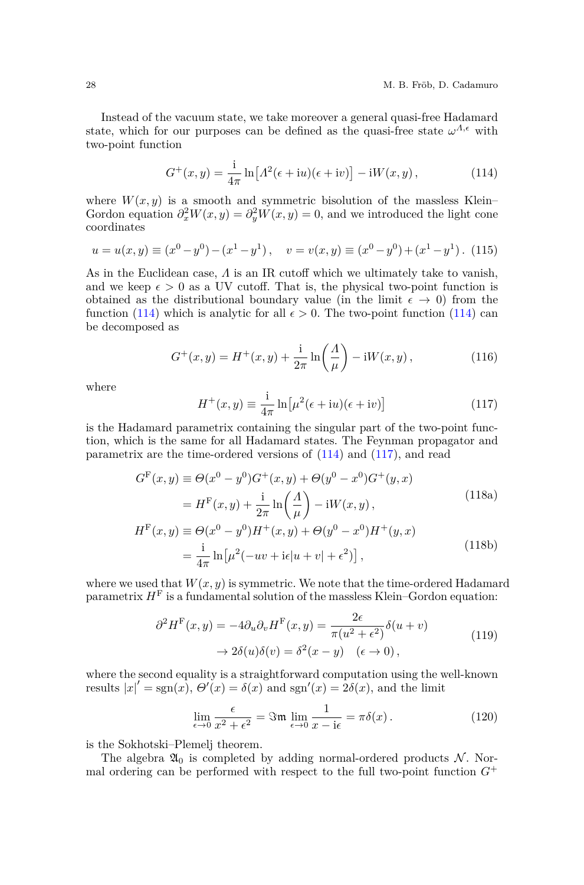Instead of the vacuum state, we take moreover a general quasi-free Hadamard state, which for our purposes can be defined as the quasi-free state $\omega^{\Lambda,\epsilon}$ with two-point function

$$G^+(x,y) = \frac{\mathrm{i}}{4\pi} \ln\left[\Lambda^2(\epsilon + \mathrm{i}u)(\epsilon + \mathrm{i}v)\right] - \mathrm{i}W(x,y)\,, \tag{114}$$

where $W(x,y)$ is a smooth and symmetric bisolution of the massless Klein–Gordon equation $\partial_x^2 W(x,y) = \partial_y^2 W(x,y) = 0$, and we introduced the light cone coordinates

$$u = u(x,y) \equiv (x^0 - y^0) - (x^1 - y^1)\,, \quad v = v(x,y) \equiv (x^0 - y^0) + (x^1 - y^1)\,. \tag{115}$$

As in the Euclidean case, $\Lambda$ is an IR cutoff which we ultimately take to vanish, and we keep $\epsilon > 0$ as a UV cutoff. That is, the physical two-point function is obtained as the distributional boundary value (in the limit $\epsilon \to 0$) from the function (114) which is analytic for all $\epsilon > 0$. The two-point function (114) can be decomposed as

$$G^+(x,y) = H^+(x,y) + \frac{\mathrm{i}}{2\pi} \ln\left(\frac{\Lambda}{\mu}\right) - \mathrm{i}W(x,y)\,, \tag{116}$$

where

$$H^+(x,y) \equiv \frac{\mathrm{i}}{4\pi} \ln\left[\mu^2(\epsilon + \mathrm{i}u)(\epsilon + \mathrm{i}v)\right] \tag{117}$$

is the Hadamard parametrix containing the singular part of the two-point function, which is the same for all Hadamard states. The Feynman propagator and parametrix are the time-ordered versions of (114) and (117), and read

$$\begin{aligned} G^\mathrm{F}(x,y) &\equiv \Theta(x^0 - y^0) G^+(x,y) + \Theta(y^0 - x^0) G^+(y,x) \\ &= H^\mathrm{F}(x,y) + \frac{\mathrm{i}}{2\pi} \ln\left(\frac{\Lambda}{\mu}\right) - \mathrm{i}W(x,y)\,, \end{aligned} \tag{118a}$$

$$\begin{aligned} H^\mathrm{F}(x,y) &\equiv \Theta(x^0 - y^0) H^+(x,y) + \Theta(y^0 - x^0) H^+(y,x) \\ &= \frac{\mathrm{i}}{4\pi} \ln\left[\mu^2(-uv + \mathrm{i}\epsilon\lvert u+v\rvert + \epsilon^2)\right]\,, \end{aligned} \tag{118b}$$

where we used that $W(x,y)$ is symmetric. We note that the time-ordered Hadamard parametrix $H^\mathrm{F}$ is a fundamental solution of the massless Klein–Gordon equation:

$$\begin{aligned} \partial^2 H^\mathrm{F}(x,y) = -4\partial_u \partial_v H^\mathrm{F}(x,y) &= \frac{2\epsilon}{\pi(u^2 + \epsilon^2)} \delta(u+v) \\ &\to 2\delta(u)\delta(v) = \delta^2(x-y) \quad (\epsilon \to 0)\,, \end{aligned} \tag{119}$$

where the second equality is a straightforward computation using the well-known results $\lvert x\rvert' = \operatorname{sgn}(x)$, $\Theta'(x) = \delta(x)$ and $\operatorname{sgn}'(x) = 2\delta(x)$, and the limit

$$\lim_{\epsilon \to 0} \frac{\epsilon}{x^2 + \epsilon^2} = \Im\mathfrak{m} \lim_{\epsilon \to 0} \frac{1}{x - \mathrm{i}\epsilon} = \pi\delta(x)\,. \tag{120}$$

is the Sokhotski–Plemelj theorem.

The algebra $\mathfrak{A}_0$ is completed by adding normal-ordered products $\mathcal{N}$. Normal ordering can be performed with respect to the full two-point function $G^+$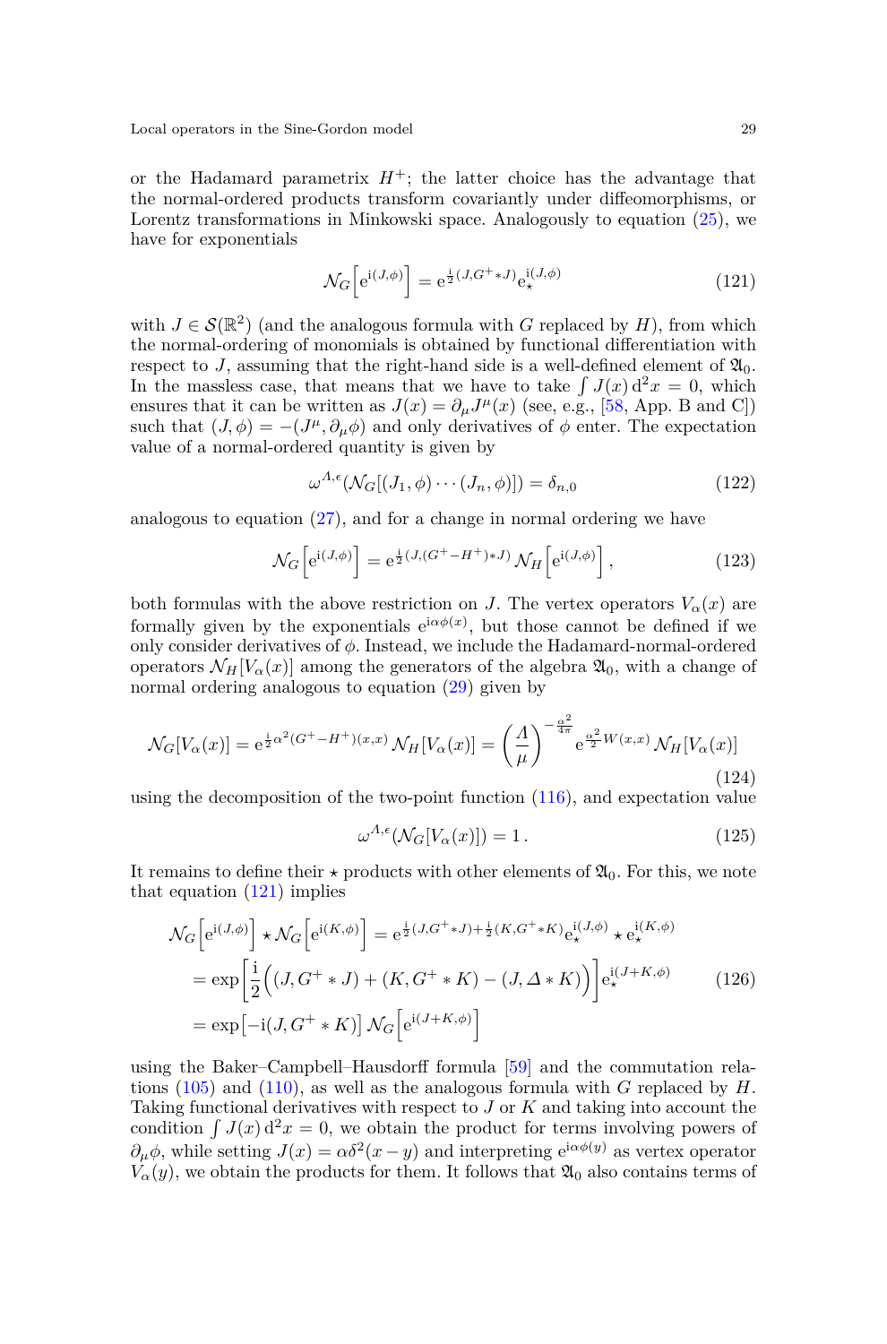or the Hadamard parametrix $H^+$; the latter choice has the advantage that the normal-ordered products transform covariantly under diffeomorphisms, or Lorentz transformations in Minkowski space. Analogously to equation (25), we have for exponentials

$$\mathcal{N}_G\Big[\mathrm{e}^{\mathrm{i}(J,\phi)}\Big] = \mathrm{e}^{\frac{\mathrm{i}}{2}(J,G^+ * J)}\mathrm{e}_\star^{\mathrm{i}(J,\phi)} \tag{121}$$

with $J \in \mathcal{S}(\mathbb{R}^2)$ (and the analogous formula with $G$ replaced by $H$), from which the normal-ordering of monomials is obtained by functional differentiation with respect to $J$, assuming that the right-hand side is a well-defined element of $\mathfrak{A}_0$. In the massless case, that means that we have to take $\int J(x)\,\mathrm{d}^2x = 0$, which ensures that it can be written as $J(x) = \partial_\mu J^\mu(x)$ (see, e.g., [58, App. B and C]) such that $(J,\phi) = -(J^\mu, \partial_\mu \phi)$ and only derivatives of $\phi$ enter. The expectation value of a normal-ordered quantity is given by

$$\omega^{\Lambda,\epsilon}(\mathcal{N}_G[(J_1,\phi)\cdots(J_n,\phi)]) = \delta_{n,0} \tag{122}$$

analogous to equation (27), and for a change in normal ordering we have

$$\mathcal{N}_G\Big[\mathrm{e}^{\mathrm{i}(J,\phi)}\Big] = \mathrm{e}^{\frac{\mathrm{i}}{2}(J,(G^+-H^+)*J)}\,\mathcal{N}_H\Big[\mathrm{e}^{\mathrm{i}(J,\phi)}\Big]\,, \tag{123}$$

both formulas with the above restriction on $J$. The vertex operators $V_\alpha(x)$ are formally given by the exponentials $\mathrm{e}^{\mathrm{i}\alpha\phi(x)}$, but those cannot be defined if we only consider derivatives of $\phi$. Instead, we include the Hadamard-normal-ordered operators $\mathcal{N}_H[V_\alpha(x)]$ among the generators of the algebra $\mathfrak{A}_0$, with a change of normal ordering analogous to equation (29) given by

$$\mathcal{N}_G[V_\alpha(x)] = \mathrm{e}^{\frac{\mathrm{i}}{2}\alpha^2(G^+-H^+)(x,x)}\,\mathcal{N}_H[V_\alpha(x)] = \left(\frac{\Lambda}{\mu}\right)^{-\frac{\alpha^2}{4\pi}}\mathrm{e}^{\frac{\alpha^2}{2}W(x,x)}\,\mathcal{N}_H[V_\alpha(x)] \tag{124}$$

using the decomposition of the two-point function (116), and expectation value

$$\omega^{\Lambda,\epsilon}(\mathcal{N}_G[V_\alpha(x)]) = 1\,. \tag{125}$$

It remains to define their $\star$ products with other elements of $\mathfrak{A}_0$. For this, we note that equation (121) implies

$$\begin{aligned}
\mathcal{N}_G\Big[\mathrm{e}^{\mathrm{i}(J,\phi)}\Big] \star \mathcal{N}_G\Big[\mathrm{e}^{\mathrm{i}(K,\phi)}\Big] &= \mathrm{e}^{\frac{\mathrm{i}}{2}(J,G^+*J)+\frac{\mathrm{i}}{2}(K,G^+*K)}\mathrm{e}_\star^{\mathrm{i}(J,\phi)} \star \mathrm{e}_\star^{\mathrm{i}(K,\phi)} \\
&= \exp\!\left[\frac{\mathrm{i}}{2}\Big((J,G^+*J) + (K,G^+*K) - (J,\Delta*K)\Big)\right]\mathrm{e}_\star^{\mathrm{i}(J+K,\phi)} \\
&= \exp\!\big[-\mathrm{i}(J,G^+*K)\big]\,\mathcal{N}_G\Big[\mathrm{e}^{\mathrm{i}(J+K,\phi)}\Big]
\end{aligned} \tag{126}$$

using the Baker–Campbell–Hausdorff formula [59] and the commutation relations (105) and (110), as well as the analogous formula with $G$ replaced by $H$. Taking functional derivatives with respect to $J$ or $K$ and taking into account the condition $\int J(x)\,\mathrm{d}^2x = 0$, we obtain the product for terms involving powers of $\partial_\mu\phi$, while setting $J(x) = \alpha\delta^2(x-y)$ and interpreting $\mathrm{e}^{\mathrm{i}\alpha\phi(y)}$ as vertex operator $V_\alpha(y)$, we obtain the products for them. It follows that $\mathfrak{A}_0$ also contains terms of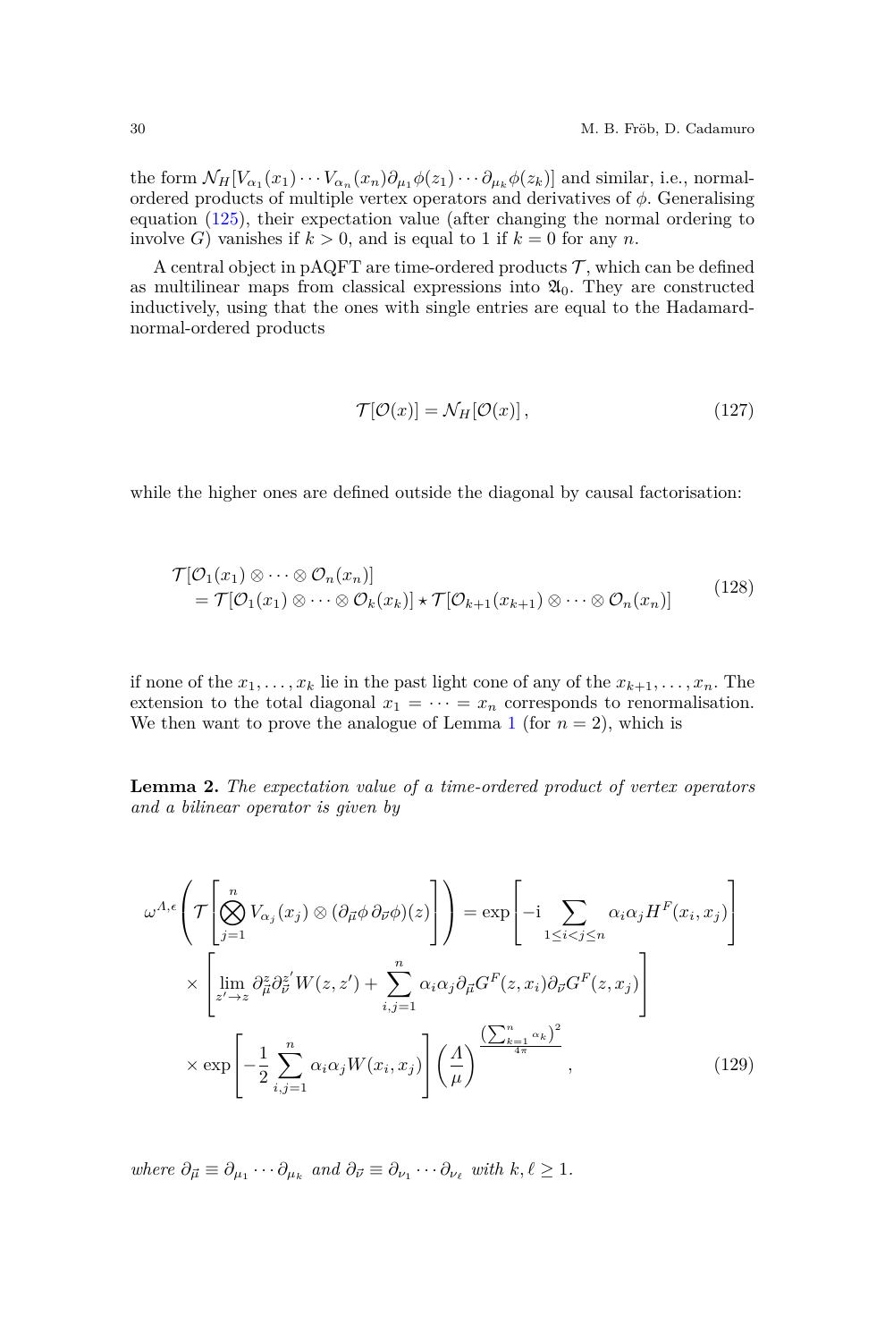the form $\mathcal{N}_H[V_{\alpha_1}(x_1) \cdots V_{\alpha_n}(x_n) \partial_{\mu_1}\phi(z_1) \cdots \partial_{\mu_k}\phi(z_k)]$ and similar, i.e., normal-ordered products of multiple vertex operators and derivatives of $\phi$. Generalising equation (125), their expectation value (after changing the normal ordering to involve $G$) vanishes if $k > 0$, and is equal to 1 if $k = 0$ for any $n$.

A central object in pAQFT are time-ordered products $\mathcal{T}$, which can be defined as multilinear maps from classical expressions into $\mathfrak{A}_0$. They are constructed inductively, using that the ones with single entries are equal to the Hadamard-normal-ordered products

$$
\mathcal{T}[\mathcal{O}(x)] = \mathcal{N}_H[\mathcal{O}(x)] \,, \tag{127}
$$

while the higher ones are defined outside the diagonal by causal factorisation:

$$
\begin{aligned}
&\mathcal{T}[\mathcal{O}_1(x_1) \otimes \cdots \otimes \mathcal{O}_n(x_n)] \\
&\quad = \mathcal{T}[\mathcal{O}_1(x_1) \otimes \cdots \otimes \mathcal{O}_k(x_k)] \star \mathcal{T}[\mathcal{O}_{k+1}(x_{k+1}) \otimes \cdots \otimes \mathcal{O}_n(x_n)]
\end{aligned} \tag{128}
$$

if none of the $x_1, \ldots, x_k$ lie in the past light cone of any of the $x_{k+1}, \ldots, x_n$. The extension to the total diagonal $x_1 = \cdots = x_n$ corresponds to renormalisation. We then want to prove the analogue of Lemma 1 (for $n = 2$), which is

**Lemma 2.** *The expectation value of a time-ordered product of vertex operators and a bilinear operator is given by*

$$
\begin{aligned}
\omega^{\Lambda,\epsilon}\left( \mathcal{T}\left[ \bigotimes_{j=1}^{n} V_{\alpha_j}(x_j) \otimes (\partial_{\vec{\mu}}\phi \, \partial_{\vec{\nu}}\phi)(z) \right] \right) &= \exp\left[ -\mathrm{i} \sum_{1 \leq i < j \leq n} \alpha_i \alpha_j H^F(x_i, x_j) \right] \\
&\times \left[ \lim_{z' \to z} \partial^z_{\vec{\mu}} \partial^{z'}_{\vec{\nu}} W(z, z') + \sum_{i,j=1}^{n} \alpha_i \alpha_j \partial_{\vec{\mu}} G^F(z, x_i) \partial_{\vec{\nu}} G^F(z, x_j) \right] \\
&\times \exp\left[ -\frac{1}{2} \sum_{i,j=1}^{n} \alpha_i \alpha_j W(x_i, x_j) \right] \left( \frac{\Lambda}{\mu} \right)^{\frac{\left(\sum_{k=1}^{n} \alpha_k\right)^2}{4\pi}} ,
\end{aligned} \tag{129}
$$

*where $\partial_{\vec{\mu}} \equiv \partial_{\mu_1} \cdots \partial_{\mu_k}$ and $\partial_{\vec{\nu}} \equiv \partial_{\nu_1} \cdots \partial_{\nu_\ell}$ with $k, \ell \geq 1$.*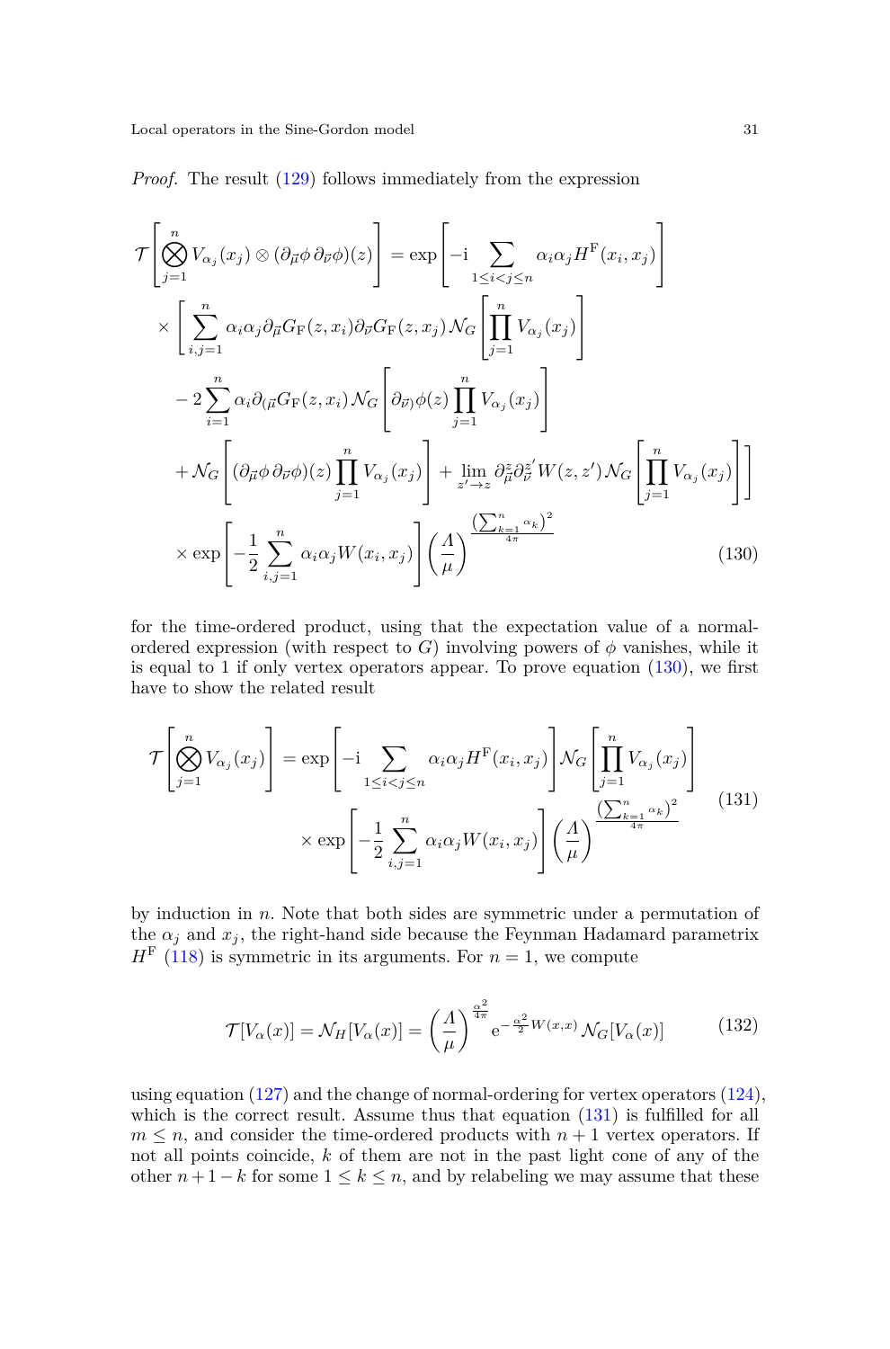*Proof.* The result (129) follows immediately from the expression

$$
\begin{aligned}
\mathcal{T}\left[\bigotimes_{j=1}^{n} V_{\alpha_j}(x_j) \otimes (\partial_{\vec{\mu}}\phi\, \partial_{\vec{\nu}}\phi)(z)\right] &= \exp\left[-\mathrm{i} \sum_{1\leq i<j\leq n} \alpha_i \alpha_j H^{\mathrm{F}}(x_i, x_j)\right] \\
&\times \left[ \sum_{i,j=1}^{n} \alpha_i \alpha_j \partial_{\vec{\mu}} G_{\mathrm{F}}(z, x_i) \partial_{\vec{\nu}} G_{\mathrm{F}}(z, x_j) \mathcal{N}_G\left[\prod_{j=1}^{n} V_{\alpha_j}(x_j)\right] \right. \\
&- 2 \sum_{i=1}^{n} \alpha_i \partial_{(\vec{\mu}} G_{\mathrm{F}}(z, x_i) \mathcal{N}_G\left[\partial_{\vec{\nu})}\phi(z) \prod_{j=1}^{n} V_{\alpha_j}(x_j)\right] \\
&\left. + \mathcal{N}_G\left[(\partial_{\vec{\mu}}\phi\, \partial_{\vec{\nu}}\phi)(z) \prod_{j=1}^{n} V_{\alpha_j}(x_j)\right] + \lim_{z'\to z} \partial^{z}_{\vec{\mu}} \partial^{z'}_{\vec{\nu}} W(z, z') \mathcal{N}_G\left[\prod_{j=1}^{n} V_{\alpha_j}(x_j)\right]\right] \\
&\times \exp\left[-\frac{1}{2} \sum_{i,j=1}^{n} \alpha_i \alpha_j W(x_i, x_j)\right] \left(\frac{\Lambda}{\mu}\right)^{\frac{\left(\sum_{k=1}^{n} \alpha_k\right)^2}{4\pi}}
\end{aligned}
\tag{130}
$$

for the time-ordered product, using that the expectation value of a normal-ordered expression (with respect to $G$) involving powers of $\phi$ vanishes, while it is equal to 1 if only vertex operators appear. To prove equation (130), we first have to show the related result

$$
\begin{aligned}
\mathcal{T}\left[\bigotimes_{j=1}^{n} V_{\alpha_j}(x_j)\right] &= \exp\left[-\mathrm{i} \sum_{1\leq i<j\leq n} \alpha_i \alpha_j H^{\mathrm{F}}(x_i, x_j)\right] \mathcal{N}_G\left[\prod_{j=1}^{n} V_{\alpha_j}(x_j)\right] \\
&\qquad \times \exp\left[-\frac{1}{2} \sum_{i,j=1}^{n} \alpha_i \alpha_j W(x_i, x_j)\right] \left(\frac{\Lambda}{\mu}\right)^{\frac{\left(\sum_{k=1}^{n} \alpha_k\right)^2}{4\pi}}
\end{aligned}
\tag{131}
$$

by induction in $n$. Note that both sides are symmetric under a permutation of the $\alpha_j$ and $x_j$, the right-hand side because the Feynman Hadamard parametrix $H^{\mathrm{F}}$ (118) is symmetric in its arguments. For $n = 1$, we compute

$$
\mathcal{T}[V_\alpha(x)] = \mathcal{N}_H[V_\alpha(x)] = \left(\frac{\Lambda}{\mu}\right)^{\frac{\alpha^2}{4\pi}} \mathrm{e}^{-\frac{\alpha^2}{2} W(x,x)} \mathcal{N}_G[V_\alpha(x)] \tag{132}
$$

using equation (127) and the change of normal-ordering for vertex operators (124), which is the correct result. Assume thus that equation (131) is fulfilled for all $m \leq n$, and consider the time-ordered products with $n+1$ vertex operators. If not all points coincide, $k$ of them are not in the past light cone of any of the other $n+1-k$ for some $1 \leq k \leq n$, and by relabeling we may assume that these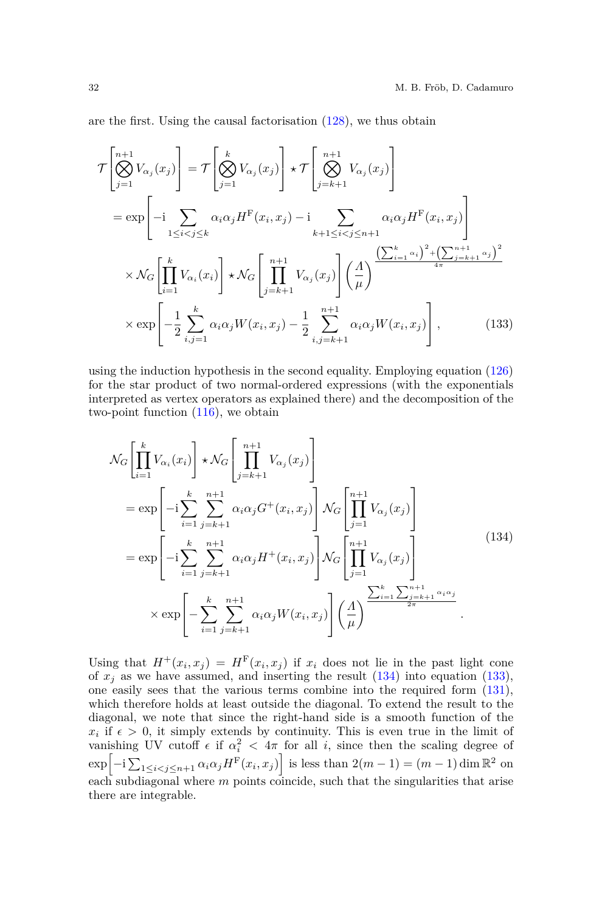are the first. Using the causal factorisation (128), we thus obtain

$$
\begin{aligned}
\mathcal{T}\left[\bigotimes_{j=1}^{n+1} V_{\alpha_j}(x_j)\right] &= \mathcal{T}\left[\bigotimes_{j=1}^{k} V_{\alpha_j}(x_j)\right] \star \mathcal{T}\left[\bigotimes_{j=k+1}^{n+1} V_{\alpha_j}(x_j)\right] \\
&= \exp\left[-\mathrm{i} \sum_{1 \leq i<j \leq k} \alpha_i \alpha_j H^{\mathrm{F}}(x_i, x_j) - \mathrm{i} \sum_{k+1 \leq i<j \leq n+1} \alpha_i \alpha_j H^{\mathrm{F}}(x_i, x_j)\right] \\
&\quad \times \mathcal{N}_G\left[\prod_{i=1}^{k} V_{\alpha_i}(x_i)\right] \star \mathcal{N}_G\left[\prod_{j=k+1}^{n+1} V_{\alpha_j}(x_j)\right] \left(\frac{\Lambda}{\mu}\right)^{\frac{\left(\sum_{i=1}^{k} \alpha_i\right)^2 + \left(\sum_{j=k+1}^{n+1} \alpha_j\right)^2}{4\pi}} \\
&\quad \times \exp\left[-\frac{1}{2} \sum_{i,j=1}^{k} \alpha_i \alpha_j W(x_i, x_j) - \frac{1}{2} \sum_{i,j=k+1}^{n+1} \alpha_i \alpha_j W(x_i, x_j)\right],
\end{aligned}
\tag{133}
$$

using the induction hypothesis in the second equality. Employing equation (126) for the star product of two normal-ordered expressions (with the exponentials interpreted as vertex operators as explained there) and the decomposition of the two-point function (116), we obtain

$$
\begin{aligned}
&\mathcal{N}_G\left[\prod_{i=1}^{k} V_{\alpha_i}(x_i)\right] \star \mathcal{N}_G\left[\prod_{j=k+1}^{n+1} V_{\alpha_j}(x_j)\right] \\
&\quad = \exp\left[-\mathrm{i} \sum_{i=1}^{k} \sum_{j=k+1}^{n+1} \alpha_i \alpha_j G^{+}(x_i, x_j)\right] \mathcal{N}_G\left[\prod_{j=1}^{n+1} V_{\alpha_j}(x_j)\right] \\
&\quad = \exp\left[-\mathrm{i} \sum_{i=1}^{k} \sum_{j=k+1}^{n+1} \alpha_i \alpha_j H^{+}(x_i, x_j)\right] \mathcal{N}_G\left[\prod_{j=1}^{n+1} V_{\alpha_j}(x_j)\right] \\
&\qquad \times \exp\left[-\sum_{i=1}^{k} \sum_{j=k+1}^{n+1} \alpha_i \alpha_j W(x_i, x_j)\right] \left(\frac{\Lambda}{\mu}\right)^{\frac{\sum_{i=1}^{k} \sum_{j=k+1}^{n+1} \alpha_i \alpha_j}{2\pi}}.
\end{aligned}
\tag{134}
$$

Using that $H^+(x_i, x_j) = H^{\mathrm{F}}(x_i, x_j)$ if $x_i$ does not lie in the past light cone of $x_j$ as we have assumed, and inserting the result (134) into equation (133), one easily sees that the various terms combine into the required form (131), which therefore holds at least outside the diagonal. To extend the result to the diagonal, we note that since the right-hand side is a smooth function of the $x_i$ if $\epsilon > 0$, it simply extends by continuity. This is even true in the limit of vanishing UV cutoff $\epsilon$ if $\alpha_i^2 < 4\pi$ for all $i$, since then the scaling degree of $\exp\left[-\mathrm{i} \sum_{1 \leq i<j \leq n+1} \alpha_i \alpha_j H^{\mathrm{F}}(x_i, x_j)\right]$ is less than $2(m-1) = (m-1) \dim \mathbb{R}^2$ on each subdiagonal where $m$ points coincide, such that the singularities that arise there are integrable.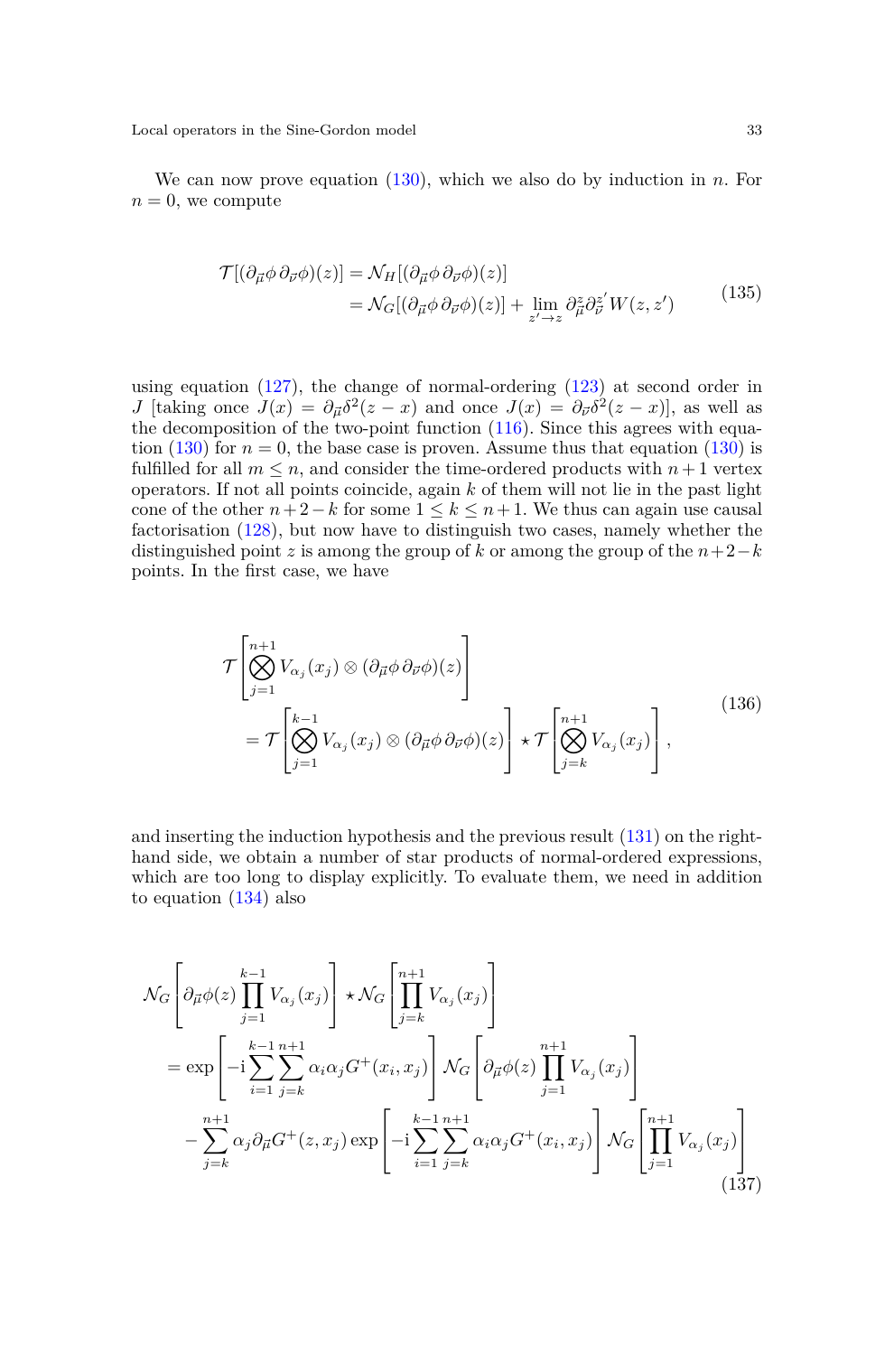We can now prove equation (130), which we also do by induction in $n$. For $n = 0$, we compute

$$
\begin{aligned}
\mathcal{T}[(\partial_{\vec{\mu}}\phi\,\partial_{\vec{\nu}}\phi)(z)] &= \mathcal{N}_H[(\partial_{\vec{\mu}}\phi\,\partial_{\vec{\nu}}\phi)(z)] \\
&= \mathcal{N}_G[(\partial_{\vec{\mu}}\phi\,\partial_{\vec{\nu}}\phi)(z)] + \lim_{z' \to z} \partial^z_{\vec{\mu}} \partial^{z'}_{\vec{\nu}} W(z, z')
\end{aligned}
\tag{135}
$$

using equation (127), the change of normal-ordering (123) at second order in $J$ [taking once $J(x) = \partial_{\vec{\mu}}\delta^2(z - x)$ and once $J(x) = \partial_{\vec{\nu}}\delta^2(z - x)$], as well as the decomposition of the two-point function (116). Since this agrees with equation (130) for $n = 0$, the base case is proven. Assume thus that equation (130) is fulfilled for all $m \leq n$, and consider the time-ordered products with $n+1$ vertex operators. If not all points coincide, again $k$ of them will not lie in the past light cone of the other $n+2-k$ for some $1 \leq k \leq n+1$. We thus can again use causal factorisation (128), but now have to distinguish two cases, namely whether the distinguished point $z$ is among the group of $k$ or among the group of the $n+2-k$ points. In the first case, we have

$$
\begin{aligned}
&\mathcal{T}\left[\bigotimes_{j=1}^{n+1} V_{\alpha_j}(x_j) \otimes (\partial_{\vec{\mu}}\phi\,\partial_{\vec{\nu}}\phi)(z)\right] \\
&\qquad = \mathcal{T}\left[\bigotimes_{j=1}^{k-1} V_{\alpha_j}(x_j) \otimes (\partial_{\vec{\mu}}\phi\,\partial_{\vec{\nu}}\phi)(z)\right] \star \mathcal{T}\left[\bigotimes_{j=k}^{n+1} V_{\alpha_j}(x_j)\right],
\end{aligned}
\tag{136}
$$

and inserting the induction hypothesis and the previous result (131) on the right-hand side, we obtain a number of star products of normal-ordered expressions, which are too long to display explicitly. To evaluate them, we need in addition to equation (134) also

$$
\begin{aligned}
&\mathcal{N}_G\left[\partial_{\vec{\mu}}\phi(z) \prod_{j=1}^{k-1} V_{\alpha_j}(x_j)\right] \star \mathcal{N}_G\left[\prod_{j=k}^{n+1} V_{\alpha_j}(x_j)\right] \\
&\quad = \exp\left[-\mathrm{i} \sum_{i=1}^{k-1} \sum_{j=k}^{n+1} \alpha_i \alpha_j G^+(x_i, x_j)\right] \mathcal{N}_G\left[\partial_{\vec{\mu}}\phi(z) \prod_{j=1}^{n+1} V_{\alpha_j}(x_j)\right] \\
&\qquad - \sum_{j=k}^{n+1} \alpha_j \partial_{\vec{\mu}} G^+(z, x_j) \exp\left[-\mathrm{i} \sum_{i=1}^{k-1} \sum_{j=k}^{n+1} \alpha_i \alpha_j G^+(x_i, x_j)\right] \mathcal{N}_G\left[\prod_{j=1}^{n+1} V_{\alpha_j}(x_j)\right]
\end{aligned}
\tag{137}
$$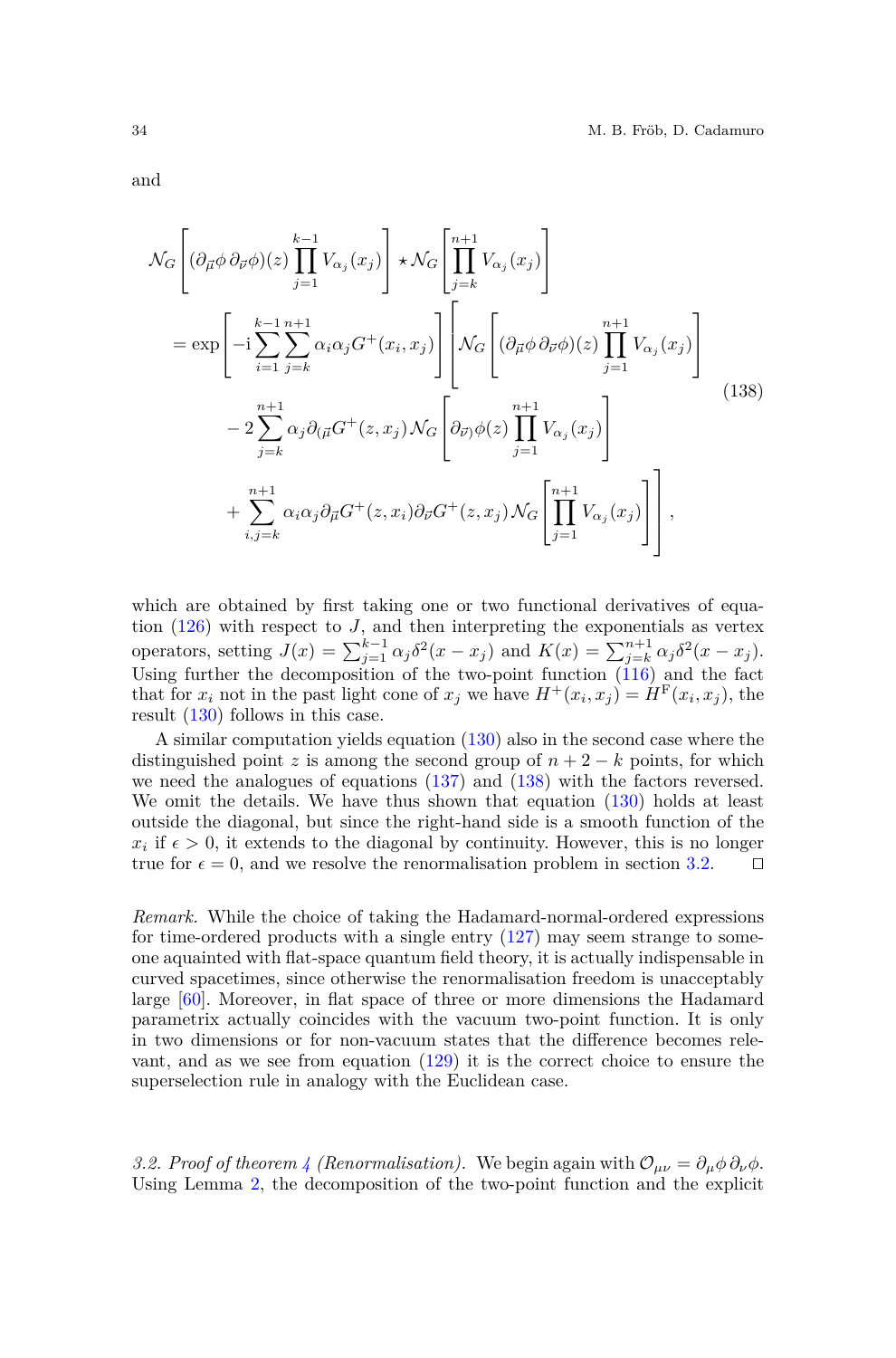and

$$
\begin{aligned}
&\mathcal{N}_G\left[ (\partial_{\vec{\mu}}\phi\, \partial_{\vec{\nu}}\phi)(z) \prod_{j=1}^{k-1} V_{\alpha_j}(x_j) \right] \star \mathcal{N}_G\left[ \prod_{j=k}^{n+1} V_{\alpha_j}(x_j) \right] \\
&\quad = \exp\left[ -\mathrm{i} \sum_{i=1}^{k-1} \sum_{j=k}^{n+1} \alpha_i \alpha_j G^+(x_i, x_j) \right] \Bigg[ \mathcal{N}_G\left[ (\partial_{\vec{\mu}}\phi\, \partial_{\vec{\nu}}\phi)(z) \prod_{j=1}^{n+1} V_{\alpha_j}(x_j) \right] \\
&\qquad - 2 \sum_{j=k}^{n+1} \alpha_j \partial_{(\vec{\mu}} G^+(z, x_j) \mathcal{N}_G\left[ \partial_{\vec{\nu})}\phi(z) \prod_{j=1}^{n+1} V_{\alpha_j}(x_j) \right] \\
&\qquad + \sum_{i,j=k}^{n+1} \alpha_i \alpha_j \partial_{\vec{\mu}} G^+(z, x_i) \partial_{\vec{\nu}} G^+(z, x_j) \mathcal{N}_G\left[ \prod_{j=1}^{n+1} V_{\alpha_j}(x_j) \right] \Bigg] ,
\end{aligned}
\tag{138}
$$

which are obtained by first taking one or two functional derivatives of equation (126) with respect to $J$, and then interpreting the exponentials as vertex operators, setting $J(x) = \sum_{j=1}^{k-1} \alpha_j \delta^2(x - x_j)$ and $K(x) = \sum_{j=k}^{n+1} \alpha_j \delta^2(x - x_j)$. Using further the decomposition of the two-point function (116) and the fact that for $x_i$ not in the past light cone of $x_j$ we have $H^+(x_i, x_j) = H^\mathrm{F}(x_i, x_j)$, the result (130) follows in this case.

A similar computation yields equation (130) also in the second case where the distinguished point $z$ is among the second group of $n + 2 - k$ points, for which we need the analogues of equations (137) and (138) with the factors reversed. We omit the details. We have thus shown that equation (130) holds at least outside the diagonal, but since the right-hand side is a smooth function of the $x_i$ if $\epsilon > 0$, it extends to the diagonal by continuity. However, this is no longer true for $\epsilon = 0$, and we resolve the renormalisation problem in section 3.2. □

*Remark.* While the choice of taking the Hadamard-normal-ordered expressions for time-ordered products with a single entry (127) may seem strange to someone aquainted with flat-space quantum field theory, it is actually indispensable in curved spacetimes, since otherwise the renormalisation freedom is unacceptably large [60]. Moreover, in flat space of three or more dimensions the Hadamard parametrix actually coincides with the vacuum two-point function. It is only in two dimensions or for non-vacuum states that the difference becomes relevant, and as we see from equation (129) it is the correct choice to ensure the superselection rule in analogy with the Euclidean case.

*3.2. Proof of theorem 4 (Renormalisation).* We begin again with $\mathcal{O}_{\mu\nu} = \partial_\mu\phi\, \partial_\nu\phi$. Using Lemma 2, the decomposition of the two-point function and the explicit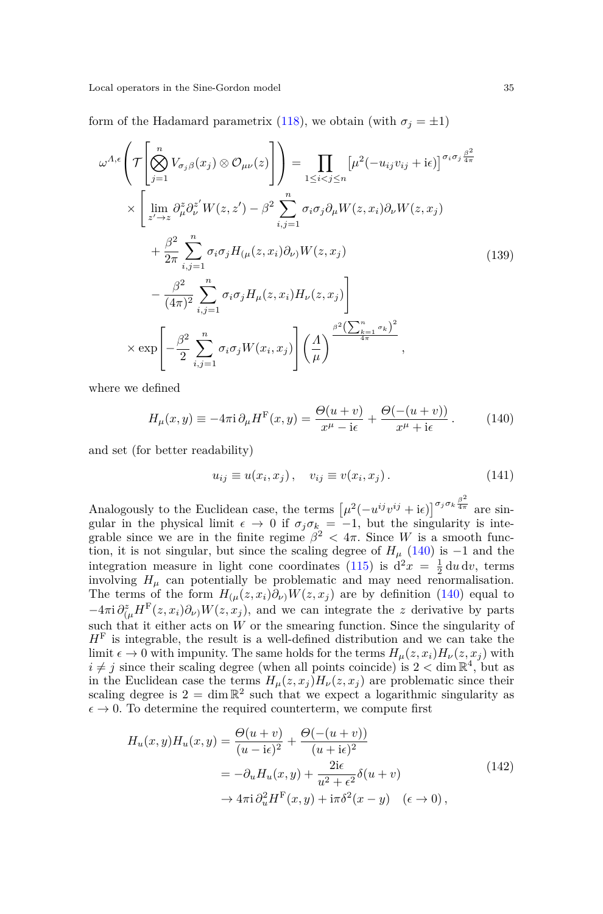form of the Hadamard parametrix (118), we obtain (with $\sigma_j = \pm 1$)

$$
\begin{aligned}
\omega^{\Lambda,\epsilon}\left(\mathcal{T}\left[\bigotimes_{j=1}^{n} V_{\sigma_j\beta}(x_j)\otimes\mathcal{O}_{\mu\nu}(z)\right]\right) &= \prod_{1\le i<j\le n}\left[\mu^2(-u_{ij}v_{ij}+\mathrm{i}\epsilon)\right]^{\sigma_i\sigma_j\frac{\beta^2}{4\pi}} \\
&\times\Bigg[\lim_{z'\to z}\partial_\mu^z\partial_\nu^{z'}W(z,z') - \beta^2\sum_{i,j=1}^{n}\sigma_i\sigma_j\partial_\mu W(z,x_i)\partial_\nu W(z,x_j) \\
&+\frac{\beta^2}{2\pi}\sum_{i,j=1}^{n}\sigma_i\sigma_j H_{(\mu}(z,x_i)\partial_{\nu)}W(z,x_j) \\
&-\frac{\beta^2}{(4\pi)^2}\sum_{i,j=1}^{n}\sigma_i\sigma_j H_\mu(z,x_i)H_\nu(z,x_j)\Bigg] \\
&\times\exp\left[-\frac{\beta^2}{2}\sum_{i,j=1}^{n}\sigma_i\sigma_j W(x_i,x_j)\right]\left(\frac{\Lambda}{\mu}\right)^{\frac{\beta^2\left(\sum_{k=1}^{n}\sigma_k\right)^2}{4\pi}},
\end{aligned}
\tag{139}
$$

where we defined

$$
H_\mu(x,y) \equiv -4\pi\mathrm{i}\,\partial_\mu H^{\mathrm{F}}(x,y) = \frac{\Theta(u+v)}{x^\mu - \mathrm{i}\epsilon} + \frac{\Theta(-(u+v))}{x^\mu + \mathrm{i}\epsilon}\,. \tag{140}
$$

and set (for better readability)

$$
u_{ij} \equiv u(x_i,x_j)\,,\quad v_{ij}\equiv v(x_i,x_j)\,. \tag{141}
$$

Analogously to the Euclidean case, the terms $\left[\mu^2(-u^{ij}v^{ij}+\mathrm{i}\epsilon)\right]^{\sigma_j\sigma_k\frac{\beta^2}{4\pi}}$ are singular in the physical limit $\epsilon\to 0$ if $\sigma_j\sigma_k = -1$, but the singularity is integrable since we are in the finite regime $\beta^2 < 4\pi$. Since $W$ is a smooth function, it is not singular, but since the scaling degree of $H_\mu$ (140) is $-1$ and the integration measure in light cone coordinates (115) is $\mathrm{d}^2x = \frac{1}{2}\,\mathrm{d}u\,\mathrm{d}v$, terms involving $H_\mu$ can potentially be problematic and may need renormalisation. The terms of the form $H_{(\mu}(z,x_i)\partial_{\nu)}W(z,x_j)$ are by definition (140) equal to $-4\pi\mathrm{i}\,\partial^z_{(\mu}H^{\mathrm{F}}(z,x_i)\partial_{\nu)}W(z,x_j)$, and we can integrate the $z$ derivative by parts such that it either acts on $W$ or the smearing function. Since the singularity of $H^{\mathrm{F}}$ is integrable, the result is a well-defined distribution and we can take the limit $\epsilon\to 0$ with impunity. The same holds for the terms $H_\mu(z,x_i)H_\nu(z,x_j)$ with $i\neq j$ since their scaling degree (when all points coincide) is $2<\dim\mathbb{R}^4$, but as in the Euclidean case the terms $H_\mu(z,x_j)H_\nu(z,x_j)$ are problematic since their scaling degree is $2=\dim\mathbb{R}^2$ such that we expect a logarithmic singularity as $\epsilon\to 0$. To determine the required counterterm, we compute first

$$
\begin{aligned}
H_u(x,y)H_u(x,y) &= \frac{\Theta(u+v)}{(u-\mathrm{i}\epsilon)^2} + \frac{\Theta(-(u+v))}{(u+\mathrm{i}\epsilon)^2} \\
&= -\partial_u H_u(x,y) + \frac{2\mathrm{i}\epsilon}{u^2+\epsilon^2}\delta(u+v) \\
&\to 4\pi\mathrm{i}\,\partial_u^2 H^{\mathrm{F}}(x,y) + \mathrm{i}\pi\delta^2(x-y)\quad(\epsilon\to 0)\,,
\end{aligned}
\tag{142}
$$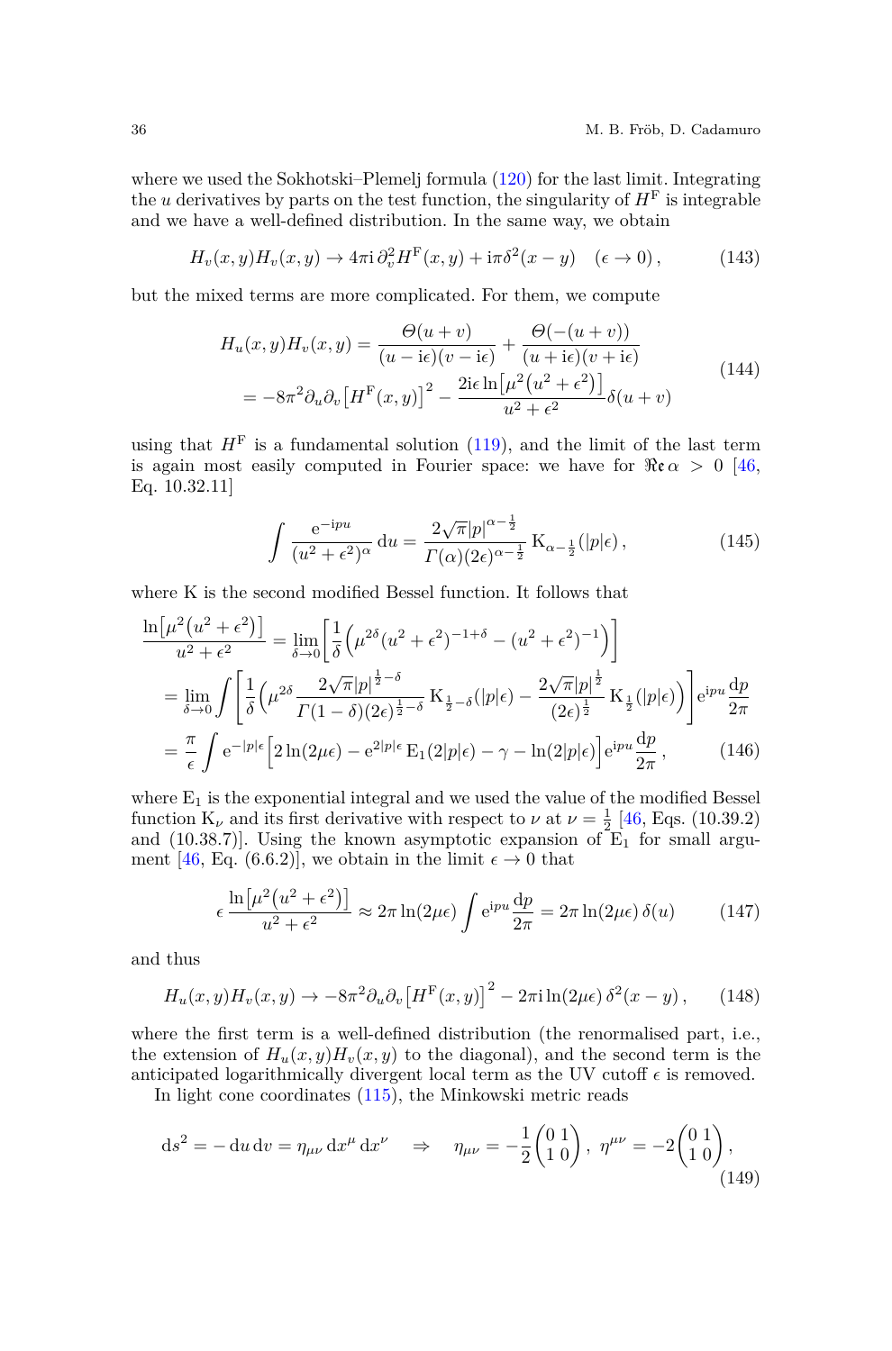where we used the Sokhotski–Plemelj formula (120) for the last limit. Integrating the $u$ derivatives by parts on the test function, the singularity of $H^\mathrm{F}$ is integrable and we have a well-defined distribution. In the same way, we obtain

$$
H_v(x,y) H_v(x,y) \to 4\pi\mathrm{i}\, \partial_v^2 H^\mathrm{F}(x,y) + \mathrm{i}\pi \delta^2(x-y) \quad (\epsilon \to 0)\,, \tag{143}
$$

but the mixed terms are more complicated. For them, we compute

$$
\begin{aligned}
H_u(x,y) H_v(x,y) &= \frac{\Theta(u+v)}{(u-\mathrm{i}\epsilon)(v-\mathrm{i}\epsilon)} + \frac{\Theta(-(u+v))}{(u+\mathrm{i}\epsilon)(v+\mathrm{i}\epsilon)} \\
&= -8\pi^2 \partial_u \partial_v \left[ H^\mathrm{F}(x,y) \right]^2 - \frac{2\mathrm{i}\epsilon \ln\left[ \mu^2 \left( u^2 + \epsilon^2 \right) \right]}{u^2 + \epsilon^2} \delta(u+v)
\end{aligned} \tag{144}
$$

using that $H^\mathrm{F}$ is a fundamental solution (119), and the limit of the last term is again most easily computed in Fourier space: we have for $\Re\mathfrak{e}\, \alpha > 0$ [46, Eq. 10.32.11]

$$
\int \frac{\mathrm{e}^{-\mathrm{i}pu}}{(u^2+\epsilon^2)^\alpha} \mathrm{d}u = \frac{2\sqrt{\pi} \lvert p \rvert^{\alpha-\frac{1}{2}}}{\Gamma(\alpha) (2\epsilon)^{\alpha-\frac{1}{2}}} \,\mathrm{K}_{\alpha-\frac{1}{2}}(\lvert p \rvert \epsilon)\,, \tag{145}
$$

where K is the second modified Bessel function. It follows that

$$
\begin{aligned}
\frac{\ln\left[ \mu^2 \left( u^2 + \epsilon^2 \right) \right]}{u^2 + \epsilon^2} &= \lim_{\delta\to 0} \left[ \frac{1}{\delta} \left( \mu^{2\delta} (u^2+\epsilon^2)^{-1+\delta} - (u^2+\epsilon^2)^{-1} \right) \right] \\
&= \lim_{\delta\to 0} \int \left[ \frac{1}{\delta} \left( \mu^{2\delta} \frac{2\sqrt{\pi} \lvert p \rvert^{\frac{1}{2}-\delta}}{\Gamma(1-\delta) (2\epsilon)^{\frac{1}{2}-\delta}} \,\mathrm{K}_{\frac{1}{2}-\delta}(\lvert p \rvert \epsilon) - \frac{2\sqrt{\pi} \lvert p \rvert^{\frac{1}{2}}}{(2\epsilon)^{\frac{1}{2}}} \,\mathrm{K}_{\frac{1}{2}}(\lvert p \rvert \epsilon) \right) \right] \mathrm{e}^{\mathrm{i}pu} \frac{\mathrm{d}p}{2\pi} \\
&= \frac{\pi}{\epsilon} \int \mathrm{e}^{-\lvert p \rvert \epsilon} \left[ 2\ln(2\mu\epsilon) - \mathrm{e}^{2\lvert p \rvert \epsilon} \,\mathrm{E}_1(2\lvert p \rvert \epsilon) - \gamma - \ln(2\lvert p \rvert \epsilon) \right] \mathrm{e}^{\mathrm{i}pu} \frac{\mathrm{d}p}{2\pi}\,,
\end{aligned} \tag{146}
$$

where $\mathrm{E}_1$ is the exponential integral and we used the value of the modified Bessel function $\mathrm{K}_\nu$ and its first derivative with respect to $\nu$ at $\nu = \frac{1}{2}$ [46, Eqs. (10.39.2) and (10.38.7)]. Using the known asymptotic expansion of $\mathrm{E}_1$ for small argument [46, Eq. (6.6.2)], we obtain in the limit $\epsilon \to 0$ that

$$
\epsilon \frac{\ln\left[ \mu^2 \left( u^2 + \epsilon^2 \right) \right]}{u^2 + \epsilon^2} \approx 2\pi \ln(2\mu\epsilon) \int \mathrm{e}^{\mathrm{i}pu} \frac{\mathrm{d}p}{2\pi} = 2\pi \ln(2\mu\epsilon)\, \delta(u) \tag{147}
$$

and thus

$$
H_u(x,y) H_v(x,y) \to -8\pi^2 \partial_u \partial_v \left[ H^\mathrm{F}(x,y) \right]^2 - 2\pi\mathrm{i} \ln(2\mu\epsilon)\, \delta^2(x-y)\,, \tag{148}
$$

where the first term is a well-defined distribution (the renormalised part, i.e., the extension of $H_u(x,y) H_v(x,y)$ to the diagonal), and the second term is the anticipated logarithmically divergent local term as the UV cutoff $\epsilon$ is removed.

In light cone coordinates (115), the Minkowski metric reads

$$
\mathrm{d}s^2 = -\,\mathrm{d}u\,\mathrm{d}v = \eta_{\mu\nu}\, \mathrm{d}x^\mu\, \mathrm{d}x^\nu \quad \Rightarrow \quad \eta_{\mu\nu} = -\frac{1}{2} \begin{pmatrix} 0 & 1 \\ 1 & 0 \end{pmatrix},\ \eta^{\mu\nu} = -2 \begin{pmatrix} 0 & 1 \\ 1 & 0 \end{pmatrix}, \tag{149}
$$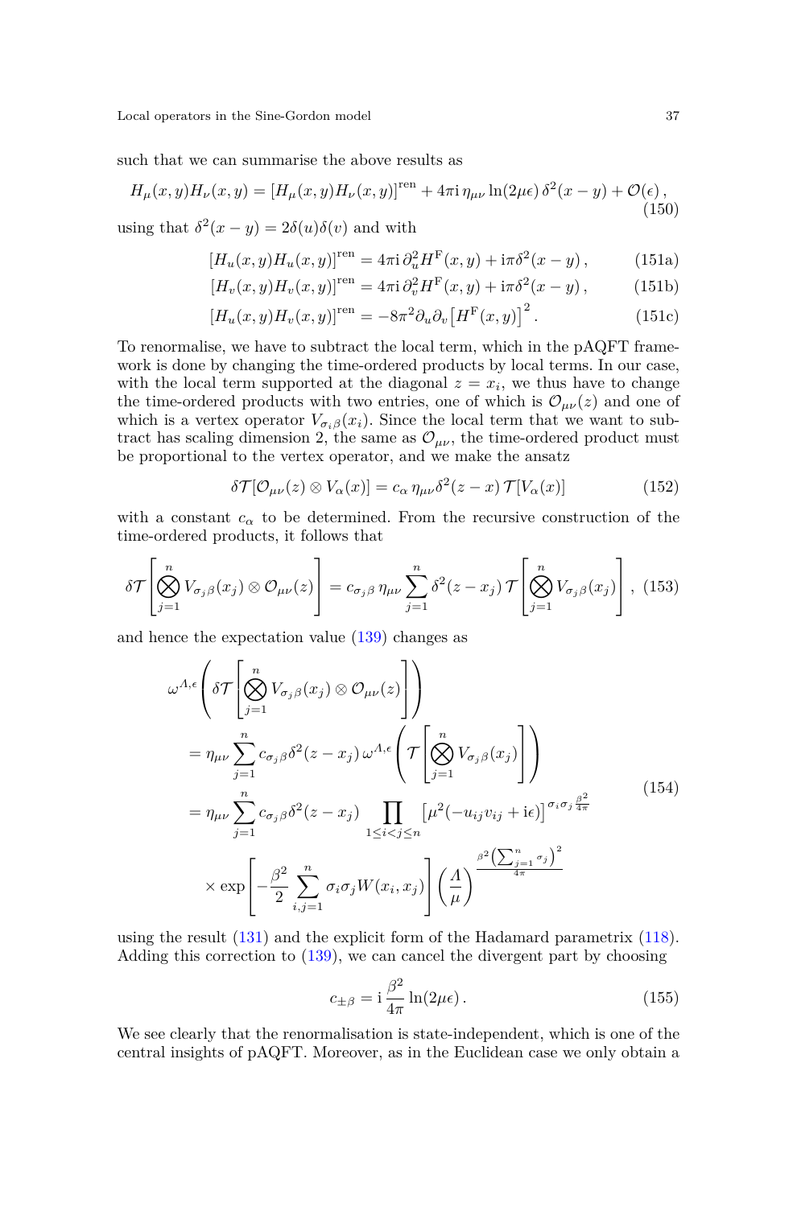such that we can summarise the above results as

$$H_\mu(x,y) H_\nu(x,y) = \left[H_\mu(x,y) H_\nu(x,y)\right]^{\text{ren}} + 4\pi\mathrm{i}\, \eta_{\mu\nu} \ln(2\mu\epsilon)\, \delta^2(x-y) + \mathcal{O}(\epsilon)\,, \tag{150}$$

using that $\delta^2(x-y) = 2\delta(u)\delta(v)$ and with

$$\left[H_u(x,y) H_u(x,y)\right]^{\text{ren}} = 4\pi\mathrm{i}\, \partial_u^2 H^{\mathrm{F}}(x,y) + \mathrm{i}\pi \delta^2(x-y)\,, \tag{151a}$$

$$\left[H_v(x,y) H_v(x,y)\right]^{\text{ren}} = 4\pi\mathrm{i}\, \partial_v^2 H^{\mathrm{F}}(x,y) + \mathrm{i}\pi \delta^2(x-y)\,, \tag{151b}$$

$$\left[H_u(x,y) H_v(x,y)\right]^{\text{ren}} = -8\pi^2 \partial_u \partial_v \left[H^{\mathrm{F}}(x,y)\right]^2 . \tag{151c}$$

To renormalise, we have to subtract the local term, which in the pAQFT framework is done by changing the time-ordered products by local terms. In our case, with the local term supported at the diagonal $z = x_i$, we thus have to change the time-ordered products with two entries, one of which is $\mathcal{O}_{\mu\nu}(z)$ and one of which is a vertex operator $V_{\sigma_i\beta}(x_i)$. Since the local term that we want to subtract has scaling dimension 2, the same as $\mathcal{O}_{\mu\nu}$, the time-ordered product must be proportional to the vertex operator, and we make the ansatz

$$\delta\mathcal{T}[\mathcal{O}_{\mu\nu}(z) \otimes V_\alpha(x)] = c_\alpha\, \eta_{\mu\nu} \delta^2(z-x)\, \mathcal{T}[V_\alpha(x)] \tag{152}$$

with a constant $c_\alpha$ to be determined. From the recursive construction of the time-ordered products, it follows that

$$\delta\mathcal{T}\left[\bigotimes_{j=1}^n V_{\sigma_j\beta}(x_j) \otimes \mathcal{O}_{\mu\nu}(z)\right] = c_{\sigma_j\beta}\, \eta_{\mu\nu} \sum_{j=1}^n \delta^2(z-x_j)\, \mathcal{T}\left[\bigotimes_{j=1}^n V_{\sigma_j\beta}(x_j)\right], \tag{153}$$

and hence the expectation value (139) changes as

$$\begin{aligned}
&\omega^{\Lambda,\epsilon}\left(\delta\mathcal{T}\left[\bigotimes_{j=1}^n V_{\sigma_j\beta}(x_j) \otimes \mathcal{O}_{\mu\nu}(z)\right]\right) \\
&\quad= \eta_{\mu\nu} \sum_{j=1}^n c_{\sigma_j\beta} \delta^2(z-x_j)\, \omega^{\Lambda,\epsilon}\left(\mathcal{T}\left[\bigotimes_{j=1}^n V_{\sigma_j\beta}(x_j)\right]\right) \\
&\quad= \eta_{\mu\nu} \sum_{j=1}^n c_{\sigma_j\beta} \delta^2(z-x_j) \prod_{1\leq i<j\leq n} \left[\mu^2(-u_{ij}v_{ij} + \mathrm{i}\epsilon)\right]^{\sigma_i\sigma_j \frac{\beta^2}{4\pi}} \\
&\qquad\times \exp\left[-\frac{\beta^2}{2} \sum_{i,j=1}^n \sigma_i\sigma_j W(x_i,x_j)\right] \left(\frac{\Lambda}{\mu}\right)^{\frac{\beta^2\left(\sum_{j=1}^n \sigma_j\right)^2}{4\pi}}
\end{aligned} \tag{154}$$

using the result (131) and the explicit form of the Hadamard parametrix (118). Adding this correction to (139), we can cancel the divergent part by choosing

$$c_{\pm\beta} = \mathrm{i}\, \frac{\beta^2}{4\pi} \ln(2\mu\epsilon)\,. \tag{155}$$

We see clearly that the renormalisation is state-independent, which is one of the central insights of pAQFT. Moreover, as in the Euclidean case we only obtain a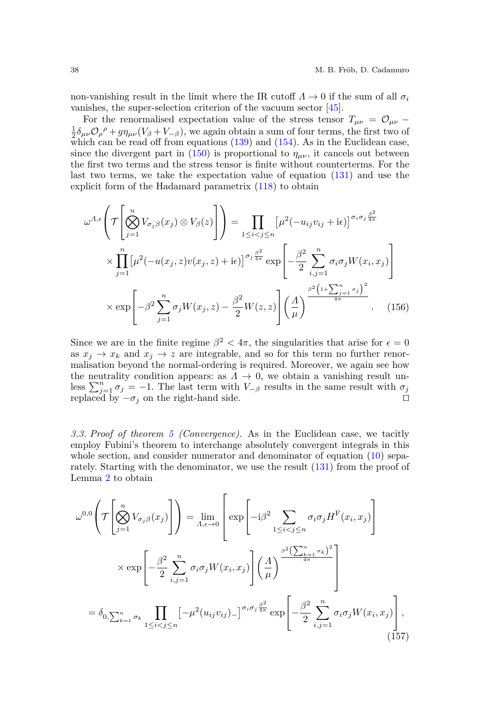non-vanishing result in the limit where the IR cutoff $\Lambda \to 0$ if the sum of all $\sigma_i$ vanishes, the super-selection criterion of the vacuum sector [45].

For the renormalised expectation value of the stress tensor $T_{\mu\nu} = \mathcal{O}_{\mu\nu} - \frac{1}{2}\delta_{\mu\nu}\mathcal{O}_\rho{}^\rho + g\eta_{\mu\nu}(V_\beta + V_{-\beta})$, we again obtain a sum of four terms, the first two of which can be read off from equations (139) and (154). As in the Euclidean case, since the divergent part in (150) is proportional to $\eta_{\mu\nu}$, it cancels out between the first two terms and the stress tensor is finite without counterterms. For the last two terms, we take the expectation value of equation (131) and use the explicit form of the Hadamard parametrix (118) to obtain

$$
\begin{aligned}
\omega^{\Lambda,\epsilon}\left(\mathcal{T}\left[\bigotimes_{j=1}^{n} V_{\sigma_j\beta}(x_j) \otimes V_\beta(z)\right]\right) &= \prod_{1\leq i<j\leq n} \left[\mu^2(-u_{ij}v_{ij} + \mathrm{i}\epsilon)\right]^{\sigma_i\sigma_j\frac{\beta^2}{4\pi}} \\
&\times \prod_{j=1}^{n} \left[\mu^2(-u(x_j,z)v(x_j,z) + \mathrm{i}\epsilon)\right]^{\sigma_j\frac{\beta^2}{4\pi}} \exp\left[-\frac{\beta^2}{2}\sum_{i,j=1}^{n}\sigma_i\sigma_j W(x_i,x_j)\right] \\
&\times \exp\left[-\beta^2\sum_{j=1}^{n}\sigma_j W(x_j,z) - \frac{\beta^2}{2}W(z,z)\right]\left(\frac{\Lambda}{\mu}\right)^{\frac{\beta^2\left(1+\sum_{j=1}^{n}\sigma_j\right)^2}{4\pi}} .
\end{aligned} \tag{156}
$$

Since we are in the finite regime $\beta^2 < 4\pi$, the singularities that arise for $\epsilon = 0$ as $x_j \to x_k$ and $x_j \to z$ are integrable, and so for this term no further renormalisation beyond the normal-ordering is required. Moreover, we again see how the neutrality condition appears: as $\Lambda \to 0$, we obtain a vanishing result unless $\sum_{j=1}^{n}\sigma_j = -1$. The last term with $V_{-\beta}$ results in the same result with $\sigma_j$ replaced by $-\sigma_j$ on the right-hand side. □

*3.3. Proof of theorem 5 (Convergence).* As in the Euclidean case, we tacitly employ Fubini's theorem to interchange absolutely convergent integrals in this whole section, and consider numerator and denominator of equation (10) separately. Starting with the denominator, we use the result (131) from the proof of Lemma 2 to obtain

$$
\begin{aligned}
\omega^{0,0}\left(\mathcal{T}\left[\bigotimes_{j=1}^{n} V_{\sigma_j\beta}(x_j)\right]\right) &= \lim_{\Lambda,\epsilon\to 0}\left[\exp\left[-\mathrm{i}\beta^2\sum_{1\leq i<j\leq n}\sigma_i\sigma_j H^{\mathrm{F}}(x_i,x_j)\right]\right. \\
&\quad\left.\times \exp\left[-\frac{\beta^2}{2}\sum_{i,j=1}^{n}\sigma_i\sigma_j W(x_i,x_j)\right]\left(\frac{\Lambda}{\mu}\right)^{\frac{\beta^2\left(\sum_{k=1}^{n}\sigma_k\right)^2}{4\pi}}\right] \\
&= \delta_{0,\sum_{k=1}^{n}\sigma_k}\prod_{1\leq i<j\leq n}\left[-\mu^2(u_{ij}v_{ij})_-\right]^{\sigma_i\sigma_j\frac{\beta^2}{4\pi}}\exp\left[-\frac{\beta^2}{2}\sum_{i,j=1}^{n}\sigma_i\sigma_j W(x_i,x_j)\right],
\end{aligned} \tag{157}
$$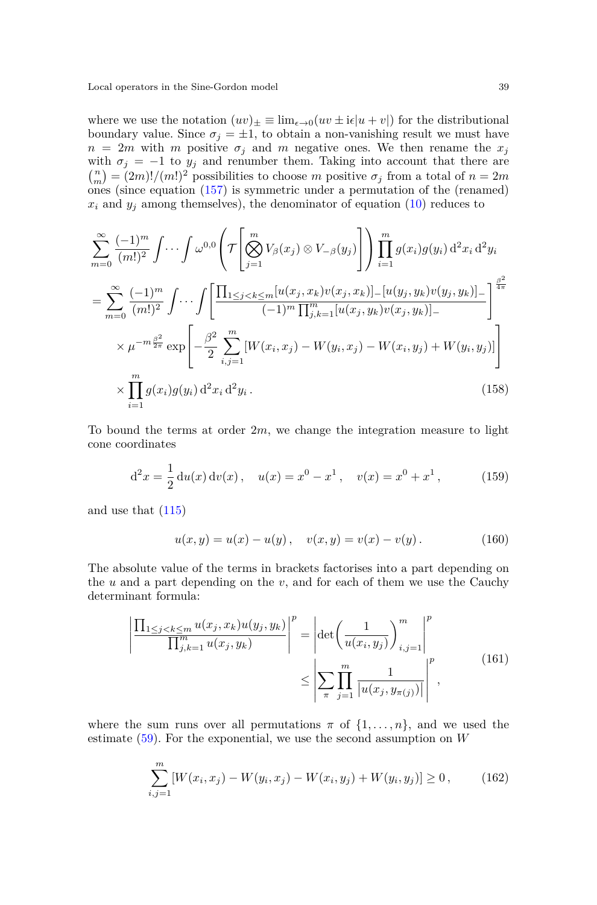where we use the notation $(uv)_\pm \equiv \lim_{\epsilon\to 0}(uv \pm \mathrm{i}\epsilon|u+v|)$ for the distributional boundary value. Since $\sigma_j = \pm 1$, to obtain a non-vanishing result we must have $n = 2m$ with $m$ positive $\sigma_j$ and $m$ negative ones. We then rename the $x_j$ with $\sigma_j = -1$ to $y_j$ and renumber them. Taking into account that there are $\binom{n}{m} = (2m)!/(m!)^2$ possibilities to choose $m$ positive $\sigma_j$ from a total of $n = 2m$ ones (since equation (157) is symmetric under a permutation of the (renamed) $x_i$ and $y_j$ among themselves), the denominator of equation (10) reduces to

$$
\begin{aligned}
&\sum_{m=0}^{\infty} \frac{(-1)^m}{(m!)^2} \int\cdots\int \omega^{0,0}\left(\mathcal{T}\left[\bigotimes_{j=1}^{m} V_\beta(x_j)\otimes V_{-\beta}(y_j)\right]\right)\prod_{i=1}^{m} g(x_i)g(y_i)\,\mathrm{d}^2x_i\,\mathrm{d}^2y_i \\
&= \sum_{m=0}^{\infty} \frac{(-1)^m}{(m!)^2} \int\cdots\int \left[\frac{\prod_{1\le j<k\le m}[u(x_j,x_k)v(x_j,x_k)]_-[u(y_j,y_k)v(y_j,y_k)]_-}{(-1)^m\prod_{j,k=1}^{m}[u(x_j,y_k)v(x_j,y_k)]_-}\right]^{\frac{\beta^2}{4\pi}} \\
&\quad\times \mu^{-m\frac{\beta^2}{2\pi}} \exp\left[-\frac{\beta^2}{2}\sum_{i,j=1}^{m}[W(x_i,x_j)-W(y_i,x_j)-W(x_i,y_j)+W(y_i,y_j)]\right] \\
&\quad\times \prod_{i=1}^{m} g(x_i)g(y_i)\,\mathrm{d}^2x_i\,\mathrm{d}^2y_i\,.
\end{aligned}
\tag{158}
$$

To bound the terms at order $2m$, we change the integration measure to light cone coordinates

$$
\mathrm{d}^2x = \frac{1}{2}\,\mathrm{d}u(x)\,\mathrm{d}v(x)\,,\quad u(x) = x^0 - x^1\,,\quad v(x) = x^0 + x^1\,, \tag{159}
$$

and use that (115)

$$
u(x,y) = u(x) - u(y)\,,\quad v(x,y) = v(x) - v(y)\,. \tag{160}
$$

The absolute value of the terms in brackets factorises into a part depending on the $u$ and a part depending on the $v$, and for each of them we use the Cauchy determinant formula:

$$
\begin{aligned}
\left|\frac{\prod_{1\le j<k\le m}u(x_j,x_k)u(y_j,y_k)}{\prod_{j,k=1}^{m}u(x_j,y_k)}\right|^p &= \left|\det\left(\frac{1}{u(x_i,y_j)}\right)_{i,j=1}^{m}\right|^p \\
&\le \left|\sum_{\pi}\prod_{j=1}^{m}\frac{1}{|u(x_j,y_{\pi(j)})|}\right|^p,
\end{aligned}
\tag{161}
$$

where the sum runs over all permutations $\pi$ of $\{1,\ldots,n\}$, and we used the estimate (59). For the exponential, we use the second assumption on $W$

$$
\sum_{i,j=1}^{m}[W(x_i,x_j)-W(y_i,x_j)-W(x_i,y_j)+W(y_i,y_j)] \ge 0\,, \tag{162}
$$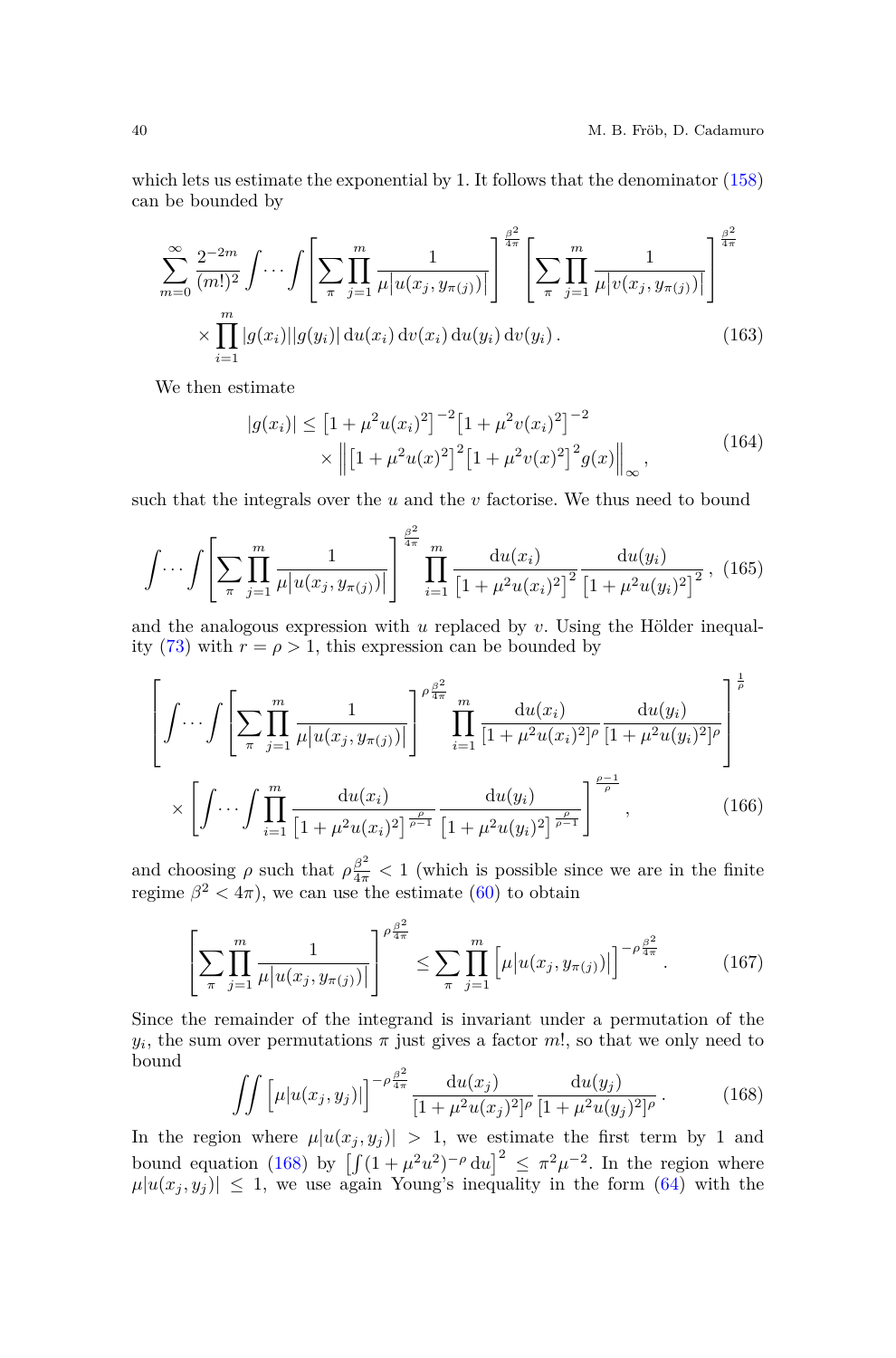which lets us estimate the exponential by 1. It follows that the denominator (158) can be bounded by

$$\sum_{m=0}^{\infty} \frac{2^{-2m}}{(m!)^2} \int \cdots \int \left[ \sum_{\pi} \prod_{j=1}^{m} \frac{1}{\mu \lvert u(x_j, y_{\pi(j)}) \rvert} \right]^{\frac{\beta^2}{4\pi}} \left[ \sum_{\pi} \prod_{j=1}^{m} \frac{1}{\mu \lvert v(x_j, y_{\pi(j)}) \rvert} \right]^{\frac{\beta^2}{4\pi}}$$
$$\times \prod_{i=1}^{m} \lvert g(x_i) \rvert \lvert g(y_i) \rvert \, \mathrm{d}u(x_i) \, \mathrm{d}v(x_i) \, \mathrm{d}u(y_i) \, \mathrm{d}v(y_i) \,. \tag{163}$$

We then estimate

$$\begin{aligned} \lvert g(x_i) \rvert \leq \big[ 1 + \mu^2 u(x_i)^2 \big]^{-2} \big[ 1 + \mu^2 v(x_i)^2 \big]^{-2} \\ \times \left\lVert \big[ 1 + \mu^2 u(x)^2 \big]^2 \big[ 1 + \mu^2 v(x)^2 \big]^2 g(x) \right\rVert_\infty \,, \end{aligned} \tag{164}$$

such that the integrals over the $u$ and the $v$ factorise. We thus need to bound

$$\int \cdots \int \left[ \sum_{\pi} \prod_{j=1}^{m} \frac{1}{\mu \lvert u(x_j, y_{\pi(j)}) \rvert} \right]^{\frac{\beta^2}{4\pi}} \prod_{i=1}^{m} \frac{\mathrm{d}u(x_i)}{\big[ 1 + \mu^2 u(x_i)^2 \big]^2} \frac{\mathrm{d}u(y_i)}{\big[ 1 + \mu^2 u(y_i)^2 \big]^2} \,, \tag{165}$$

and the analogous expression with $u$ replaced by $v$. Using the Hölder inequality (73) with $r = \rho > 1$, this expression can be bounded by

$$\left[ \int \cdots \int \left[ \sum_{\pi} \prod_{j=1}^{m} \frac{1}{\mu \lvert u(x_j, y_{\pi(j)}) \rvert} \right]^{\rho \frac{\beta^2}{4\pi}} \prod_{i=1}^{m} \frac{\mathrm{d}u(x_i)}{[1 + \mu^2 u(x_i)^2]^\rho} \frac{\mathrm{d}u(y_i)}{[1 + \mu^2 u(y_i)^2]^\rho} \right]^{\frac{1}{\rho}}$$
$$\times \left[ \int \cdots \int \prod_{i=1}^{m} \frac{\mathrm{d}u(x_i)}{\big[ 1 + \mu^2 u(x_i)^2 \big]^{\frac{\rho}{\rho - 1}}} \frac{\mathrm{d}u(y_i)}{\big[ 1 + \mu^2 u(y_i)^2 \big]^{\frac{\rho}{\rho - 1}}} \right]^{\frac{\rho - 1}{\rho}} \,, \tag{166}$$

and choosing $\rho$ such that $\rho \frac{\beta^2}{4\pi} < 1$ (which is possible since we are in the finite regime $\beta^2 < 4\pi$), we can use the estimate (60) to obtain

$$\left[ \sum_{\pi} \prod_{j=1}^{m} \frac{1}{\mu \lvert u(x_j, y_{\pi(j)}) \rvert} \right]^{\rho \frac{\beta^2}{4\pi}} \leq \sum_{\pi} \prod_{j=1}^{m} \Big[ \mu \lvert u(x_j, y_{\pi(j)}) \rvert \Big]^{-\rho \frac{\beta^2}{4\pi}} \,. \tag{167}$$

Since the remainder of the integrand is invariant under a permutation of the $y_i$, the sum over permutations $\pi$ just gives a factor $m!$, so that we only need to bound

$$\iint \Big[ \mu \lvert u(x_j, y_j) \rvert \Big]^{-\rho \frac{\beta^2}{4\pi}} \frac{\mathrm{d}u(x_j)}{[1 + \mu^2 u(x_j)^2]^\rho} \frac{\mathrm{d}u(y_j)}{[1 + \mu^2 u(y_j)^2]^\rho} \,. \tag{168}$$

In the region where $\mu \lvert u(x_j, y_j) \rvert > 1$, we estimate the first term by 1 and bound equation (168) by $\left[ \int (1 + \mu^2 u^2)^{-\rho} \, \mathrm{d}u \right]^2 \leq \pi^2 \mu^{-2}$. In the region where $\mu \lvert u(x_j, y_j) \rvert \leq 1$, we use again Young's inequality in the form (64) with the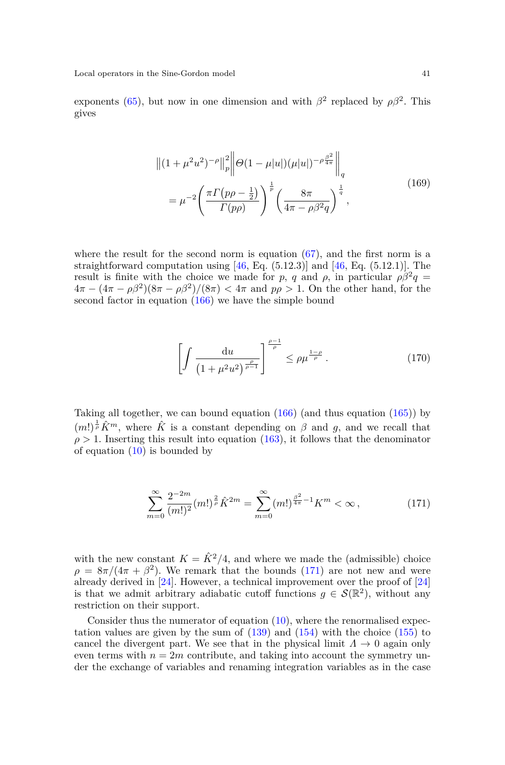exponents (65), but now in one dimension and with $\beta^2$ replaced by $\rho\beta^2$. This gives

$$
\begin{aligned}
&\left\| (1+\mu^2 u^2)^{-\rho} \right\|_p^2 \left\| \Theta(1-\mu|u|)(\mu|u|)^{-\rho\frac{\beta^2}{4\pi}} \right\|_q \\
&\quad = \mu^{-2} \left( \frac{\pi \Gamma\big(p\rho - \frac{1}{2}\big)}{\Gamma(p\rho)} \right)^{\frac{1}{p}} \left( \frac{8\pi}{4\pi - \rho\beta^2 q} \right)^{\frac{1}{q}} ,
\end{aligned} \tag{169}
$$

where the result for the second norm is equation (67), and the first norm is a straightforward computation using [46, Eq. (5.12.3)] and [46, Eq. (5.12.1)]. The result is finite with the choice we made for $p$, $q$ and $\rho$, in particular $\rho\beta^2 q = 4\pi - (4\pi - \rho\beta^2)(8\pi - \rho\beta^2)/(8\pi) < 4\pi$ and $p\rho > 1$. On the other hand, for the second factor in equation (166) we have the simple bound

$$
\left[ \int \frac{\mathrm{d}u}{\big(1+\mu^2 u^2\big)^{\frac{\rho}{\rho-1}}} \right]^{\frac{\rho-1}{\rho}} \leq \rho \mu^{\frac{1-\rho}{\rho}} . \tag{170}
$$

Taking all together, we can bound equation (166) (and thus equation (165)) by $(m!)^{\frac{1}{\rho}} \hat{K}^m$, where $\hat{K}$ is a constant depending on $\beta$ and $g$, and we recall that $\rho > 1$. Inserting this result into equation (163), it follows that the denominator of equation (10) is bounded by

$$
\sum_{m=0}^{\infty} \frac{2^{-2m}}{(m!)^2} (m!)^{\frac{2}{\rho}} \hat{K}^{2m} = \sum_{m=0}^{\infty} (m!)^{\frac{\beta^2}{4\pi} - 1} K^m < \infty , \tag{171}
$$

with the new constant $K = \hat{K}^2/4$, and where we made the (admissible) choice $\rho = 8\pi/(4\pi + \beta^2)$. We remark that the bounds (171) are not new and were already derived in [24]. However, a technical improvement over the proof of [24] is that we admit arbitrary adiabatic cutoff functions $g \in \mathcal{S}(\mathbb{R}^2)$, without any restriction on their support.

Consider thus the numerator of equation (10), where the renormalised expectation values are given by the sum of (139) and (154) with the choice (155) to cancel the divergent part. We see that in the physical limit $\Lambda \to 0$ again only even terms with $n = 2m$ contribute, and taking into account the symmetry under the exchange of variables and renaming integration variables as in the case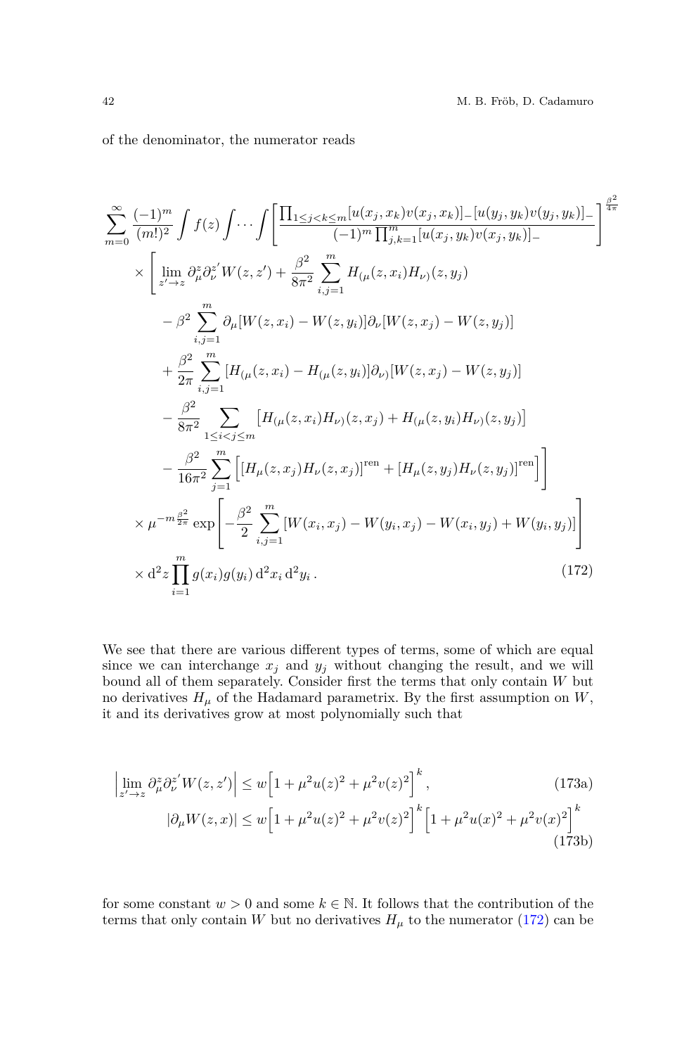of the denominator, the numerator reads

$$
\begin{aligned}
&\sum_{m=0}^{\infty} \frac{(-1)^m}{(m!)^2} \int f(z) \int \cdots \int \left[ \frac{\prod_{1\leq j<k\leq m} [u(x_j,x_k)v(x_j,x_k)]_- [u(y_j,y_k)v(y_j,y_k)]_-}{(-1)^m \prod_{j,k=1}^{m} [u(x_j,y_k)v(x_j,y_k)]_-} \right]^{\frac{\beta^2}{4\pi}} \\
&\quad \times \Bigg[ \lim_{z'\to z} \partial^z_\mu \partial^{z'}_\nu W(z,z') + \frac{\beta^2}{8\pi^2} \sum_{i,j=1}^{m} H_{(\mu}(z,x_i) H_{\nu)}(z,y_j) \\
&\qquad - \beta^2 \sum_{i,j=1}^{m} \partial_\mu [W(z,x_i) - W(z,y_i)] \partial_\nu [W(z,x_j) - W(z,y_j)] \\
&\qquad + \frac{\beta^2}{2\pi} \sum_{i,j=1}^{m} [H_{(\mu}(z,x_i) - H_{(\mu}(z,y_i)] \partial_{\nu)} [W(z,x_j) - W(z,y_j)] \\
&\qquad - \frac{\beta^2}{8\pi^2} \sum_{1\leq i<j\leq m} \left[ H_{(\mu}(z,x_i) H_{\nu)}(z,x_j) + H_{(\mu}(z,y_i) H_{\nu)}(z,y_j) \right] \\
&\qquad - \frac{\beta^2}{16\pi^2} \sum_{j=1}^{m} \left[ [H_\mu(z,x_j) H_\nu(z,x_j)]^{\text{ren}} + [H_\mu(z,y_j) H_\nu(z,y_j)]^{\text{ren}} \right] \Bigg] \\
&\quad \times \mu^{-m\frac{\beta^2}{2\pi}} \exp\left[ -\frac{\beta^2}{2} \sum_{i,j=1}^{m} [W(x_i,x_j) - W(y_i,x_j) - W(x_i,y_j) + W(y_i,y_j)] \right] \\
&\quad \times \mathrm{d}^2 z \prod_{i=1}^{m} g(x_i) g(y_i) \,\mathrm{d}^2 x_i \,\mathrm{d}^2 y_i \,.
\end{aligned}
\tag{172}
$$

We see that there are various different types of terms, some of which are equal since we can interchange $x_j$ and $y_j$ without changing the result, and we will bound all of them separately. Consider first the terms that only contain $W$ but no derivatives $H_\mu$ of the Hadamard parametrix. By the first assumption on $W$, it and its derivatives grow at most polynomially such that

$$
\left| \lim_{z'\to z} \partial^z_\mu \partial^{z'}_\nu W(z,z') \right| \leq w \left[ 1 + \mu^2 u(z)^2 + \mu^2 v(z)^2 \right]^k \,, \tag{173a}
$$

$$
|\partial_\mu W(z,x)| \leq w \left[ 1 + \mu^2 u(z)^2 + \mu^2 v(z)^2 \right]^k \left[ 1 + \mu^2 u(x)^2 + \mu^2 v(x)^2 \right]^k \tag{173b}
$$

for some constant $w > 0$ and some $k \in \mathbb{N}$. It follows that the contribution of the terms that only contain $W$ but no derivatives $H_\mu$ to the numerator (172) can be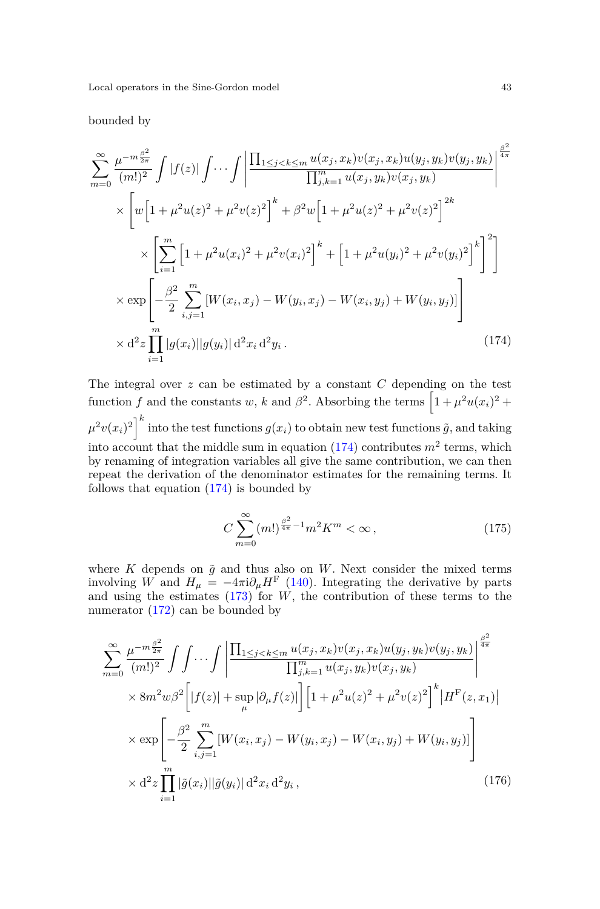bounded by

$$
\begin{aligned}
&\sum_{m=0}^{\infty} \frac{\mu^{-m\frac{\beta^2}{2\pi}}}{(m!)^2} \int |f(z)| \int \cdots \int \left| \frac{\prod_{1\le j<k\le m} u(x_j,x_k)v(x_j,x_k)u(y_j,y_k)v(y_j,y_k)}{\prod_{j,k=1}^{m} u(x_j,y_k)v(x_j,y_k)} \right|^{\frac{\beta^2}{4\pi}} \\
&\quad \times \left[ w\Big[1+\mu^2 u(z)^2 + \mu^2 v(z)^2\Big]^k + \beta^2 w \Big[1+\mu^2 u(z)^2+\mu^2 v(z)^2\Big]^{2k} \right. \\
&\qquad \left. \times \left[ \sum_{i=1}^{m} \Big[1+\mu^2 u(x_i)^2 + \mu^2 v(x_i)^2\Big]^k + \Big[1+\mu^2 u(y_i)^2 + \mu^2 v(y_i)^2\Big]^k \right]^2 \right] \\
&\quad \times \exp\left[ -\frac{\beta^2}{2} \sum_{i,j=1}^{m} \left[ W(x_i,x_j) - W(y_i,x_j) - W(x_i,y_j) + W(y_i,y_j) \right] \right] \\
&\quad \times \mathrm{d}^2 z \prod_{i=1}^{m} |g(x_i)||g(y_i)| \, \mathrm{d}^2 x_i \, \mathrm{d}^2 y_i \,.
\end{aligned} \tag{174}
$$

The integral over $z$ can be estimated by a constant $C$ depending on the test function $f$ and the constants $w$, $k$ and $\beta^2$. Absorbing the terms $\Big[1+\mu^2 u(x_i)^2 + \mu^2 v(x_i)^2\Big]^k$ into the test functions $g(x_i)$ to obtain new test functions $\tilde{g}$, and taking into account that the middle sum in equation (174) contributes $m^2$ terms, which by renaming of integration variables all give the same contribution, we can then repeat the derivation of the denominator estimates for the remaining terms. It follows that equation (174) is bounded by

$$
C \sum_{m=0}^{\infty} (m!)^{\frac{\beta^2}{4\pi}-1} m^2 K^m < \infty \,, \tag{175}
$$

where $K$ depends on $\tilde{g}$ and thus also on $W$. Next consider the mixed terms involving $W$ and $H_\mu = -4\pi \mathrm{i} \partial_\mu H^{\mathrm{F}}$ (140). Integrating the derivative by parts and using the estimates (173) for $W$, the contribution of these terms to the numerator (172) can be bounded by

$$
\begin{aligned}
&\sum_{m=0}^{\infty} \frac{\mu^{-m\frac{\beta^2}{2\pi}}}{(m!)^2} \int \int \cdots \int \left| \frac{\prod_{1\le j<k\le m} u(x_j,x_k)v(x_j,x_k)u(y_j,y_k)v(y_j,y_k)}{\prod_{j,k=1}^{m} u(x_j,y_k)v(x_j,y_k)} \right|^{\frac{\beta^2}{4\pi}} \\
&\quad \times 8m^2 w \beta^2 \left[ |f(z)| + \sup_{\mu} |\partial_\mu f(z)| \right] \Big[1+\mu^2 u(z)^2 + \mu^2 v(z)^2\Big]^k \left| H^{\mathrm{F}}(z,x_1) \right| \\
&\quad \times \exp\left[ -\frac{\beta^2}{2} \sum_{i,j=1}^{m} \left[ W(x_i,x_j) - W(y_i,x_j) - W(x_i,y_j) + W(y_i,y_j) \right] \right] \\
&\quad \times \mathrm{d}^2 z \prod_{i=1}^{m} |\tilde{g}(x_i)||\tilde{g}(y_i)| \, \mathrm{d}^2 x_i \, \mathrm{d}^2 y_i \,,
\end{aligned} \tag{176}
$$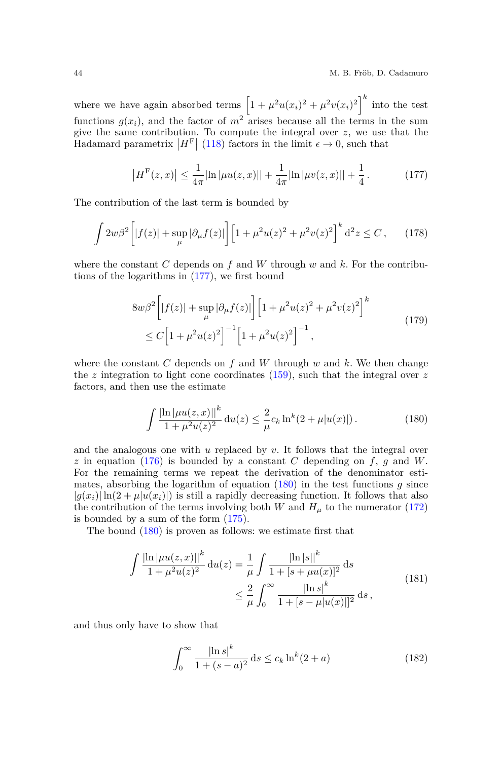where we have again absorbed terms $\left[1 + \mu^2 u(x_i)^2 + \mu^2 v(x_i)^2\right]^k$ into the test functions $g(x_i)$, and the factor of $m^2$ arises because all the terms in the sum give the same contribution. To compute the integral over $z$, we use that the Hadamard parametrix $\left|H^\text{F}\right|$ (118) factors in the limit $\epsilon \to 0$, such that

$$
\left|H^\text{F}(z,x)\right| \leq \frac{1}{4\pi} \left|\ln |\mu u(z,x)|\right| + \frac{1}{4\pi} \left|\ln |\mu v(z,x)|\right| + \frac{1}{4} \,. \tag{177}
$$

The contribution of the last term is bounded by

$$
\int 2w\beta^2 \left[ |f(z)| + \sup_\mu |\partial_\mu f(z)| \right] \left[1 + \mu^2 u(z)^2 + \mu^2 v(z)^2\right]^k \mathrm{d}^2 z \leq C \,, \tag{178}
$$

where the constant $C$ depends on $f$ and $W$ through $w$ and $k$. For the contributions of the logarithms in (177), we first bound

$$
\begin{aligned}
8w\beta^2 &\left[ |f(z)| + \sup_\mu |\partial_\mu f(z)| \right] \left[1 + \mu^2 u(z)^2 + \mu^2 v(z)^2\right]^k \\
&\leq C \left[1 + \mu^2 u(z)^2\right]^{-1} \left[1 + \mu^2 u(z)^2\right]^{-1} ,
\end{aligned} \tag{179}
$$

where the constant $C$ depends on $f$ and $W$ through $w$ and $k$. We then change the $z$ integration to light cone coordinates (159), such that the integral over $z$ factors, and then use the estimate

$$
\int \frac{\left|\ln |\mu u(z,x)|\right|^k}{1 + \mu^2 u(z)^2} \,\mathrm{d}u(z) \leq \frac{2}{\mu} c_k \ln^k(2 + \mu |u(x)|) \,. \tag{180}
$$

and the analogous one with $u$ replaced by $v$. It follows that the integral over $z$ in equation (176) is bounded by a constant $C$ depending on $f$, $g$ and $W$. For the remaining terms we repeat the derivation of the denominator estimates, absorbing the logarithm of equation (180) in the test functions $g$ since $|g(x_i)| \ln(2 + \mu |u(x_i)|)$ is still a rapidly decreasing function. It follows that also the contribution of the terms involving both $W$ and $H_\mu$ to the numerator (172) is bounded by a sum of the form (175).

The bound (180) is proven as follows: we estimate first that

$$
\begin{aligned}
\int \frac{\left|\ln |\mu u(z,x)|\right|^k}{1 + \mu^2 u(z)^2} \,\mathrm{d}u(z) &= \frac{1}{\mu} \int \frac{\left|\ln |s|\right|^k}{1 + [s + \mu u(x)]^2} \,\mathrm{d}s \\
&\leq \frac{2}{\mu} \int_0^\infty \frac{\left|\ln s\right|^k}{1 + [s - \mu |u(x)|]^2} \,\mathrm{d}s \,,
\end{aligned} \tag{181}
$$

and thus only have to show that

$$
\int_0^\infty \frac{\left|\ln s\right|^k}{1 + (s - a)^2} \,\mathrm{d}s \leq c_k \ln^k(2 + a) \tag{182}
$$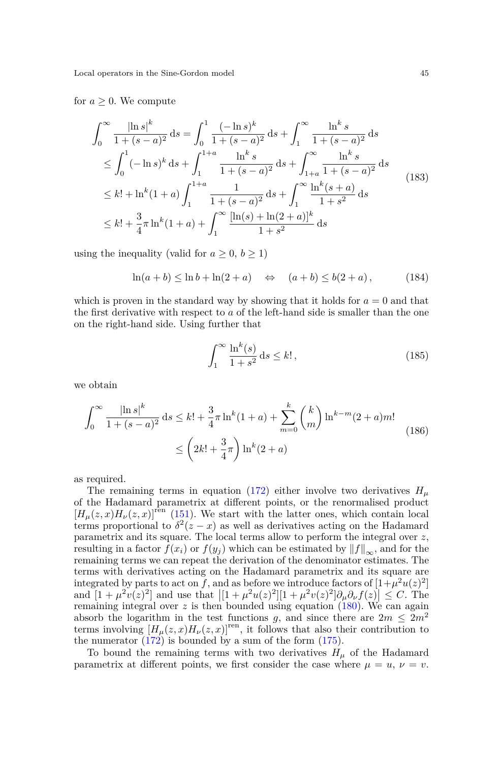for $a \geq 0$. We compute

$$
\begin{aligned}
\int_0^\infty \frac{|\ln s|^k}{1+(s-a)^2} \, \mathrm{d}s &= \int_0^1 \frac{(-\ln s)^k}{1+(s-a)^2} \, \mathrm{d}s + \int_1^\infty \frac{\ln^k s}{1+(s-a)^2} \, \mathrm{d}s \\
&\leq \int_0^1 (-\ln s)^k \, \mathrm{d}s + \int_1^{1+a} \frac{\ln^k s}{1+(s-a)^2} \, \mathrm{d}s + \int_{1+a}^\infty \frac{\ln^k s}{1+(s-a)^2} \, \mathrm{d}s \\
&\leq k! + \ln^k(1+a) \int_1^{1+a} \frac{1}{1+(s-a)^2} \, \mathrm{d}s + \int_1^\infty \frac{\ln^k(s+a)}{1+s^2} \, \mathrm{d}s \\
&\leq k! + \frac{3}{4}\pi \ln^k(1+a) + \int_1^\infty \frac{[\ln(s) + \ln(2+a)]^k}{1+s^2} \, \mathrm{d}s
\end{aligned}
\tag{183}
$$

using the inequality (valid for $a \geq 0$, $b \geq 1$)

$$
\ln(a+b) \leq \ln b + \ln(2+a) \quad \Leftrightarrow \quad (a+b) \leq b(2+a) \,, \tag{184}
$$

which is proven in the standard way by showing that it holds for $a = 0$ and that the first derivative with respect to $a$ of the left-hand side is smaller than the one on the right-hand side. Using further that

$$
\int_1^\infty \frac{\ln^k(s)}{1+s^2} \, \mathrm{d}s \leq k! \,, \tag{185}
$$

we obtain

$$
\begin{aligned}
\int_0^\infty \frac{|\ln s|^k}{1+(s-a)^2} \, \mathrm{d}s &\leq k! + \frac{3}{4}\pi \ln^k(1+a) + \sum_{m=0}^{k} \binom{k}{m} \ln^{k-m}(2+a) m! \\
&\leq \left( 2k! + \frac{3}{4}\pi \right) \ln^k(2+a)
\end{aligned}
\tag{186}
$$

as required.

The remaining terms in equation (172) either involve two derivatives $H_\mu$ of the Hadamard parametrix at different points, or the renormalised product $[H_\mu(z,x) H_\nu(z,x)]^{\text{ren}}$ (151). We start with the latter ones, which contain local terms proportional to $\delta^2(z-x)$ as well as derivatives acting on the Hadamard parametrix and its square. The local terms allow to perform the integral over $z$, resulting in a factor $f(x_i)$ or $f(y_j)$ which can be estimated by $\|f\|_\infty$, and for the remaining terms we can repeat the derivation of the denominator estimates. The terms with derivatives acting on the Hadamard parametrix and its square are integrated by parts to act on $f$, and as before we introduce factors of $[1+\mu^2 u(z)^2]$ and $[1+\mu^2 v(z)^2]$ and use that $\left| [1+\mu^2 u(z)^2][1+\mu^2 v(z)^2] \partial_\mu \partial_\nu f(z) \right| \leq C$. The remaining integral over $z$ is then bounded using equation (180). We can again absorb the logarithm in the test functions $g$, and since there are $2m \leq 2m^2$ terms involving $[H_\mu(z,x) H_\nu(z,x)]^{\text{ren}}$, it follows that also their contribution to the numerator (172) is bounded by a sum of the form (175).

To bound the remaining terms with two derivatives $H_\mu$ of the Hadamard parametrix at different points, we first consider the case where $\mu = u$, $\nu = v$.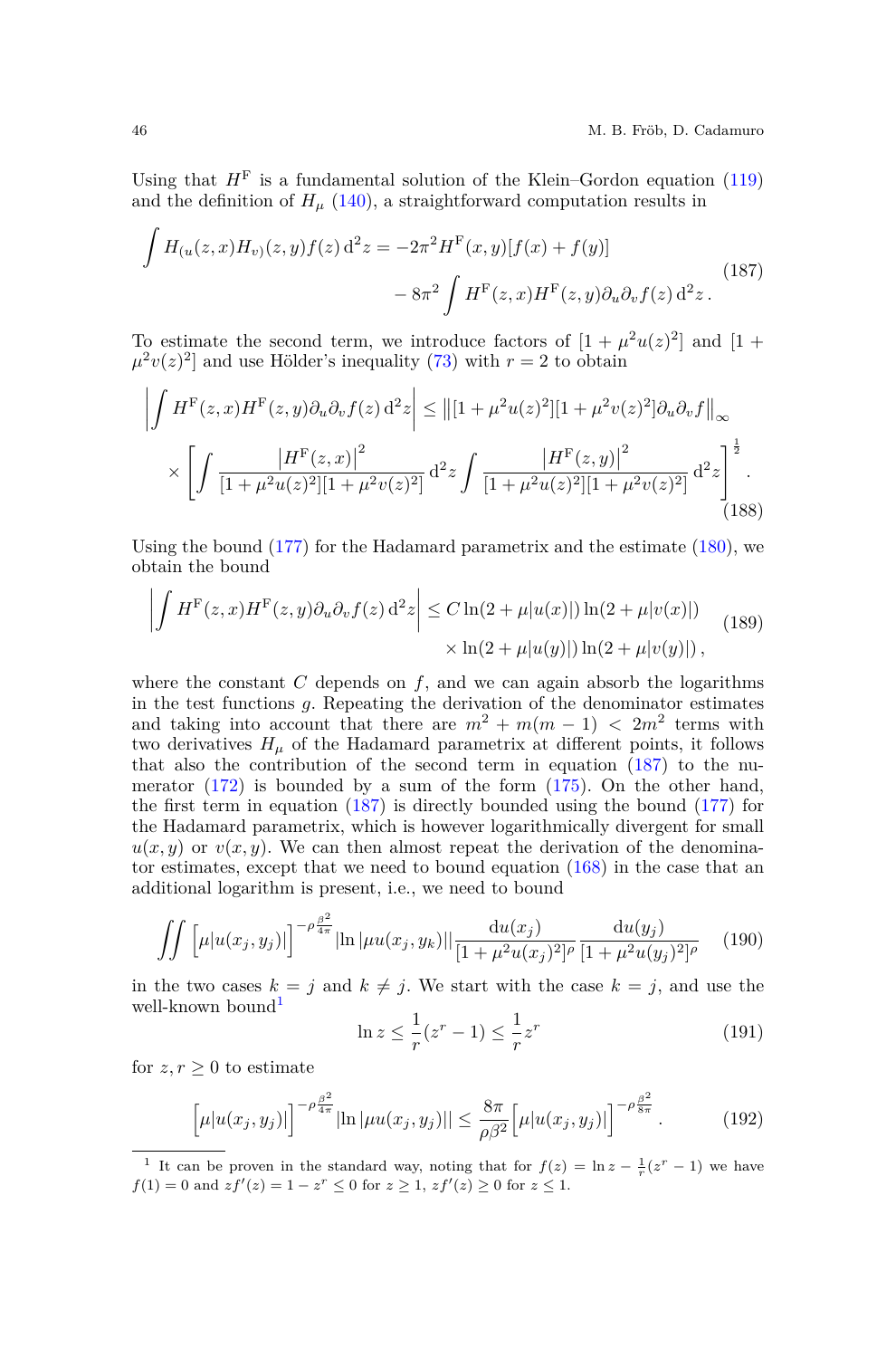Using that $H^{\mathrm{F}}$ is a fundamental solution of the Klein–Gordon equation (119) and the definition of $H_\mu$ (140), a straightforward computation results in

$$
\begin{aligned}
\int H_{(u}(z,x) H_{v)}(z,y) f(z) \,\mathrm{d}^2 z = -2\pi^2 H^{\mathrm{F}}(x,y) [f(x) + f(y)] \\
- 8\pi^2 \int H^{\mathrm{F}}(z,x) H^{\mathrm{F}}(z,y) \partial_u \partial_v f(z) \,\mathrm{d}^2 z \,.
\end{aligned}
\tag{187}
$$

To estimate the second term, we introduce factors of $[1 + \mu^2 u(z)^2]$ and $[1 + \mu^2 v(z)^2]$ and use Hölder's inequality (73) with $r = 2$ to obtain

$$
\begin{aligned}
\left| \int H^{\mathrm{F}}(z,x) H^{\mathrm{F}}(z,y) \partial_u \partial_v f(z) \,\mathrm{d}^2 z \right| \leq \left\| [1 + \mu^2 u(z)^2][1 + \mu^2 v(z)^2] \partial_u \partial_v f \right\|_\infty \\
\times \left[ \int \frac{\left| H^{\mathrm{F}}(z,x) \right|^2}{[1 + \mu^2 u(z)^2][1 + \mu^2 v(z)^2]} \,\mathrm{d}^2 z \int \frac{\left| H^{\mathrm{F}}(z,y) \right|^2}{[1 + \mu^2 u(z)^2][1 + \mu^2 v(z)^2]} \,\mathrm{d}^2 z \right]^{\frac{1}{2}} .
\end{aligned}
\tag{188}
$$

Using the bound (177) for the Hadamard parametrix and the estimate (180), we obtain the bound

$$
\begin{aligned}
\left| \int H^{\mathrm{F}}(z,x) H^{\mathrm{F}}(z,y) \partial_u \partial_v f(z) \,\mathrm{d}^2 z \right| \leq C \ln(2 + \mu |u(x)|) \ln(2 + \mu |v(x)|) \\
\times \ln(2 + \mu |u(y)|) \ln(2 + \mu |v(y)|) \,,
\end{aligned}
\tag{189}
$$

where the constant $C$ depends on $f$, and we can again absorb the logarithms in the test functions $g$. Repeating the derivation of the denominator estimates and taking into account that there are $m^2 + m(m-1) < 2m^2$ terms with two derivatives $H_\mu$ of the Hadamard parametrix at different points, it follows that also the contribution of the second term in equation (187) to the numerator (172) is bounded by a sum of the form (175). On the other hand, the first term in equation (187) is directly bounded using the bound (177) for the Hadamard parametrix, which is however logarithmically divergent for small $u(x,y)$ or $v(x,y)$. We can then almost repeat the derivation of the denominator estimates, except that we need to bound equation (168) in the case that an additional logarithm is present, i.e., we need to bound

$$
\iint \Big[ \mu |u(x_j, y_j)| \Big]^{-\rho \frac{\beta^2}{4\pi}} |\ln |\mu u(x_j, y_k)|| \frac{\mathrm{d}u(x_j)}{[1 + \mu^2 u(x_j)^2]^\rho} \frac{\mathrm{d}u(y_j)}{[1 + \mu^2 u(y_j)^2]^\rho}
\tag{190}
$$

in the two cases $k = j$ and $k \neq j$. We start with the case $k = j$, and use the well-known bound[1]

$$
\ln z \leq \frac{1}{r}(z^r - 1) \leq \frac{1}{r} z^r
\tag{191}
$$

for $z, r \geq 0$ to estimate

$$
\Big[ \mu |u(x_j, y_j)| \Big]^{-\rho \frac{\beta^2}{4\pi}} |\ln |\mu u(x_j, y_j)|| \leq \frac{8\pi}{\rho \beta^2} \Big[ \mu |u(x_j, y_j)| \Big]^{-\rho \frac{\beta^2}{8\pi}} .
\tag{192}
$$

[1] It can be proven in the standard way, noting that for $f(z) = \ln z - \frac{1}{r}(z^r - 1)$ we have $f(1) = 0$ and $z f'(z) = 1 - z^r \leq 0$ for $z \geq 1$, $z f'(z) \geq 0$ for $z \leq 1$.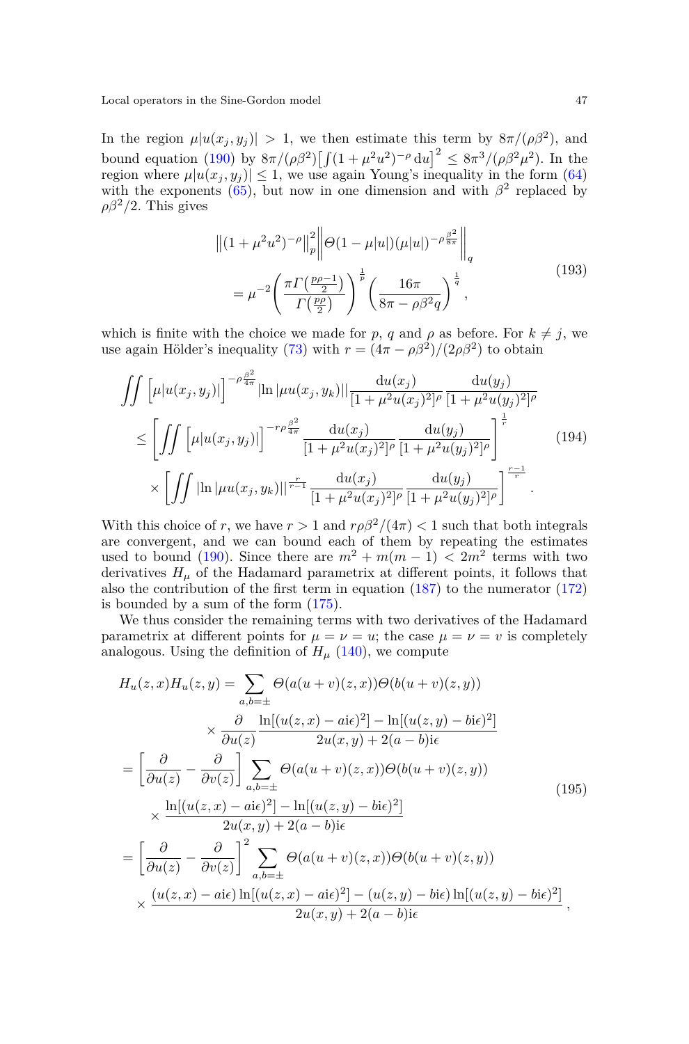In the region $\mu|u(x_j, y_j)| > 1$, we then estimate this term by $8\pi/(\rho\beta^2)$, and bound equation (190) by $8\pi/(\rho\beta^2)\big[\int(1+\mu^2u^2)^{-\rho}\,\mathrm{d}u\big]^2 \leq 8\pi^3/(\rho\beta^2\mu^2)$. In the region where $\mu|u(x_j, y_j)| \leq 1$, we use again Young's inequality in the form (64) with the exponents (65), but now in one dimension and with $\beta^2$ replaced by $\rho\beta^2/2$. This gives

$$
\begin{aligned}
&\left\|(1+\mu^2u^2)^{-\rho}\right\|_p^2 \left\| \Theta(1-\mu|u|)(\mu|u|)^{-\rho\frac{\beta^2}{8\pi}} \right\|_q \\
&\quad = \mu^{-2}\left( \frac{\pi\Gamma\left(\frac{p\rho-1}{2}\right)}{\Gamma\left(\frac{p\rho}{2}\right)} \right)^{\frac{1}{p}} \left( \frac{16\pi}{8\pi-\rho\beta^2 q} \right)^{\frac{1}{q}} ,
\end{aligned}
\tag{193}
$$

which is finite with the choice we made for $p$, $q$ and $\rho$ as before. For $k \neq j$, we use again Hölder's inequality (73) with $r = (4\pi - \rho\beta^2)/(2\rho\beta^2)$ to obtain

$$
\begin{aligned}
&\iint \Big[\mu|u(x_j, y_j)|\Big]^{-\rho\frac{\beta^2}{4\pi}} |\ln|\mu u(x_j, y_k)|| \frac{\mathrm{d}u(x_j)}{[1+\mu^2u(x_j)^2]^\rho} \frac{\mathrm{d}u(y_j)}{[1+\mu^2u(y_j)^2]^\rho} \\
&\leq \left[ \iint \Big[\mu|u(x_j, y_j)|\Big]^{-r\rho\frac{\beta^2}{4\pi}} \frac{\mathrm{d}u(x_j)}{[1+\mu^2u(x_j)^2]^\rho} \frac{\mathrm{d}u(y_j)}{[1+\mu^2u(y_j)^2]^\rho} \right]^{\frac{1}{r}} \\
&\quad \times \left[ \iint |\ln|\mu u(x_j, y_k)||^{\frac{r}{r-1}} \frac{\mathrm{d}u(x_j)}{[1+\mu^2u(x_j)^2]^\rho} \frac{\mathrm{d}u(y_j)}{[1+\mu^2u(y_j)^2]^\rho} \right]^{\frac{r-1}{r}} .
\end{aligned}
\tag{194}
$$

With this choice of $r$, we have $r > 1$ and $r\rho\beta^2/(4\pi) < 1$ such that both integrals are convergent, and we can bound each of them by repeating the estimates used to bound (190). Since there are $m^2 + m(m-1) < 2m^2$ terms with two derivatives $H_\mu$ of the Hadamard parametrix at different points, it follows that also the contribution of the first term in equation (187) to the numerator (172) is bounded by a sum of the form (175).

We thus consider the remaining terms with two derivatives of the Hadamard parametrix at different points for $\mu = \nu = u$; the case $\mu = \nu = v$ is completely analogous. Using the definition of $H_\mu$ (140), we compute

$$
\begin{aligned}
H_u(z,x)H_u(z,y) &= \sum_{a,b=\pm} \Theta(a(u+v)(z,x))\Theta(b(u+v)(z,y)) \\
&\quad \times \frac{\partial}{\partial u(z)} \frac{\ln[(u(z,x)-a\mathrm{i}\epsilon)^2] - \ln[(u(z,y)-b\mathrm{i}\epsilon)^2]}{2u(x,y) + 2(a-b)\mathrm{i}\epsilon} \\
&= \left[ \frac{\partial}{\partial u(z)} - \frac{\partial}{\partial v(z)} \right] \sum_{a,b=\pm} \Theta(a(u+v)(z,x))\Theta(b(u+v)(z,y)) \\
&\quad \times \frac{\ln[(u(z,x)-a\mathrm{i}\epsilon)^2] - \ln[(u(z,y)-b\mathrm{i}\epsilon)^2]}{2u(x,y) + 2(a-b)\mathrm{i}\epsilon} \\
&= \left[ \frac{\partial}{\partial u(z)} - \frac{\partial}{\partial v(z)} \right]^2 \sum_{a,b=\pm} \Theta(a(u+v)(z,x))\Theta(b(u+v)(z,y)) \\
&\quad \times \frac{(u(z,x)-a\mathrm{i}\epsilon)\ln[(u(z,x)-a\mathrm{i}\epsilon)^2] - (u(z,y)-b\mathrm{i}\epsilon)\ln[(u(z,y)-b\mathrm{i}\epsilon)^2]}{2u(x,y) + 2(a-b)\mathrm{i}\epsilon} ,
\end{aligned}
\tag{195}
$$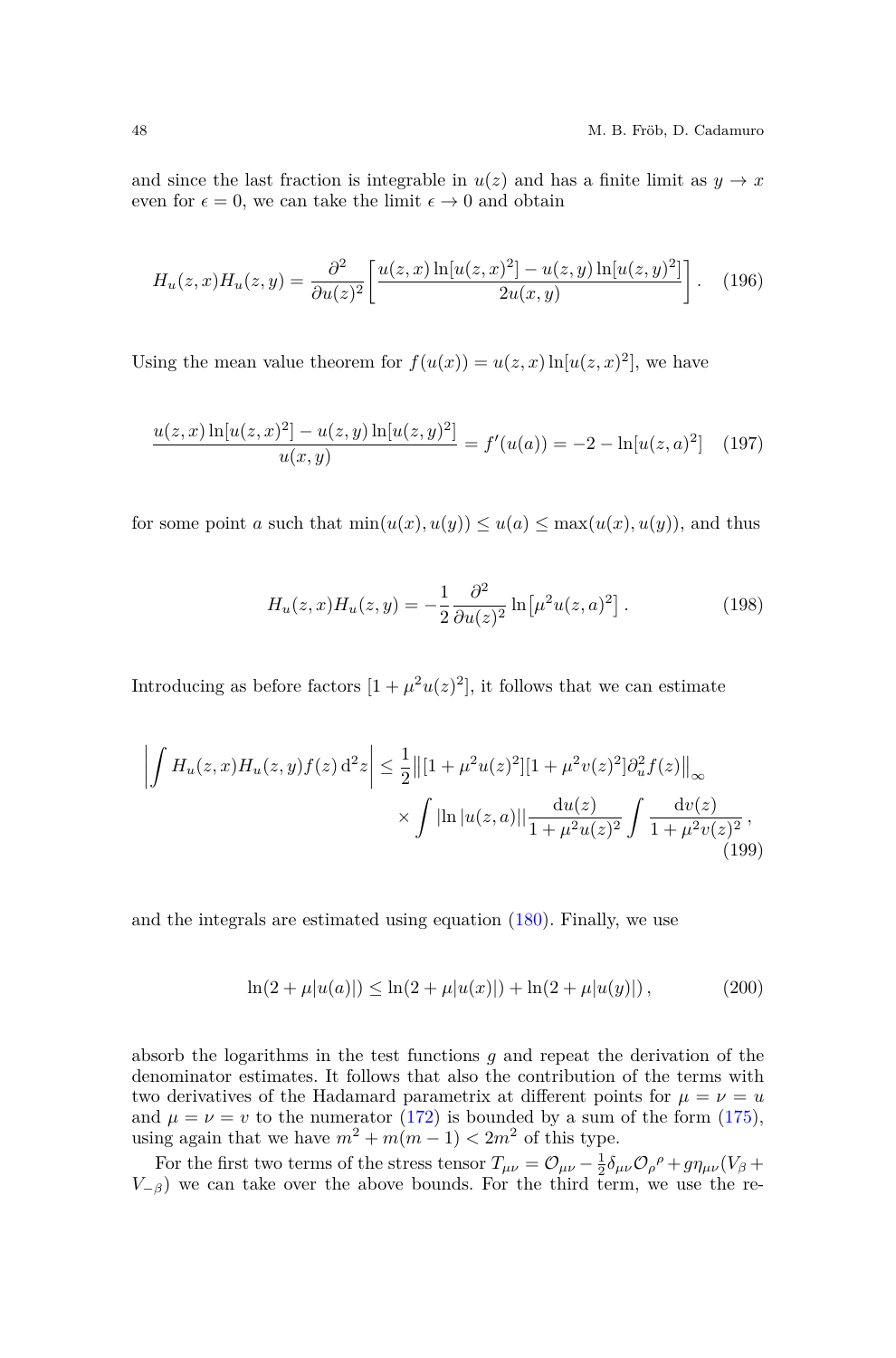and since the last fraction is integrable in $u(z)$ and has a finite limit as $y \to x$ even for $\epsilon = 0$, we can take the limit $\epsilon \to 0$ and obtain

$$H_u(z,x) H_u(z,y) = \frac{\partial^2}{\partial u(z)^2} \left[ \frac{u(z,x) \ln[u(z,x)^2] - u(z,y) \ln[u(z,y)^2]}{2 u(x,y)} \right] . \tag{196}$$

Using the mean value theorem for $f(u(x)) = u(z,x) \ln[u(z,x)^2]$, we have

$$\frac{u(z,x) \ln[u(z,x)^2] - u(z,y) \ln[u(z,y)^2]}{u(x,y)} = f'(u(a)) = -2 - \ln[u(z,a)^2] \tag{197}$$

for some point $a$ such that $\min(u(x), u(y)) \leq u(a) \leq \max(u(x), u(y))$, and thus

$$H_u(z,x) H_u(z,y) = -\frac{1}{2} \frac{\partial^2}{\partial u(z)^2} \ln\left[ \mu^2 u(z,a)^2 \right] . \tag{198}$$

Introducing as before factors $[1 + \mu^2 u(z)^2]$, it follows that we can estimate

$$\left| \int H_u(z,x) H_u(z,y) f(z) \, \mathrm{d}^2 z \right| \leq \frac{1}{2} \left\| [1 + \mu^2 u(z)^2][1 + \mu^2 v(z)^2] \partial_u^2 f(z) \right\|_\infty \\ \times \int \lvert \ln \lvert u(z,a) \rvert \rvert \frac{\mathrm{d}u(z)}{1 + \mu^2 u(z)^2} \int \frac{\mathrm{d}v(z)}{1 + \mu^2 v(z)^2} , \tag{199}$$

and the integrals are estimated using equation (180). Finally, we use

$$\ln(2 + \mu \lvert u(a) \rvert) \leq \ln(2 + \mu \lvert u(x) \rvert) + \ln(2 + \mu \lvert u(y) \rvert) , \tag{200}$$

absorb the logarithms in the test functions $g$ and repeat the derivation of the denominator estimates. It follows that also the contribution of the terms with two derivatives of the Hadamard parametrix at different points for $\mu = \nu = u$ and $\mu = \nu = v$ to the numerator (172) is bounded by a sum of the form (175), using again that we have $m^2 + m(m-1) < 2m^2$ of this type.

For the first two terms of the stress tensor $T_{\mu\nu} = \mathcal{O}_{\mu\nu} - \frac{1}{2} \delta_{\mu\nu} \mathcal{O}_\rho{}^\rho + g \eta_{\mu\nu} (V_\beta + V_{-\beta})$ we can take over the above bounds. For the third term, we use the re-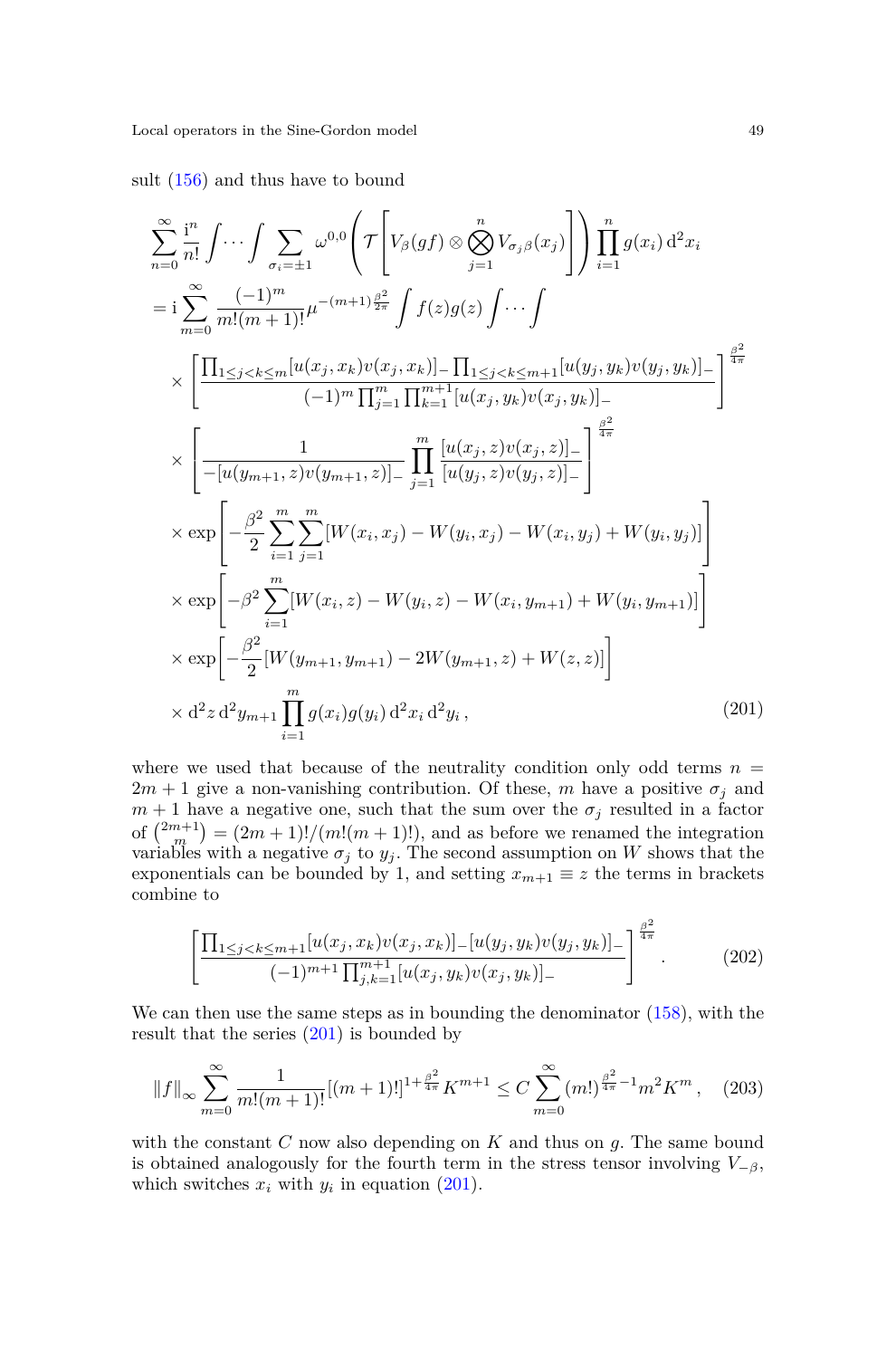sult (156) and thus have to bound

$$
\begin{aligned}
&\sum_{n=0}^{\infty} \frac{\mathrm{i}^n}{n!} \int \cdots \int \sum_{\sigma_i = \pm 1} \omega^{0,0}\left( \mathcal{T}\left[ V_\beta(gf) \otimes \bigotimes_{j=1}^{n} V_{\sigma_j \beta}(x_j) \right] \right) \prod_{i=1}^{n} g(x_i)\, \mathrm{d}^2 x_i \\
&= \mathrm{i} \sum_{m=0}^{\infty} \frac{(-1)^m}{m!(m+1)!} \mu^{-(m+1)\frac{\beta^2}{2\pi}} \int f(z) g(z) \int \cdots \int \\
&\quad \times \left[ \frac{\prod_{1 \le j < k \le m} [u(x_j,x_k) v(x_j,x_k)]_- \prod_{1 \le j < k \le m+1} [u(y_j,y_k) v(y_j,y_k)]_-}{(-1)^m \prod_{j=1}^{m} \prod_{k=1}^{m+1} [u(x_j,y_k) v(x_j,y_k)]_-} \right]^{\frac{\beta^2}{4\pi}} \\
&\quad \times \left[ \frac{1}{-[u(y_{m+1},z) v(y_{m+1},z)]_-} \prod_{j=1}^{m} \frac{[u(x_j,z) v(x_j,z)]_-}{[u(y_j,z) v(y_j,z)]_-} \right]^{\frac{\beta^2}{4\pi}} \\
&\quad \times \exp\left[ -\frac{\beta^2}{2} \sum_{i=1}^{m} \sum_{j=1}^{m} [W(x_i,x_j) - W(y_i,x_j) - W(x_i,y_j) + W(y_i,y_j)] \right] \\
&\quad \times \exp\left[ -\beta^2 \sum_{i=1}^{m} [W(x_i,z) - W(y_i,z) - W(x_i,y_{m+1}) + W(y_i,y_{m+1})] \right] \\
&\quad \times \exp\left[ -\frac{\beta^2}{2} [W(y_{m+1},y_{m+1}) - 2W(y_{m+1},z) + W(z,z)] \right] \\
&\quad \times \mathrm{d}^2 z\, \mathrm{d}^2 y_{m+1} \prod_{i=1}^{m} g(x_i) g(y_i)\, \mathrm{d}^2 x_i\, \mathrm{d}^2 y_i \,,
\end{aligned}
\tag{201}
$$

where we used that because of the neutrality condition only odd terms $n = 2m+1$ give a non-vanishing contribution. Of these, $m$ have a positive $\sigma_j$ and $m+1$ have a negative one, such that the sum over the $\sigma_j$ resulted in a factor of $\binom{2m+1}{m} = (2m+1)!/(m!(m+1)!)$, and as before we renamed the integration variables with a negative $\sigma_j$ to $y_j$. The second assumption on $W$ shows that the exponentials can be bounded by 1, and setting $x_{m+1} \equiv z$ the terms in brackets combine to

$$
\left[ \frac{\prod_{1 \le j < k \le m+1} [u(x_j,x_k) v(x_j,x_k)]_- [u(y_j,y_k) v(y_j,y_k)]_-}{(-1)^{m+1} \prod_{j,k=1}^{m+1} [u(x_j,y_k) v(x_j,y_k)]_-} \right]^{\frac{\beta^2}{4\pi}} .
\tag{202}
$$

We can then use the same steps as in bounding the denominator (158), with the result that the series (201) is bounded by

$$
\|f\|_\infty \sum_{m=0}^{\infty} \frac{1}{m!(m+1)!} [(m+1)!]^{1+\frac{\beta^2}{4\pi}} K^{m+1} \le C \sum_{m=0}^{\infty} (m!)^{\frac{\beta^2}{4\pi}-1} m^2 K^m \,,
\tag{203}
$$

with the constant $C$ now also depending on $K$ and thus on $g$. The same bound is obtained analogously for the fourth term in the stress tensor involving $V_{-\beta}$, which switches $x_i$ with $y_i$ in equation (201).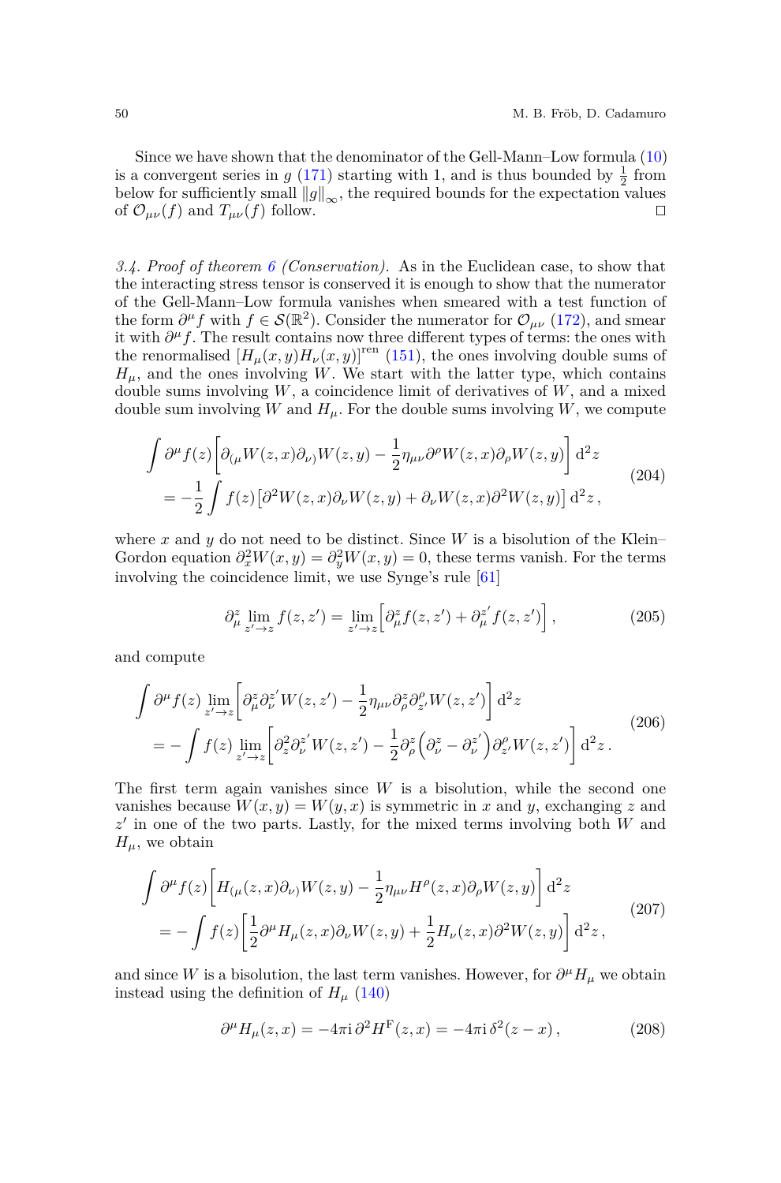Since we have shown that the denominator of the Gell-Mann–Low formula (10) is a convergent series in $g$ (171) starting with 1, and is thus bounded by $\frac{1}{2}$ from below for sufficiently small $\|g\|_\infty$, the required bounds for the expectation values of $\mathcal{O}_{\mu\nu}(f)$ and $T_{\mu\nu}(f)$ follow. □

*3.4. Proof of theorem 6 (Conservation).* As in the Euclidean case, to show that the interacting stress tensor is conserved it is enough to show that the numerator of the Gell-Mann–Low formula vanishes when smeared with a test function of the form $\partial^\mu f$ with $f \in \mathcal{S}(\mathbb{R}^2)$. Consider the numerator for $\mathcal{O}_{\mu\nu}$ (172), and smear it with $\partial^\mu f$. The result contains now three different types of terms: the ones with the renormalised $[H_\mu(x,y)H_\nu(x,y)]^{\text{ren}}$ (151), the ones involving double sums of $H_\mu$, and the ones involving $W$. We start with the latter type, which contains double sums involving $W$, a coincidence limit of derivatives of $W$, and a mixed double sum involving $W$ and $H_\mu$. For the double sums involving $W$, we compute

$$
\begin{aligned}
&\int \partial^\mu f(z) \left[ \partial_{(\mu} W(z,x) \partial_{\nu)} W(z,y) - \frac{1}{2} \eta_{\mu\nu} \partial^\rho W(z,x) \partial_\rho W(z,y) \right] \mathrm{d}^2 z \\
&\quad = -\frac{1}{2} \int f(z) \left[ \partial^2 W(z,x) \partial_\nu W(z,y) + \partial_\nu W(z,x) \partial^2 W(z,y) \right] \mathrm{d}^2 z \,,
\end{aligned}
\tag{204}
$$

where $x$ and $y$ do not need to be distinct. Since $W$ is a bisolution of the Klein–Gordon equation $\partial_x^2 W(x,y) = \partial_y^2 W(x,y) = 0$, these terms vanish. For the terms involving the coincidence limit, we use Synge's rule [61]

$$
\partial_\mu^z \lim_{z' \to z} f(z,z') = \lim_{z' \to z} \left[ \partial_\mu^z f(z,z') + \partial_\mu^{z'} f(z,z') \right] ,
\tag{205}
$$

and compute

$$
\begin{aligned}
&\int \partial^\mu f(z) \lim_{z' \to z} \left[ \partial_\mu^z \partial_\nu^{z'} W(z,z') - \frac{1}{2} \eta_{\mu\nu} \partial_\rho^z \partial_{z'}^\rho W(z,z') \right] \mathrm{d}^2 z \\
&\quad = -\int f(z) \lim_{z' \to z} \left[ \partial_z^2 \partial_\nu^{z'} W(z,z') - \frac{1}{2} \partial_\rho^z \left( \partial_\nu^z - \partial_\nu^{z'} \right) \partial_{z'}^\rho W(z,z') \right] \mathrm{d}^2 z \,.
\end{aligned}
\tag{206}
$$

The first term again vanishes since $W$ is a bisolution, while the second one vanishes because $W(x,y) = W(y,x)$ is symmetric in $x$ and $y$, exchanging $z$ and $z'$ in one of the two parts. Lastly, for the mixed terms involving both $W$ and $H_\mu$, we obtain

$$
\begin{aligned}
&\int \partial^\mu f(z) \left[ H_{(\mu}(z,x) \partial_{\nu)} W(z,y) - \frac{1}{2} \eta_{\mu\nu} H^\rho(z,x) \partial_\rho W(z,y) \right] \mathrm{d}^2 z \\
&\quad = -\int f(z) \left[ \frac{1}{2} \partial^\mu H_\mu(z,x) \partial_\nu W(z,y) + \frac{1}{2} H_\nu(z,x) \partial^2 W(z,y) \right] \mathrm{d}^2 z \,,
\end{aligned}
\tag{207}
$$

and since $W$ is a bisolution, the last term vanishes. However, for $\partial^\mu H_\mu$ we obtain instead using the definition of $H_\mu$ (140)

$$
\partial^\mu H_\mu(z,x) = -4\pi\mathrm{i}\, \partial^2 H^{\mathrm{F}}(z,x) = -4\pi\mathrm{i}\, \delta^2(z-x) \,,
\tag{208}
$$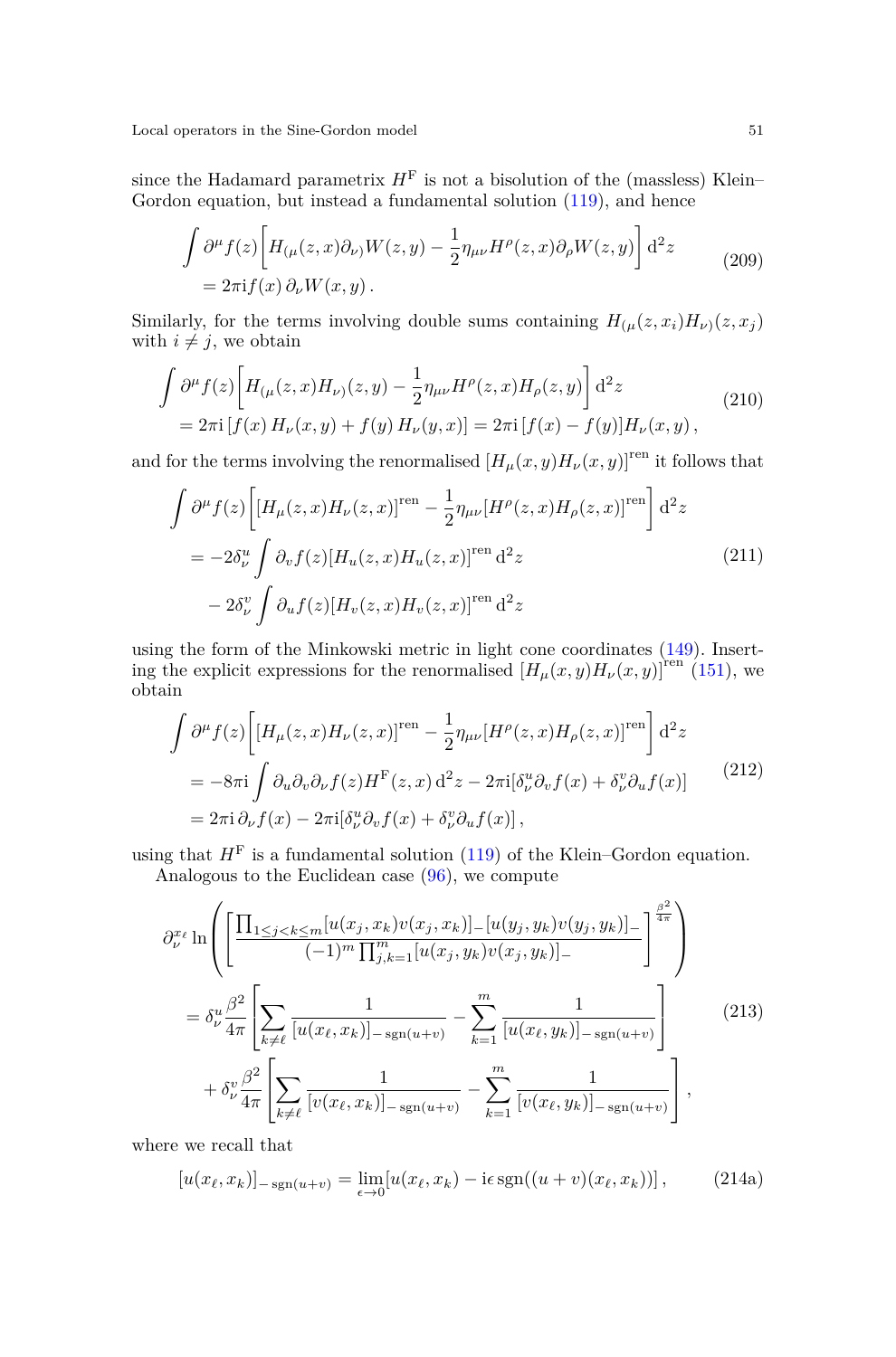since the Hadamard parametrix $H^{\mathrm{F}}$ is not a bisolution of the (massless) Klein–Gordon equation, but instead a fundamental solution (119), and hence

$$
\begin{aligned}
&\int \partial^\mu f(z)\left[H_{(\mu}(z,x)\partial_{\nu)}W(z,y) - \frac{1}{2}\eta_{\mu\nu}H^\rho(z,x)\partial_\rho W(z,y)\right]\mathrm{d}^2 z \\
&\quad = 2\pi\mathrm{i} f(x)\,\partial_\nu W(x,y)\,.
\end{aligned}
\tag{209}
$$

Similarly, for the terms involving double sums containing $H_{(\mu}(z,x_i)H_{\nu)}(z,x_j)$ with $i \neq j$, we obtain

$$
\begin{aligned}
&\int \partial^\mu f(z)\left[H_{(\mu}(z,x)H_{\nu)}(z,y) - \frac{1}{2}\eta_{\mu\nu}H^\rho(z,x)H_\rho(z,y)\right]\mathrm{d}^2 z \\
&\quad = 2\pi\mathrm{i}\left[f(x)\,H_\nu(x,y) + f(y)\,H_\nu(y,x)\right] = 2\pi\mathrm{i}\left[f(x) - f(y)\right]H_\nu(x,y)\,,
\end{aligned}
\tag{210}
$$

and for the terms involving the renormalised $[H_\mu(x,y)H_\nu(x,y)]^{\mathrm{ren}}$ it follows that

$$
\begin{aligned}
&\int \partial^\mu f(z)\left[[H_\mu(z,x)H_\nu(z,x)]^{\mathrm{ren}} - \frac{1}{2}\eta_{\mu\nu}[H^\rho(z,x)H_\rho(z,x)]^{\mathrm{ren}}\right]\mathrm{d}^2 z \\
&\quad = -2\delta^u_\nu \int \partial_v f(z)[H_u(z,x)H_u(z,x)]^{\mathrm{ren}}\,\mathrm{d}^2 z \\
&\qquad - 2\delta^v_\nu \int \partial_u f(z)[H_v(z,x)H_v(z,x)]^{\mathrm{ren}}\,\mathrm{d}^2 z
\end{aligned}
\tag{211}
$$

using the form of the Minkowski metric in light cone coordinates (149). Inserting the explicit expressions for the renormalised $[H_\mu(x,y)H_\nu(x,y)]^{\mathrm{ren}}$ (151), we obtain

$$
\begin{aligned}
&\int \partial^\mu f(z)\left[[H_\mu(z,x)H_\nu(z,x)]^{\mathrm{ren}} - \frac{1}{2}\eta_{\mu\nu}[H^\rho(z,x)H_\rho(z,x)]^{\mathrm{ren}}\right]\mathrm{d}^2 z \\
&\quad = -8\pi\mathrm{i}\int \partial_u\partial_v\partial_\nu f(z) H^{\mathrm{F}}(z,x)\,\mathrm{d}^2 z - 2\pi\mathrm{i}[\delta^u_\nu\partial_v f(x) + \delta^v_\nu\partial_u f(x)] \\
&\quad = 2\pi\mathrm{i}\,\partial_\nu f(x) - 2\pi\mathrm{i}[\delta^u_\nu\partial_v f(x) + \delta^v_\nu\partial_u f(x)]\,,
\end{aligned}
\tag{212}
$$

using that $H^{\mathrm{F}}$ is a fundamental solution (119) of the Klein–Gordon equation.

Analogous to the Euclidean case (96), we compute

$$
\begin{aligned}
&\partial^{x_\ell}_\nu \ln\left(\left[\frac{\prod_{1\leq j<k\leq m}[u(x_j,x_k)v(x_j,x_k)]_-[u(y_j,y_k)v(y_j,y_k)]_-}{(-1)^m\prod_{j,k=1}^m[u(x_j,y_k)v(x_j,y_k)]_-}\right]^{\frac{\beta^2}{4\pi}}\right) \\
&\quad = \delta^u_\nu\frac{\beta^2}{4\pi}\left[\sum_{k\neq\ell}\frac{1}{[u(x_\ell,x_k)]_{-\operatorname{sgn}(u+v)}} - \sum_{k=1}^m\frac{1}{[u(x_\ell,y_k)]_{-\operatorname{sgn}(u+v)}}\right] \\
&\qquad + \delta^v_\nu\frac{\beta^2}{4\pi}\left[\sum_{k\neq\ell}\frac{1}{[v(x_\ell,x_k)]_{-\operatorname{sgn}(u+v)}} - \sum_{k=1}^m\frac{1}{[v(x_\ell,y_k)]_{-\operatorname{sgn}(u+v)}}\right],
\end{aligned}
\tag{213}
$$

where we recall that

$$
[u(x_\ell,x_k)]_{-\operatorname{sgn}(u+v)} = \lim_{\epsilon\to 0}[u(x_\ell,x_k) - \mathrm{i}\epsilon\operatorname{sgn}((u+v)(x_\ell,x_k))]\,,
\tag{214a}
$$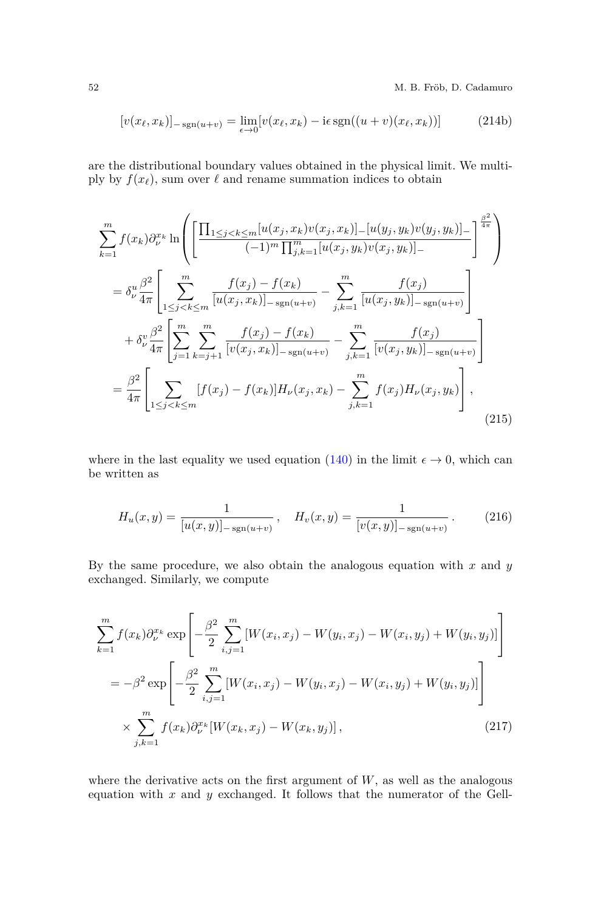$$[v(x_\ell, x_k)]_{-\operatorname{sgn}(u+v)} = \lim_{\epsilon \to 0} [v(x_\ell, x_k) - \mathrm{i}\epsilon \operatorname{sgn}((u+v)(x_\ell, x_k))] \tag{214b}$$

are the distributional boundary values obtained in the physical limit. We multiply by $f(x_\ell)$, sum over $\ell$ and rename summation indices to obtain

$$\begin{aligned}
&\sum_{k=1}^{m} f(x_k) \partial_\nu^{x_k} \ln \left( \left[ \frac{\prod_{1 \leq j < k \leq m} [u(x_j, x_k) v(x_j, x_k)]_- [u(y_j, y_k) v(y_j, y_k)]_-}{(-1)^m \prod_{j,k=1}^{m} [u(x_j, y_k) v(x_j, y_k)]_-} \right]^{\frac{\beta^2}{4\pi}} \right) \\
&\quad = \delta_\nu^u \frac{\beta^2}{4\pi} \left[ \sum_{1 \leq j < k \leq m} \frac{f(x_j) - f(x_k)}{[u(x_j, x_k)]_{-\operatorname{sgn}(u+v)}} - \sum_{j,k=1}^{m} \frac{f(x_j)}{[u(x_j, y_k)]_{-\operatorname{sgn}(u+v)}} \right] \\
&\qquad + \delta_\nu^v \frac{\beta^2}{4\pi} \left[ \sum_{j=1}^{m} \sum_{k=j+1}^{m} \frac{f(x_j) - f(x_k)}{[v(x_j, x_k)]_{-\operatorname{sgn}(u+v)}} - \sum_{j,k=1}^{m} \frac{f(x_j)}{[v(x_j, y_k)]_{-\operatorname{sgn}(u+v)}} \right] \\
&\quad = \frac{\beta^2}{4\pi} \left[ \sum_{1 \leq j < k \leq m} [f(x_j) - f(x_k)] H_\nu(x_j, x_k) - \sum_{j,k=1}^{m} f(x_j) H_\nu(x_j, y_k) \right],
\end{aligned} \tag{215}$$

where in the last equality we used equation (140) in the limit $\epsilon \to 0$, which can be written as

$$H_u(x, y) = \frac{1}{[u(x, y)]_{-\operatorname{sgn}(u+v)}}, \quad H_v(x, y) = \frac{1}{[v(x, y)]_{-\operatorname{sgn}(u+v)}}. \tag{216}$$

By the same procedure, we also obtain the analogous equation with $x$ and $y$ exchanged. Similarly, we compute

$$\begin{aligned}
&\sum_{k=1}^{m} f(x_k) \partial_\nu^{x_k} \exp \left[ -\frac{\beta^2}{2} \sum_{i,j=1}^{m} [W(x_i, x_j) - W(y_i, x_j) - W(x_i, y_j) + W(y_i, y_j)] \right] \\
&\quad = -\beta^2 \exp \left[ -\frac{\beta^2}{2} \sum_{i,j=1}^{m} [W(x_i, x_j) - W(y_i, x_j) - W(x_i, y_j) + W(y_i, y_j)] \right] \\
&\qquad \times \sum_{j,k=1}^{m} f(x_k) \partial_\nu^{x_k} [W(x_k, x_j) - W(x_k, y_j)],
\end{aligned} \tag{217}$$

where the derivative acts on the first argument of $W$, as well as the analogous equation with $x$ and $y$ exchanged. It follows that the numerator of the Gell-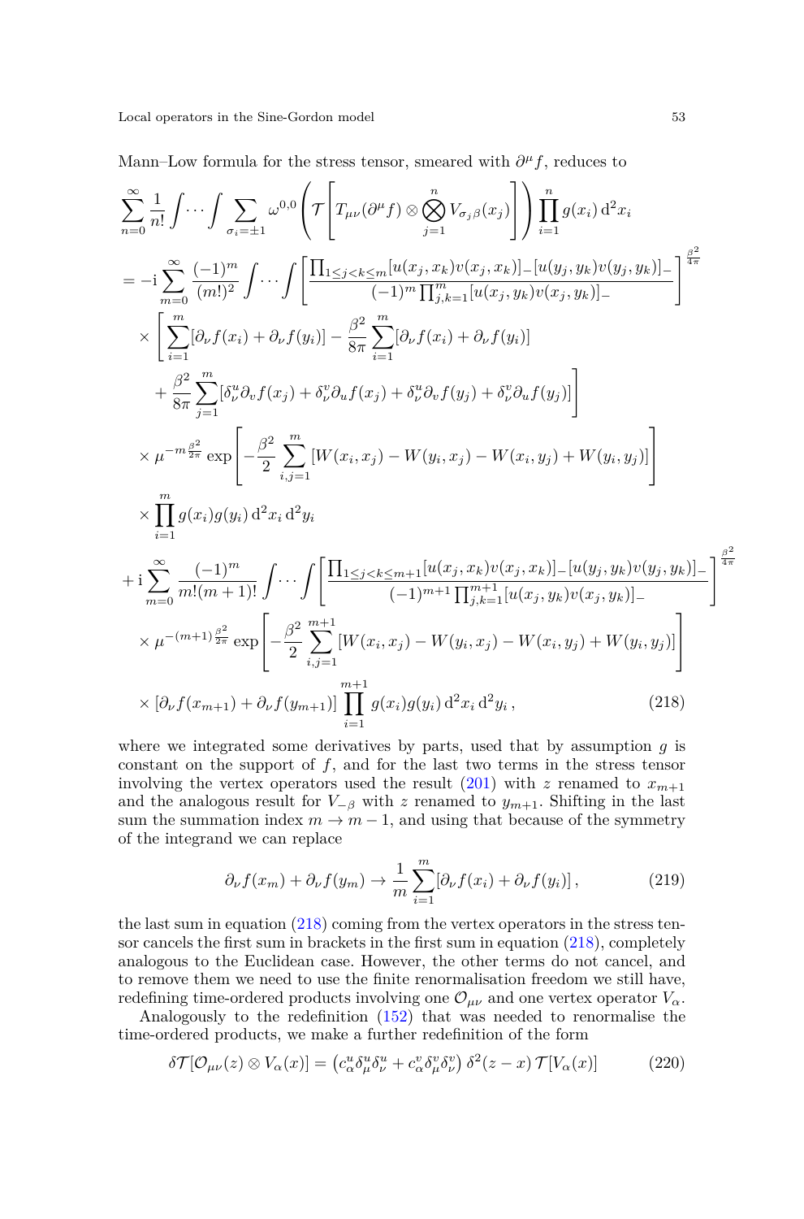Mann–Low formula for the stress tensor, smeared with $\partial^\mu f$, reduces to

$$
\begin{aligned}
&\sum_{n=0}^{\infty} \frac{1}{n!} \int \cdots \int \sum_{\sigma_i = \pm 1} \omega^{0,0} \left( \mathcal{T}\left[ T_{\mu\nu}(\partial^\mu f) \otimes \bigotimes_{j=1}^{n} V_{\sigma_j \beta}(x_j) \right] \right) \prod_{i=1}^{n} g(x_i) \, \mathrm{d}^2 x_i \\
&= -\mathrm{i} \sum_{m=0}^{\infty} \frac{(-1)^m}{(m!)^2} \int \cdots \int \left[ \frac{\prod_{1 \leq j < k \leq m} [u(x_j, x_k) v(x_j, x_k)]_- [u(y_j, y_k) v(y_j, y_k)]_-}{(-1)^m \prod_{j,k=1}^{m} [u(x_j, y_k) v(x_j, y_k)]_-} \right]^{\frac{\beta^2}{4\pi}} \\
&\quad \times \left[ \sum_{i=1}^{m} [\partial_\nu f(x_i) + \partial_\nu f(y_i)] - \frac{\beta^2}{8\pi} \sum_{i=1}^{m} [\partial_\nu f(x_i) + \partial_\nu f(y_i)] \right. \\
&\quad \left. + \frac{\beta^2}{8\pi} \sum_{j=1}^{m} [\delta^u_\nu \partial_v f(x_j) + \delta^v_\nu \partial_u f(x_j) + \delta^u_\nu \partial_v f(y_j) + \delta^v_\nu \partial_u f(y_j)] \right] \\
&\quad \times \mu^{-m \frac{\beta^2}{2\pi}} \exp\left[ -\frac{\beta^2}{2} \sum_{i,j=1}^{m} [W(x_i, x_j) - W(y_i, x_j) - W(x_i, y_j) + W(y_i, y_j)] \right] \\
&\quad \times \prod_{i=1}^{m} g(x_i) g(y_i) \, \mathrm{d}^2 x_i \, \mathrm{d}^2 y_i \\
&+ \mathrm{i} \sum_{m=0}^{\infty} \frac{(-1)^m}{m!(m+1)!} \int \cdots \int \left[ \frac{\prod_{1 \leq j < k \leq m+1} [u(x_j, x_k) v(x_j, x_k)]_- [u(y_j, y_k) v(y_j, y_k)]_-}{(-1)^{m+1} \prod_{j,k=1}^{m+1} [u(x_j, y_k) v(x_j, y_k)]_-} \right]^{\frac{\beta^2}{4\pi}} \\
&\quad \times \mu^{-(m+1) \frac{\beta^2}{2\pi}} \exp\left[ -\frac{\beta^2}{2} \sum_{i,j=1}^{m+1} [W(x_i, x_j) - W(y_i, x_j) - W(x_i, y_j) + W(y_i, y_j)] \right] \\
&\quad \times [\partial_\nu f(x_{m+1}) + \partial_\nu f(y_{m+1})] \prod_{i=1}^{m+1} g(x_i) g(y_i) \, \mathrm{d}^2 x_i \, \mathrm{d}^2 y_i \,,
\end{aligned} \tag{218}
$$

where we integrated some derivatives by parts, used that by assumption $g$ is constant on the support of $f$, and for the last two terms in the stress tensor involving the vertex operators used the result (201) with $z$ renamed to $x_{m+1}$ and the analogous result for $V_{-\beta}$ with $z$ renamed to $y_{m+1}$. Shifting in the last sum the summation index $m \to m-1$, and using that because of the symmetry of the integrand we can replace

$$
\partial_\nu f(x_m) + \partial_\nu f(y_m) \to \frac{1}{m} \sum_{i=1}^{m} [\partial_\nu f(x_i) + \partial_\nu f(y_i)] \,, \tag{219}
$$

the last sum in equation (218) coming from the vertex operators in the stress tensor cancels the first sum in brackets in the first sum in equation (218), completely analogous to the Euclidean case. However, the other terms do not cancel, and to remove them we need to use the finite renormalisation freedom we still have, redefining time-ordered products involving one $\mathcal{O}_{\mu\nu}$ and one vertex operator $V_\alpha$.

Analogously to the redefinition (152) that was needed to renormalise the time-ordered products, we make a further redefinition of the form

$$
\delta \mathcal{T}[\mathcal{O}_{\mu\nu}(z) \otimes V_\alpha(x)] = \left( c^u_\alpha \delta^u_\mu \delta^u_\nu + c^v_\alpha \delta^v_\mu \delta^v_\nu \right) \delta^2(z - x) \, \mathcal{T}[V_\alpha(x)] \tag{220}
$$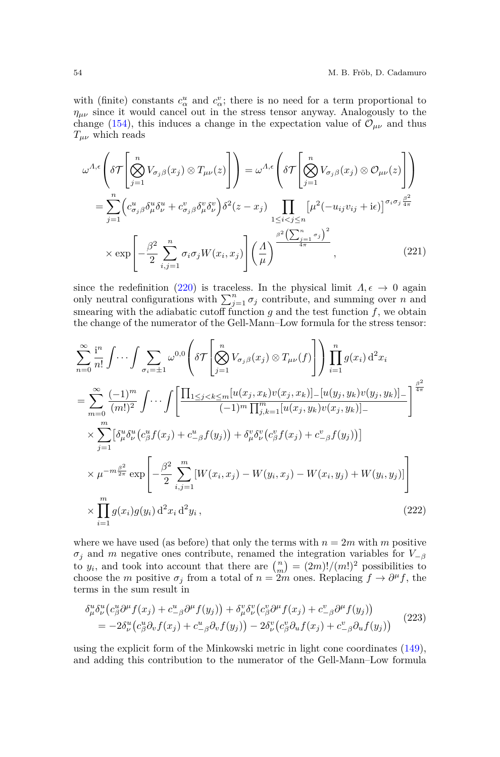with (finite) constants $c^u_\alpha$ and $c^v_\alpha$; there is no need for a term proportional to $\eta_{\mu\nu}$ since it would cancel out in the stress tensor anyway. Analogously to the change (154), this induces a change in the expectation value of $\mathcal{O}_{\mu\nu}$ and thus $T_{\mu\nu}$ which reads

$$
\begin{aligned}
&\omega^{\Lambda,\epsilon}\left(\delta\mathcal{T}\left[\bigotimes_{j=1}^{n} V_{\sigma_j\beta}(x_j)\otimes T_{\mu\nu}(z)\right]\right) = \omega^{\Lambda,\epsilon}\left(\delta\mathcal{T}\left[\bigotimes_{j=1}^{n} V_{\sigma_j\beta}(x_j)\otimes \mathcal{O}_{\mu\nu}(z)\right]\right) \\
&= \sum_{j=1}^{n}\left(c^u_{\sigma_j\beta}\delta^u_\mu\delta^u_\nu + c^v_{\sigma_j\beta}\delta^v_\mu\delta^v_\nu\right)\delta^2(z-x_j)\prod_{1\leq i<j\leq n}\left[\mu^2(-u_{ij}v_{ij}+\mathrm{i}\epsilon)\right]^{\sigma_i\sigma_j\frac{\beta^2}{4\pi}} \\
&\quad\times\exp\left[-\frac{\beta^2}{2}\sum_{i,j=1}^{n}\sigma_i\sigma_j W(x_i,x_j)\right]\left(\frac{\Lambda}{\mu}\right)^{\frac{\beta^2\left(\sum_{j=1}^{n}\sigma_j\right)^2}{4\pi}},
\end{aligned}
\tag{221}
$$

since the redefinition (220) is traceless. In the physical limit $\Lambda,\epsilon\to 0$ again only neutral configurations with $\sum_{j=1}^{n}\sigma_j$ contribute, and summing over $n$ and smearing with the adiabatic cutoff function $g$ and the test function $f$, we obtain the change of the numerator of the Gell-Mann–Low formula for the stress tensor:

$$
\begin{aligned}
&\sum_{n=0}^{\infty}\frac{\mathrm{i}^n}{n!}\int\cdots\int\sum_{\sigma_i=\pm1}\omega^{0,0}\left(\delta\mathcal{T}\left[\bigotimes_{j=1}^{n} V_{\sigma_j\beta}(x_j)\otimes T_{\mu\nu}(f)\right]\right)\prod_{i=1}^{n} g(x_i)\,\mathrm{d}^2x_i \\
&= \sum_{m=0}^{\infty}\frac{(-1)^m}{(m!)^2}\int\cdots\int\left[\frac{\prod_{1\leq j<k\leq m}[u(x_j,x_k)v(x_j,x_k)]_-[u(y_j,y_k)v(y_j,y_k)]_-}{(-1)^m\prod_{j,k=1}^{m}[u(x_j,y_k)v(x_j,y_k)]_-}\right]^{\frac{\beta^2}{4\pi}} \\
&\quad\times\sum_{j=1}^{m}\left[\delta^u_\mu\delta^u_\nu\left(c^u_\beta f(x_j)+c^u_{-\beta}f(y_j)\right)+\delta^v_\mu\delta^v_\nu\left(c^v_\beta f(x_j)+c^v_{-\beta}f(y_j)\right)\right] \\
&\quad\times\mu^{-m\frac{\beta^2}{2\pi}}\exp\left[-\frac{\beta^2}{2}\sum_{i,j=1}^{m}\left[W(x_i,x_j)-W(y_i,x_j)-W(x_i,y_j)+W(y_i,y_j)\right]\right] \\
&\quad\times\prod_{i=1}^{m} g(x_i)g(y_i)\,\mathrm{d}^2x_i\,\mathrm{d}^2y_i\,,
\end{aligned}
\tag{222}
$$

where we have used (as before) that only the terms with $n=2m$ with $m$ positive $\sigma_j$ and $m$ negative ones contribute, renamed the integration variables for $V_{-\beta}$ to $y_i$, and took into account that there are $\binom{n}{m}=(2m)!/(m!)^2$ possibilities to choose the $m$ positive $\sigma_j$ from a total of $n=2m$ ones. Replacing $f\to\partial^\mu f$, the terms in the sum result in

$$
\begin{aligned}
&\delta^u_\mu\delta^u_\nu\left(c^u_\beta\partial^\mu f(x_j)+c^u_{-\beta}\partial^\mu f(y_j)\right)+\delta^v_\mu\delta^v_\nu\left(c^v_\beta\partial^\mu f(x_j)+c^v_{-\beta}\partial^\mu f(y_j)\right) \\
&= -2\delta^u_\nu\left(c^u_\beta\partial_v f(x_j)+c^u_{-\beta}\partial_v f(y_j)\right)-2\delta^v_\nu\left(c^v_\beta\partial_u f(x_j)+c^v_{-\beta}\partial_u f(y_j)\right)
\end{aligned}
\tag{223}
$$

using the explicit form of the Minkowski metric in light cone coordinates (149), and adding this contribution to the numerator of the Gell-Mann–Low formula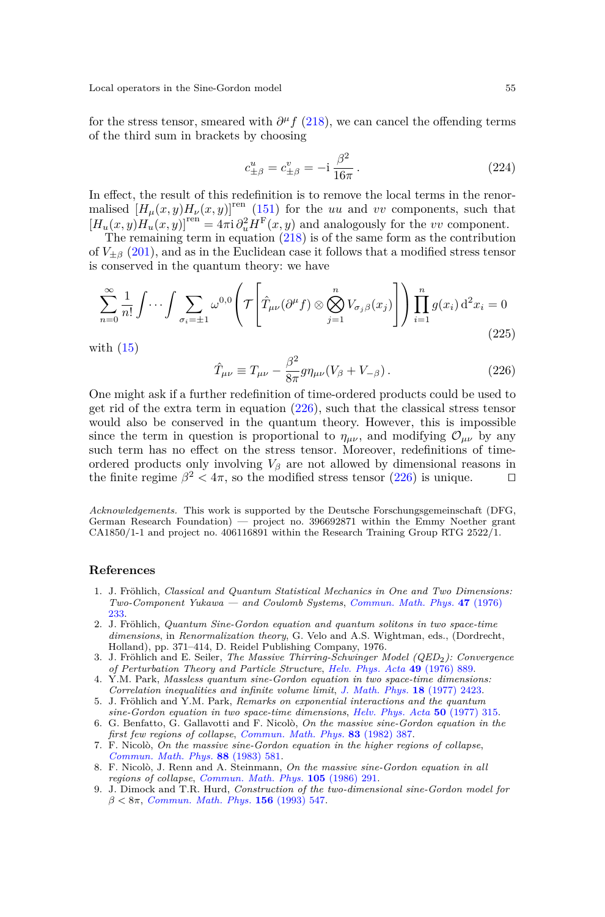for the stress tensor, smeared with $\partial^\mu f$ (218), we can cancel the offending terms of the third sum in brackets by choosing

$$c^u_{\pm\beta} = c^v_{\pm\beta} = -\mathrm{i}\,\frac{\beta^2}{16\pi}\,. \tag{224}$$

In effect, the result of this redefinition is to remove the local terms in the renormalised $[H_\mu(x,y)H_\nu(x,y)]^{\mathrm{ren}}$ (151) for the $uu$ and $vv$ components, such that $[H_u(x,y)H_u(x,y)]^{\mathrm{ren}} = 4\pi\mathrm{i}\,\partial_u^2 H^{\mathrm{F}}(x,y)$ and analogously for the $vv$ component.

The remaining term in equation (218) is of the same form as the contribution of $V_{\pm\beta}$ (201), and as in the Euclidean case it follows that a modified stress tensor is conserved in the quantum theory: we have

$$\sum_{n=0}^{\infty} \frac{1}{n!} \int \cdots \int \sum_{\sigma_i=\pm 1} \omega^{0,0}\left( \mathcal{T}\left[ \hat{T}_{\mu\nu}(\partial^\mu f) \otimes \bigotimes_{j=1}^{n} V_{\sigma_j \beta}(x_j) \right] \right) \prod_{i=1}^{n} g(x_i)\,\mathrm{d}^2 x_i = 0 \tag{225}$$

with (15)

$$\hat{T}_{\mu\nu} \equiv T_{\mu\nu} - \frac{\beta^2}{8\pi} g \eta_{\mu\nu} (V_\beta + V_{-\beta})\,. \tag{226}$$

One might ask if a further redefinition of time-ordered products could be used to get rid of the extra term in equation (226), such that the classical stress tensor would also be conserved in the quantum theory. However, this is impossible since the term in question is proportional to $\eta_{\mu\nu}$, and modifying $\mathcal{O}_{\mu\nu}$ by any such term has no effect on the stress tensor. Moreover, redefinitions of time-ordered products only involving $V_\beta$ are not allowed by dimensional reasons in the finite regime $\beta^2 < 4\pi$, so the modified stress tensor (226) is unique. $\square$

*Acknowledgements.* This work is supported by the Deutsche Forschungsgemeinschaft (DFG, German Research Foundation) — project no. 396692871 within the Emmy Noether grant CA1850/1-1 and project no. 406116891 within the Research Training Group RTG 2522/1.

## References

1. J. Fröhlich, *Classical and Quantum Statistical Mechanics in One and Two Dimensions: Two-Component Yukawa — and Coulomb Systems*, Commun. Math. Phys. **47** (1976) 233.
2. J. Fröhlich, *Quantum Sine-Gordon equation and quantum solitons in two space-time dimensions*, in *Renormalization theory*, G. Velo and A.S. Wightman, eds., (Dordrecht, Holland), pp. 371–414, D. Reidel Publishing Company, 1976.
3. J. Fröhlich and E. Seiler, *The Massive Thirring-Schwinger Model (QED$_2$): Convergence of Perturbation Theory and Particle Structure*, Helv. Phys. Acta **49** (1976) 889.
4. Y.M. Park, *Massless quantum sine-Gordon equation in two space-time dimensions: Correlation inequalities and infinite volume limit*, J. Math. Phys. **18** (1977) 2423.
5. J. Fröhlich and Y.M. Park, *Remarks on exponential interactions and the quantum sine-Gordon equation in two space-time dimensions*, Helv. Phys. Acta **50** (1977) 315.
6. G. Benfatto, G. Gallavotti and F. Nicolò, *On the massive sine-Gordon equation in the first few regions of collapse*, Commun. Math. Phys. **83** (1982) 387.
7. F. Nicolò, *On the massive sine-Gordon equation in the higher regions of collapse*, Commun. Math. Phys. **88** (1983) 581.
8. F. Nicolò, J. Renn and A. Steinmann, *On the massive sine-Gordon equation in all regions of collapse*, Commun. Math. Phys. **105** (1986) 291.
9. J. Dimock and T.R. Hurd, *Construction of the two-dimensional sine-Gordon model for $\beta < 8\pi$*, Commun. Math. Phys. **156** (1993) 547.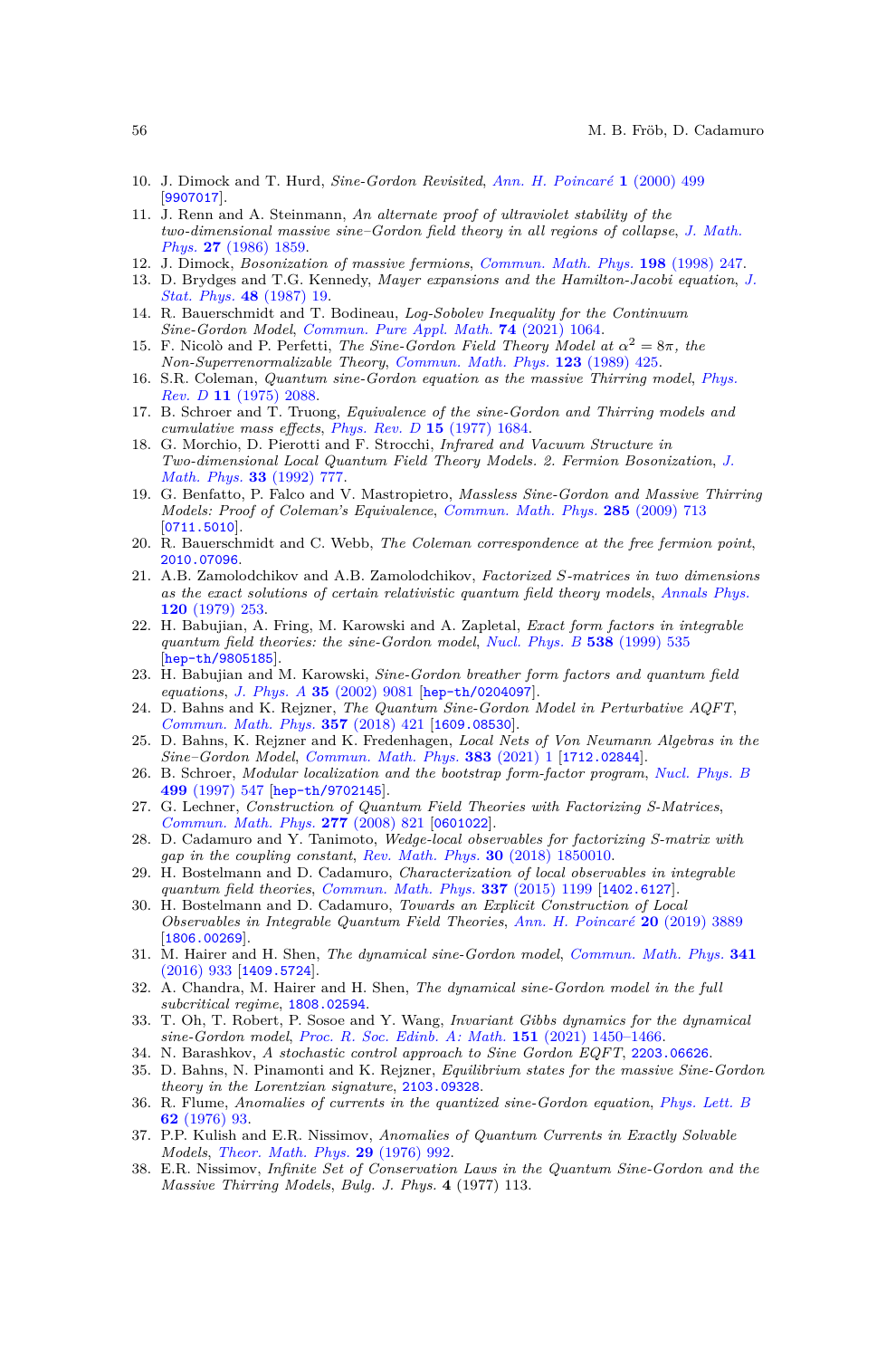10. J. Dimock and T. Hurd, *Sine-Gordon Revisited*, *Ann. H. Poincaré* **1** (2000) 499 [9907017].
11. J. Renn and A. Steinmann, *An alternate proof of ultraviolet stability of the two-dimensional massive sine–Gordon field theory in all regions of collapse*, *J. Math. Phys.* **27** (1986) 1859.
12. J. Dimock, *Bosonization of massive fermions*, *Commun. Math. Phys.* **198** (1998) 247.
13. D. Brydges and T.G. Kennedy, *Mayer expansions and the Hamilton-Jacobi equation*, *J. Stat. Phys.* **48** (1987) 19.
14. R. Bauerschmidt and T. Bodineau, *Log-Sobolev Inequality for the Continuum Sine-Gordon Model*, *Commun. Pure Appl. Math.* **74** (2021) 1064.
15. F. Nicolò and P. Perfetti, *The Sine-Gordon Field Theory Model at $\alpha^2 = 8\pi$, the Non-Superrenormalizable Theory*, *Commun. Math. Phys.* **123** (1989) 425.
16. S.R. Coleman, *Quantum sine-Gordon equation as the massive Thirring model*, *Phys. Rev. D* **11** (1975) 2088.
17. B. Schroer and T. Truong, *Equivalence of the sine-Gordon and Thirring models and cumulative mass effects*, *Phys. Rev. D* **15** (1977) 1684.
18. G. Morchio, D. Pierotti and F. Strocchi, *Infrared and Vacuum Structure in Two-dimensional Local Quantum Field Theory Models. 2. Fermion Bosonization*, *J. Math. Phys.* **33** (1992) 777.
19. G. Benfatto, P. Falco and V. Mastropietro, *Massless Sine-Gordon and Massive Thirring Models: Proof of Coleman's Equivalence*, *Commun. Math. Phys.* **285** (2009) 713 [0711.5010].
20. R. Bauerschmidt and C. Webb, *The Coleman correspondence at the free fermion point*, 2010.07096.
21. A.B. Zamolodchikov and A.B. Zamolodchikov, *Factorized S-matrices in two dimensions as the exact solutions of certain relativistic quantum field theory models*, *Annals Phys.* **120** (1979) 253.
22. H. Babujian, A. Fring, M. Karowski and A. Zapletal, *Exact form factors in integrable quantum field theories: the sine-Gordon model*, *Nucl. Phys. B* **538** (1999) 535 [hep-th/9805185].
23. H. Babujian and M. Karowski, *Sine-Gordon breather form factors and quantum field equations*, *J. Phys. A* **35** (2002) 9081 [hep-th/0204097].
24. D. Bahns and K. Rejzner, *The Quantum Sine-Gordon Model in Perturbative AQFT*, *Commun. Math. Phys.* **357** (2018) 421 [1609.08530].
25. D. Bahns, K. Rejzner and K. Fredenhagen, *Local Nets of Von Neumann Algebras in the Sine–Gordon Model*, *Commun. Math. Phys.* **383** (2021) 1 [1712.02844].
26. B. Schroer, *Modular localization and the bootstrap form-factor program*, *Nucl. Phys. B* **499** (1997) 547 [hep-th/9702145].
27. G. Lechner, *Construction of Quantum Field Theories with Factorizing S-Matrices*, *Commun. Math. Phys.* **277** (2008) 821 [0601022].
28. D. Cadamuro and Y. Tanimoto, *Wedge-local observables for factorizing S-matrix with gap in the coupling constant*, *Rev. Math. Phys.* **30** (2018) 1850010.
29. H. Bostelmann and D. Cadamuro, *Characterization of local observables in integrable quantum field theories*, *Commun. Math. Phys.* **337** (2015) 1199 [1402.6127].
30. H. Bostelmann and D. Cadamuro, *Towards an Explicit Construction of Local Observables in Integrable Quantum Field Theories*, *Ann. H. Poincaré* **20** (2019) 3889 [1806.00269].
31. M. Hairer and H. Shen, *The dynamical sine-Gordon model*, *Commun. Math. Phys.* **341** (2016) 933 [1409.5724].
32. A. Chandra, M. Hairer and H. Shen, *The dynamical sine-Gordon model in the full subcritical regime*, 1808.02594.
33. T. Oh, T. Robert, P. Sosoe and Y. Wang, *Invariant Gibbs dynamics for the dynamical sine-Gordon model*, *Proc. R. Soc. Edinb. A: Math.* **151** (2021) 1450–1466.
34. N. Barashkov, *A stochastic control approach to Sine Gordon EQFT*, 2203.06626.
35. D. Bahns, N. Pinamonti and K. Rejzner, *Equilibrium states for the massive Sine-Gordon theory in the Lorentzian signature*, 2103.09328.
36. R. Flume, *Anomalies of currents in the quantized sine-Gordon equation*, *Phys. Lett. B* **62** (1976) 93.
37. P.P. Kulish and E.R. Nissimov, *Anomalies of Quantum Currents in Exactly Solvable Models*, *Theor. Math. Phys.* **29** (1976) 992.
38. E.R. Nissimov, *Infinite Set of Conservation Laws in the Quantum Sine-Gordon and the Massive Thirring Models*, *Bulg. J. Phys.* **4** (1977) 113.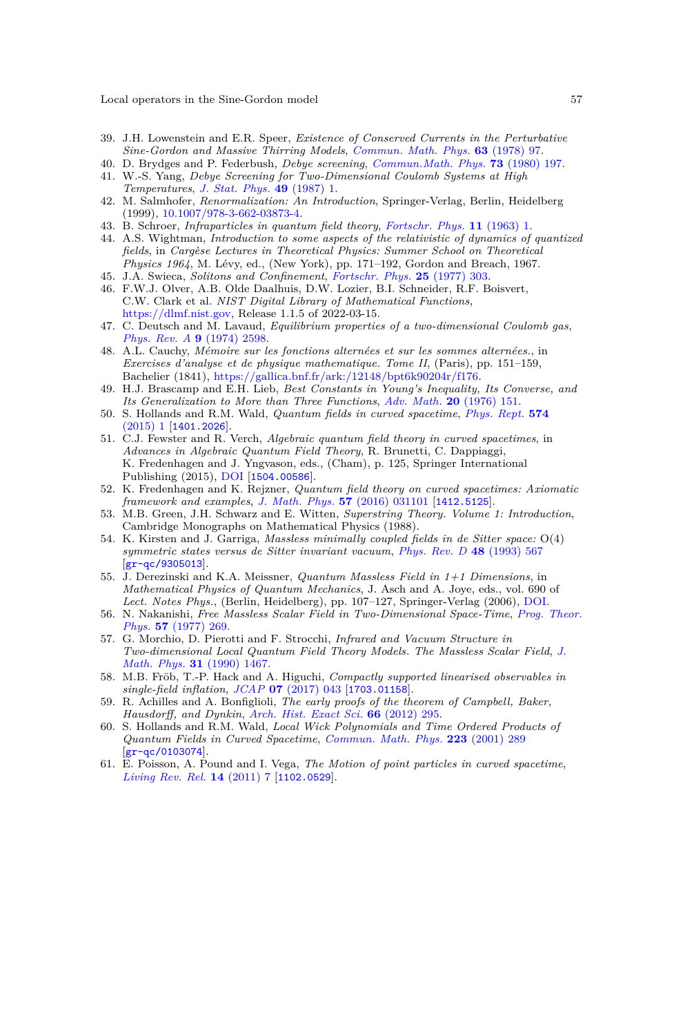39. J.H. Lowenstein and E.R. Speer, *Existence of Conserved Currents in the Perturbative Sine-Gordon and Massive Thirring Models*, *Commun. Math. Phys.* **63** (1978) 97.
40. D. Brydges and P. Federbush, *Debye screening*, *Commun.Math. Phys.* **73** (1980) 197.
41. W.-S. Yang, *Debye Screening for Two-Dimensional Coulomb Systems at High Temperatures*, *J. Stat. Phys.* **49** (1987) 1.
42. M. Salmhofer, *Renormalization: An Introduction*, Springer-Verlag, Berlin, Heidelberg (1999), 10.1007/978-3-662-03873-4.
43. B. Schroer, *Infraparticles in quantum field theory*, *Fortschr. Phys.* **11** (1963) 1.
44. A.S. Wightman, *Introduction to some aspects of the relativistic of dynamics of quantized fields*, in *Cargèse Lectures in Theoretical Physics: Summer School on Theoretical Physics 1964*, M. Lévy, ed., (New York), pp. 171–192, Gordon and Breach, 1967.
45. J.A. Swieca, *Solitons and Confinement*, *Fortschr. Phys.* **25** (1977) 303.
46. F.W.J. Olver, A.B. Olde Daalhuis, D.W. Lozier, B.I. Schneider, R.F. Boisvert, C.W. Clark et al. *NIST Digital Library of Mathematical Functions*, https://dlmf.nist.gov, Release 1.1.5 of 2022-03-15.
47. C. Deutsch and M. Lavaud, *Equilibrium properties of a two-dimensional Coulomb gas*, *Phys. Rev. A* **9** (1974) 2598.
48. A.L. Cauchy, *Mémoire sur les fonctions alternées et sur les sommes alternées.*, in *Exercises d'analyse et de physique mathematique. Tome II*, (Paris), pp. 151–159, Bachelier (1841), https://gallica.bnf.fr/ark:/12148/bpt6k90204r/f176.
49. H.J. Brascamp and E.H. Lieb, *Best Constants in Young's Inequality, Its Converse, and Its Generalization to More than Three Functions*, *Adv. Math.* **20** (1976) 151.
50. S. Hollands and R.M. Wald, *Quantum fields in curved spacetime*, *Phys. Rept.* **574** (2015) 1 [1401.2026].
51. C.J. Fewster and R. Verch, *Algebraic quantum field theory in curved spacetimes*, in *Advances in Algebraic Quantum Field Theory*, R. Brunetti, C. Dappiaggi, K. Fredenhagen and J. Yngvason, eds., (Cham), p. 125, Springer International Publishing (2015), DOI [1504.00586].
52. K. Fredenhagen and K. Rejzner, *Quantum field theory on curved spacetimes: Axiomatic framework and examples*, *J. Math. Phys.* **57** (2016) 031101 [1412.5125].
53. M.B. Green, J.H. Schwarz and E. Witten, *Superstring Theory. Volume 1: Introduction*, Cambridge Monographs on Mathematical Physics (1988).
54. K. Kirsten and J. Garriga, *Massless minimally coupled fields in de Sitter space:* O(4) *symmetric states versus de Sitter invariant vacuum*, *Phys. Rev. D* **48** (1993) 567 [gr-qc/9305013].
55. J. Derezinski and K.A. Meissner, *Quantum Massless Field in 1+1 Dimensions*, in *Mathematical Physics of Quantum Mechanics*, J. Asch and A. Joye, eds., vol. 690 of *Lect. Notes Phys.*, (Berlin, Heidelberg), pp. 107–127, Springer-Verlag (2006), DOI.
56. N. Nakanishi, *Free Massless Scalar Field in Two-Dimensional Space-Time*, *Prog. Theor. Phys.* **57** (1977) 269.
57. G. Morchio, D. Pierotti and F. Strocchi, *Infrared and Vacuum Structure in Two-dimensional Local Quantum Field Theory Models. The Massless Scalar Field*, *J. Math. Phys.* **31** (1990) 1467.
58. M.B. Fröb, T.-P. Hack and A. Higuchi, *Compactly supported linearised observables in single-field inflation*, *JCAP* **07** (2017) 043 [1703.01158].
59. R. Achilles and A. Bonfiglioli, *The early proofs of the theorem of Campbell, Baker, Hausdorff, and Dynkin*, *Arch. Hist. Exact Sci.* **66** (2012) 295.
60. S. Hollands and R.M. Wald, *Local Wick Polynomials and Time Ordered Products of Quantum Fields in Curved Spacetime*, *Commun. Math. Phys.* **223** (2001) 289 [gr-qc/0103074].
61. E. Poisson, A. Pound and I. Vega, *The Motion of point particles in curved spacetime*, *Living Rev. Rel.* **14** (2011) 7 [1102.0529].